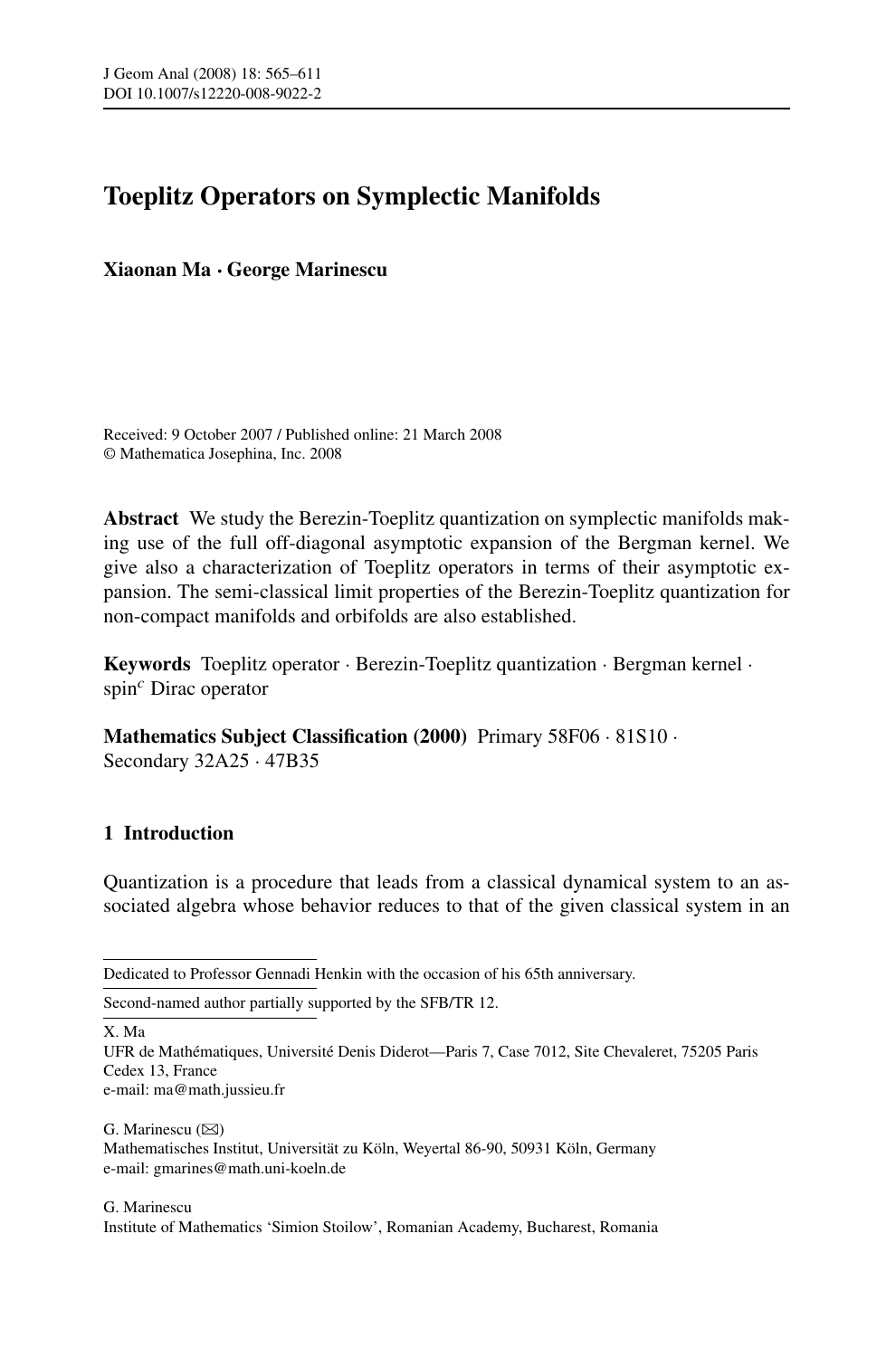# Toeplitz Operators on Symplectic Manifolds

**Xiaonan Ma · George Marinescu**

Received: 9 October 2007 / Published online: 21 March 2008
© Mathematica Josephina, Inc. 2008

**Abstract** We study the Berezin-Toeplitz quantization on symplectic manifolds making use of the full off-diagonal asymptotic expansion of the Bergman kernel. We give also a characterization of Toeplitz operators in terms of their asymptotic expansion. The semi-classical limit properties of the Berezin-Toeplitz quantization for non-compact manifolds and orbifolds are also established.

**Keywords** Toeplitz operator · Berezin-Toeplitz quantization · Bergman kernel · spin$^c$ Dirac operator

**Mathematics Subject Classification (2000)** Primary 58F06 · 81S10 · Secondary 32A25 · 47B35

## 1 Introduction

Quantization is a procedure that leads from a classical dynamical system to an associated algebra whose behavior reduces to that of the given classical system in an

---

Dedicated to Professor Gennadi Henkin with the occasion of his 65th anniversary.

Second-named author partially supported by the SFB/TR 12.

X. Ma
UFR de Mathématiques, Université Denis Diderot—Paris 7, Case 7012, Site Chevaleret, 75205 Paris Cedex 13, France
e-mail: ma@math.jussieu.fr

G. Marinescu (✉)
Mathematisches Institut, Universität zu Köln, Weyertal 86-90, 50931 Köln, Germany
e-mail: gmarines@math.uni-koeln.de

G. Marinescu
Institute of Mathematics 'Simion Stoilow', Romanian Academy, Bucharest, Romania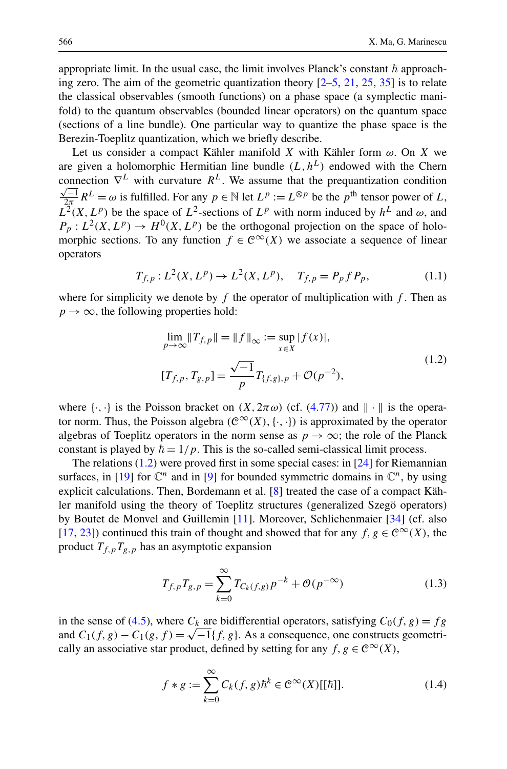appropriate limit. In the usual case, the limit involves Planck's constant $\hbar$ approaching zero. The aim of the geometric quantization theory [2–5, 21, 25, 35] is to relate the classical observables (smooth functions) on a phase space (a symplectic manifold) to the quantum observables (bounded linear operators) on the quantum space (sections of a line bundle). One particular way to quantize the phase space is the Berezin-Toeplitz quantization, which we briefly describe.

Let us consider a compact Kähler manifold $X$ with Kähler form $\omega$. On $X$ we are given a holomorphic Hermitian line bundle $(L, h^L)$ endowed with the Chern connection $\nabla^L$ with curvature $R^L$. We assume that the prequantization condition $\frac{\sqrt{-1}}{2\pi} R^L = \omega$ is fulfilled. For any $p \in \mathbb{N}$ let $L^p := L^{\otimes p}$ be the $p^{\text{th}}$ tensor power of $L$, $L^2(X, L^p)$ be the space of $L^2$-sections of $L^p$ with norm induced by $h^L$ and $\omega$, and $P_p : L^2(X, L^p) \to H^0(X, L^p)$ be the orthogonal projection on the space of holomorphic sections. To any function $f \in \mathscr{C}^\infty(X)$ we associate a sequence of linear operators

$$T_{f,p} : L^2(X, L^p) \to L^2(X, L^p), \quad T_{f,p} = P_p f P_p, \tag{1.1}$$

where for simplicity we denote by $f$ the operator of multiplication with $f$. Then as $p \to \infty$, the following properties hold:

$$\begin{aligned} \lim_{p\to\infty} \|T_{f,p}\| &= \|f\|_\infty := \sup_{x\in X} |f(x)|, \\ [T_{f,p}, T_{g,p}] &= \frac{\sqrt{-1}}{p} T_{\{f,g\},p} + \mathscr{O}(p^{-2}), \end{aligned} \tag{1.2}$$

where $\{\cdot,\cdot\}$ is the Poisson bracket on $(X, 2\pi\omega)$ (cf. (4.77)) and $\|\cdot\|$ is the operator norm. Thus, the Poisson algebra $(\mathscr{C}^\infty(X), \{\cdot,\cdot\})$ is approximated by the operator algebras of Toeplitz operators in the norm sense as $p \to \infty$; the role of the Planck constant is played by $\hbar = 1/p$. This is the so-called semi-classical limit process.

The relations (1.2) were proved first in some special cases: in [24] for Riemannian surfaces, in [19] for $\mathbb{C}^n$ and in [9] for bounded symmetric domains in $\mathbb{C}^n$, by using explicit calculations. Then, Bordemann et al. [8] treated the case of a compact Kähler manifold using the theory of Toeplitz structures (generalized Szegö operators) by Boutet de Monvel and Guillemin [11]. Moreover, Schlichenmaier [34] (cf. also [17, 23]) continued this train of thought and showed that for any $f, g \in \mathscr{C}^\infty(X)$, the product $T_{f,p}T_{g,p}$ has an asymptotic expansion

$$T_{f,p}T_{g,p} = \sum_{k=0}^{\infty} T_{C_k(f,g)} p^{-k} + \mathscr{O}(p^{-\infty}) \tag{1.3}$$

in the sense of (4.5), where $C_k$ are bidifferential operators, satisfying $C_0(f, g) = fg$ and $C_1(f, g) - C_1(g, f) = \sqrt{-1}\{f, g\}$. As a consequence, one constructs geometrically an associative star product, defined by setting for any $f, g \in \mathscr{C}^\infty(X)$,

$$f * g := \sum_{k=0}^{\infty} C_k(f, g)\hbar^k \in \mathscr{C}^\infty(X)[[\hbar]]. \tag{1.4}$$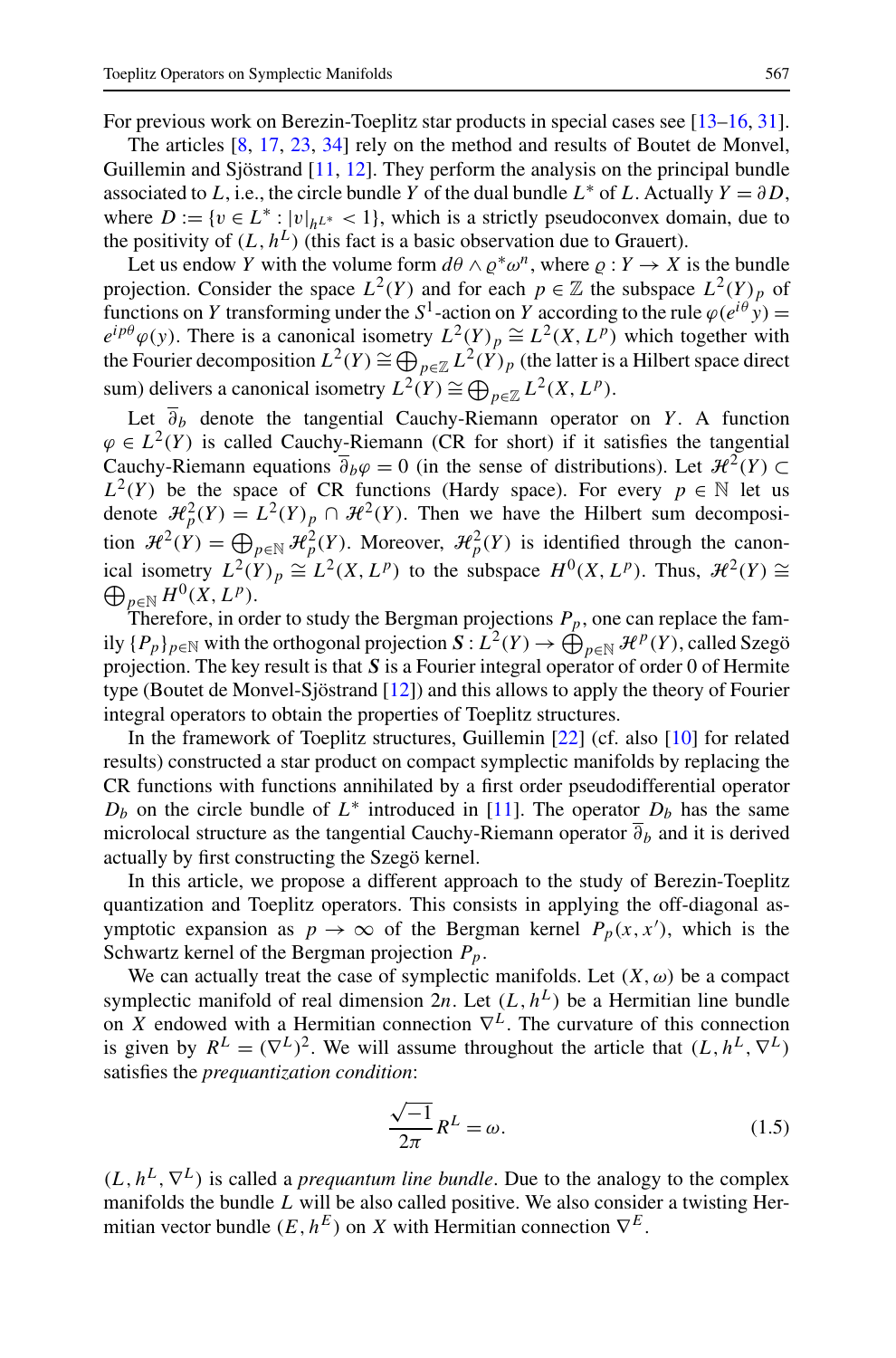For previous work on Berezin-Toeplitz star products in special cases see [13–16, 31].

The articles [8, 17, 23, 34] rely on the method and results of Boutet de Monvel, Guillemin and Sjöstrand [11, 12]. They perform the analysis on the principal bundle associated to $L$, i.e., the circle bundle $Y$ of the dual bundle $L^*$ of $L$. Actually $Y = \partial D$, where $D := \{v \in L^* : |v|_{h^{L^*}} < 1\}$, which is a strictly pseudoconvex domain, due to the positivity of $(L, h^L)$ (this fact is a basic observation due to Grauert).

Let us endow $Y$ with the volume form $d\theta \wedge \varrho^*\omega^n$, where $\varrho : Y \to X$ is the bundle projection. Consider the space $L^2(Y)$ and for each $p \in \mathbb{Z}$ the subspace $L^2(Y)_p$ of functions on $Y$ transforming under the $S^1$-action on $Y$ according to the rule $\varphi(e^{i\theta}y) = e^{ip\theta}\varphi(y)$. There is a canonical isometry $L^2(Y)_p \cong L^2(X, L^p)$ which together with the Fourier decomposition $L^2(Y) \cong \bigoplus_{p\in\mathbb{Z}} L^2(Y)_p$ (the latter is a Hilbert space direct sum) delivers a canonical isometry $L^2(Y) \cong \bigoplus_{p\in\mathbb{Z}} L^2(X, L^p)$.

Let $\overline{\partial}_b$ denote the tangential Cauchy-Riemann operator on $Y$. A function $\varphi \in L^2(Y)$ is called Cauchy-Riemann (CR for short) if it satisfies the tangential Cauchy-Riemann equations $\overline{\partial}_b\varphi = 0$ (in the sense of distributions). Let $\mathscr{H}^2(Y) \subset L^2(Y)$ be the space of CR functions (Hardy space). For every $p \in \mathbb{N}$ let us denote $\mathscr{H}^2_p(Y) = L^2(Y)_p \cap \mathscr{H}^2(Y)$. Then we have the Hilbert sum decomposition $\mathscr{H}^2(Y) = \bigoplus_{p\in\mathbb{N}} \mathscr{H}^2_p(Y)$. Moreover, $\mathscr{H}^2_p(Y)$ is identified through the canonical isometry $L^2(Y)_p \cong L^2(X, L^p)$ to the subspace $H^0(X, L^p)$. Thus, $\mathscr{H}^2(Y) \cong \bigoplus_{p\in\mathbb{N}} H^0(X, L^p)$.

Therefore, in order to study the Bergman projections $P_p$, one can replace the family $\{P_p\}_{p\in\mathbb{N}}$ with the orthogonal projection $\boldsymbol{S} : L^2(Y) \to \bigoplus_{p\in\mathbb{N}} \mathscr{H}^p(Y)$, called Szegö projection. The key result is that $\boldsymbol{S}$ is a Fourier integral operator of order 0 of Hermite type (Boutet de Monvel-Sjöstrand [12]) and this allows to apply the theory of Fourier integral operators to obtain the properties of Toeplitz structures.

In the framework of Toeplitz structures, Guillemin [22] (cf. also [10] for related results) constructed a star product on compact symplectic manifolds by replacing the CR functions with functions annihilated by a first order pseudodifferential operator $D_b$ on the circle bundle of $L^*$ introduced in [11]. The operator $D_b$ has the same microlocal structure as the tangential Cauchy-Riemann operator $\overline{\partial}_b$ and it is derived actually by first constructing the Szegö kernel.

In this article, we propose a different approach to the study of Berezin-Toeplitz quantization and Toeplitz operators. This consists in applying the off-diagonal asymptotic expansion as $p \to \infty$ of the Bergman kernel $P_p(x, x')$, which is the Schwartz kernel of the Bergman projection $P_p$.

We can actually treat the case of symplectic manifolds. Let $(X, \omega)$ be a compact symplectic manifold of real dimension $2n$. Let $(L, h^L)$ be a Hermitian line bundle on $X$ endowed with a Hermitian connection $\nabla^L$. The curvature of this connection is given by $R^L = (\nabla^L)^2$. We will assume throughout the article that $(L, h^L, \nabla^L)$ satisfies the *prequantization condition*:

$$\frac{\sqrt{-1}}{2\pi} R^L = \omega. \tag{1.5}$$

$(L, h^L, \nabla^L)$ is called a *prequantum line bundle*. Due to the analogy to the complex manifolds the bundle $L$ will be also called positive. We also consider a twisting Hermitian vector bundle $(E, h^E)$ on $X$ with Hermitian connection $\nabla^E$.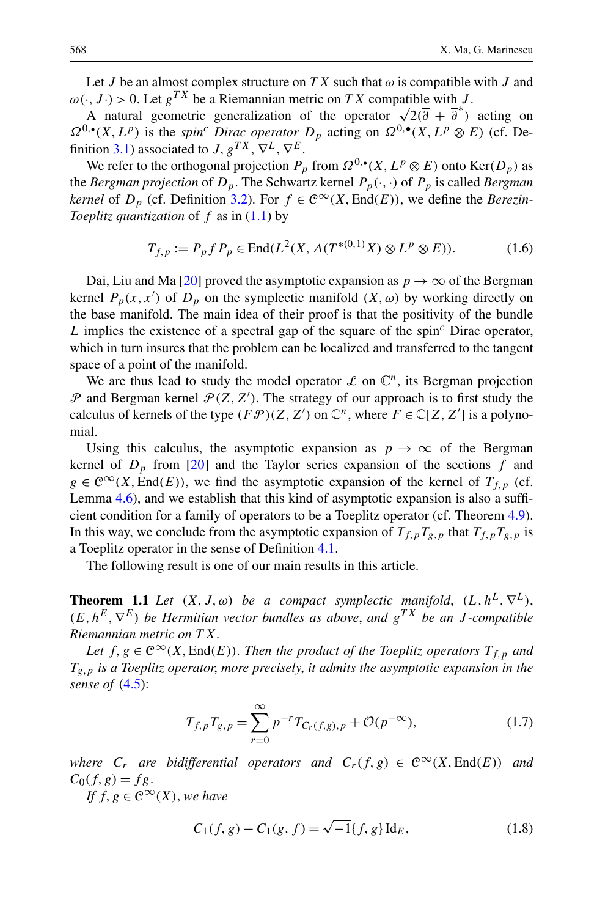Let $J$ be an almost complex structure on $TX$ such that $\omega$ is compatible with $J$ and $\omega(\cdot, J\cdot) > 0$. Let $g^{TX}$ be a Riemannian metric on $TX$ compatible with $J$.

A natural geometric generalization of the operator $\sqrt{2}(\overline{\partial} + \overline{\partial}^*)$ acting on $\Omega^{0,\bullet}(X, L^p)$ is the *spin*$^c$ *Dirac operator* $D_p$ acting on $\Omega^{0,\bullet}(X, L^p \otimes E)$ (cf. Definition 3.1) associated to $J, g^{TX}, \nabla^L, \nabla^E$.

We refer to the orthogonal projection $P_p$ from $\Omega^{0,\bullet}(X, L^p \otimes E)$ onto $\mathrm{Ker}(D_p)$ as the *Bergman projection* of $D_p$. The Schwartz kernel $P_p(\cdot,\cdot)$ of $P_p$ is called *Bergman kernel* of $D_p$ (cf. Definition 3.2). For $f \in \mathcal{C}^\infty(X, \mathrm{End}(E))$, we define the *Berezin-Toeplitz quantization* of $f$ as in (1.1) by

$$T_{f,p} := P_p f P_p \in \mathrm{End}(L^2(X, \Lambda(T^{*(0,1)}X) \otimes L^p \otimes E)). \tag{1.6}$$

Dai, Liu and Ma [20] proved the asymptotic expansion as $p \to \infty$ of the Bergman kernel $P_p(x, x')$ of $D_p$ on the symplectic manifold $(X, \omega)$ by working directly on the base manifold. The main idea of their proof is that the positivity of the bundle $L$ implies the existence of a spectral gap of the square of the spin$^c$ Dirac operator, which in turn insures that the problem can be localized and transferred to the tangent space of a point of the manifold.

We are thus lead to study the model operator $\mathscr{L}$ on $\mathbb{C}^n$, its Bergman projection $\mathscr{P}$ and Bergman kernel $\mathscr{P}(Z, Z')$. The strategy of our approach is to first study the calculus of kernels of the type $(F\mathscr{P})(Z, Z')$ on $\mathbb{C}^n$, where $F \in \mathbb{C}[Z, Z']$ is a polynomial.

Using this calculus, the asymptotic expansion as $p \to \infty$ of the Bergman kernel of $D_p$ from [20] and the Taylor series expansion of the sections $f$ and $g \in \mathcal{C}^\infty(X, \mathrm{End}(E))$, we find the asymptotic expansion of the kernel of $T_{f,p}$ (cf. Lemma 4.6), and we establish that this kind of asymptotic expansion is also a sufficient condition for a family of operators to be a Toeplitz operator (cf. Theorem 4.9). In this way, we conclude from the asymptotic expansion of $T_{f,p}T_{g,p}$ that $T_{f,p}T_{g,p}$ is a Toeplitz operator in the sense of Definition 4.1.

The following result is one of our main results in this article.

**Theorem 1.1** *Let $(X, J, \omega)$ be a compact symplectic manifold, $(L, h^L, \nabla^L)$, $(E, h^E, \nabla^E)$ be Hermitian vector bundles as above, and $g^{TX}$ be an $J$-compatible Riemannian metric on $TX$.*

*Let $f, g \in \mathcal{C}^\infty(X, \mathrm{End}(E))$. Then the product of the Toeplitz operators $T_{f,p}$ and $T_{g,p}$ is a Toeplitz operator, more precisely, it admits the asymptotic expansion in the sense of (4.5):*

$$T_{f,p}T_{g,p} = \sum_{r=0}^{\infty} p^{-r} T_{C_r(f,g),p} + \mathcal{O}(p^{-\infty}), \tag{1.7}$$

*where $C_r$ are bidifferential operators and $C_r(f,g) \in \mathcal{C}^\infty(X, \mathrm{End}(E))$ and $C_0(f,g) = fg$.*

*If $f, g \in \mathcal{C}^\infty(X)$, we have*

$$C_1(f,g) - C_1(g,f) = \sqrt{-1}\{f,g\}\,\mathrm{Id}_E, \tag{1.8}$$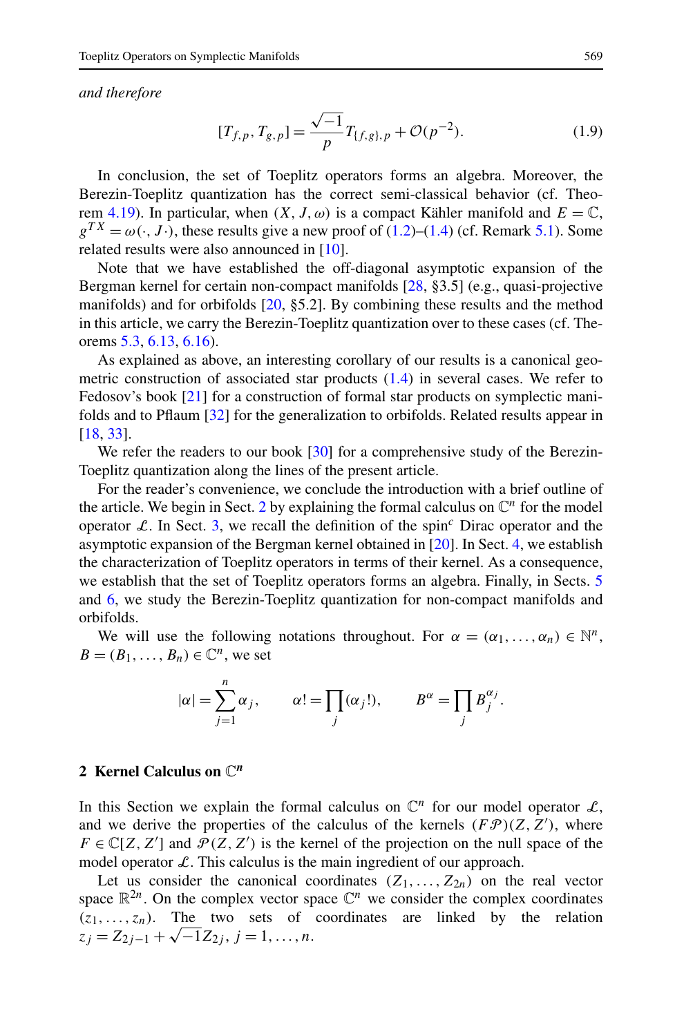*and therefore*

$$[T_{f,p}, T_{g,p}] = \frac{\sqrt{-1}}{p} T_{\{f,g\},p} + \mathcal{O}(p^{-2}). \tag{1.9}$$

In conclusion, the set of Toeplitz operators forms an algebra. Moreover, the Berezin-Toeplitz quantization has the correct semi-classical behavior (cf. Theorem 4.19). In particular, when $(X, J, \omega)$ is a compact Kähler manifold and $E = \mathbb{C}$, $g^{TX} = \omega(\cdot, J\cdot)$, these results give a new proof of (1.2)–(1.4) (cf. Remark 5.1). Some related results were also announced in [10].

Note that we have established the off-diagonal asymptotic expansion of the Bergman kernel for certain non-compact manifolds [28, §3.5] (e.g., quasi-projective manifolds) and for orbifolds [20, §5.2]. By combining these results and the method in this article, we carry the Berezin-Toeplitz quantization over to these cases (cf. Theorems 5.3, 6.13, 6.16).

As explained as above, an interesting corollary of our results is a canonical geometric construction of associated star products (1.4) in several cases. We refer to Fedosov's book [21] for a construction of formal star products on symplectic manifolds and to Pflaum [32] for the generalization to orbifolds. Related results appear in [18, 33].

We refer the readers to our book [30] for a comprehensive study of the Berezin-Toeplitz quantization along the lines of the present article.

For the reader's convenience, we conclude the introduction with a brief outline of the article. We begin in Sect. 2 by explaining the formal calculus on $\mathbb{C}^n$ for the model operator $\mathscr{L}$. In Sect. 3, we recall the definition of the spin$^c$ Dirac operator and the asymptotic expansion of the Bergman kernel obtained in [20]. In Sect. 4, we establish the characterization of Toeplitz operators in terms of their kernel. As a consequence, we establish that the set of Toeplitz operators forms an algebra. Finally, in Sects. 5 and 6, we study the Berezin-Toeplitz quantization for non-compact manifolds and orbifolds.

We will use the following notations throughout. For $\alpha = (\alpha_1, \ldots, \alpha_n) \in \mathbb{N}^n$, $B = (B_1, \ldots, B_n) \in \mathbb{C}^n$, we set

$$|\alpha| = \sum_{j=1}^{n} \alpha_j, \qquad \alpha! = \prod_j (\alpha_j!), \qquad B^\alpha = \prod_j B_j^{\alpha_j}.$$

## 2 Kernel Calculus on $\mathbb{C}^n$

In this Section we explain the formal calculus on $\mathbb{C}^n$ for our model operator $\mathscr{L}$, and we derive the properties of the calculus of the kernels $(F\mathscr{P})(Z, Z')$, where $F \in \mathbb{C}[Z, Z']$ and $\mathscr{P}(Z, Z')$ is the kernel of the projection on the null space of the model operator $\mathscr{L}$. This calculus is the main ingredient of our approach.

Let us consider the canonical coordinates $(Z_1, \ldots, Z_{2n})$ on the real vector space $\mathbb{R}^{2n}$. On the complex vector space $\mathbb{C}^n$ we consider the complex coordinates $(z_1, \ldots, z_n)$. The two sets of coordinates are linked by the relation $z_j = Z_{2j-1} + \sqrt{-1} Z_{2j}$, $j = 1, \ldots, n$.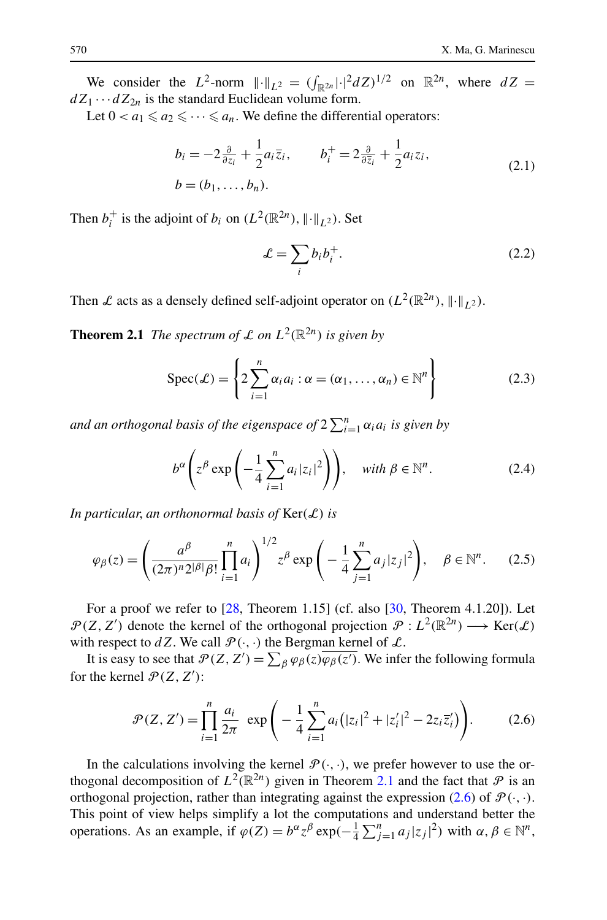We consider the $L^2$-norm $\|\cdot\|_{L^2} = (\int_{\mathbb{R}^{2n}} |\cdot|^2 dZ)^{1/2}$ on $\mathbb{R}^{2n}$, where $dZ = dZ_1 \cdots dZ_{2n}$ is the standard Euclidean volume form.

Let $0 < a_1 \leqslant a_2 \leqslant \cdots \leqslant a_n$. We define the differential operators:

$$
\begin{aligned}
&b_i = -2\tfrac{\partial}{\partial z_i} + \frac{1}{2} a_i \overline{z}_i, \qquad b_i^+ = 2\tfrac{\partial}{\partial \overline{z}_i} + \frac{1}{2} a_i z_i, \\
&b = (b_1, \ldots, b_n).
\end{aligned}
\tag{2.1}
$$

Then $b_i^+$ is the adjoint of $b_i$ on $(L^2(\mathbb{R}^{2n}), \|\cdot\|_{L^2})$. Set

$$
\mathcal{L} = \sum_i b_i b_i^+. \tag{2.2}
$$

Then $\mathcal{L}$ acts as a densely defined self-adjoint operator on $(L^2(\mathbb{R}^{2n}), \|\cdot\|_{L^2})$.

**Theorem 2.1** *The spectrum of $\mathcal{L}$ on $L^2(\mathbb{R}^{2n})$ is given by*

$$
\operatorname{Spec}(\mathcal{L}) = \left\{ 2 \sum_{i=1}^n \alpha_i a_i : \alpha = (\alpha_1, \ldots, \alpha_n) \in \mathbb{N}^n \right\} \tag{2.3}
$$

*and an orthogonal basis of the eigenspace of $2\sum_{i=1}^n \alpha_i a_i$ is given by*

$$
b^\alpha \left( z^\beta \exp\left( -\frac{1}{4} \sum_{i=1}^n a_i |z_i|^2 \right) \right), \quad \text{with } \beta \in \mathbb{N}^n. \tag{2.4}
$$

*In particular, an orthonormal basis of* $\operatorname{Ker}(\mathcal{L})$ *is*

$$
\varphi_\beta(z) = \left( \frac{a^\beta}{(2\pi)^n 2^{|\beta|} \beta!} \prod_{i=1}^n a_i \right)^{1/2} z^\beta \exp\left( -\frac{1}{4} \sum_{j=1}^n a_j |z_j|^2 \right), \quad \beta \in \mathbb{N}^n. \tag{2.5}
$$

For a proof we refer to [28, Theorem 1.15] (cf. also [30, Theorem 4.1.20]). Let $\mathcal{P}(Z, Z')$ denote the kernel of the orthogonal projection $\mathcal{P} : L^2(\mathbb{R}^{2n}) \longrightarrow \operatorname{Ker}(\mathcal{L})$ with respect to $dZ$. We call $\mathcal{P}(\cdot,\cdot)$ the Bergman kernel of $\mathcal{L}$.

It is easy to see that $\mathcal{P}(Z, Z') = \sum_\beta \varphi_\beta(z) \overline{\varphi_\beta(z')}$. We infer the following formula for the kernel $\mathcal{P}(Z, Z')$:

$$
\mathcal{P}(Z, Z') = \prod_{i=1}^n \frac{a_i}{2\pi} \, \exp\left( -\frac{1}{4} \sum_{i=1}^n a_i \left( |z_i|^2 + |z_i'|^2 - 2 z_i \overline{z}_i' \right) \right). \tag{2.6}
$$

In the calculations involving the kernel $\mathcal{P}(\cdot,\cdot)$, we prefer however to use the orthogonal decomposition of $L^2(\mathbb{R}^{2n})$ given in Theorem 2.1 and the fact that $\mathcal{P}$ is an orthogonal projection, rather than integrating against the expression (2.6) of $\mathcal{P}(\cdot,\cdot)$. This point of view helps simplify a lot the computations and understand better the operations. As an example, if $\varphi(Z) = b^\alpha z^\beta \exp(-\frac{1}{4}\sum_{j=1}^n a_j |z_j|^2)$ with $\alpha, \beta \in \mathbb{N}^n$,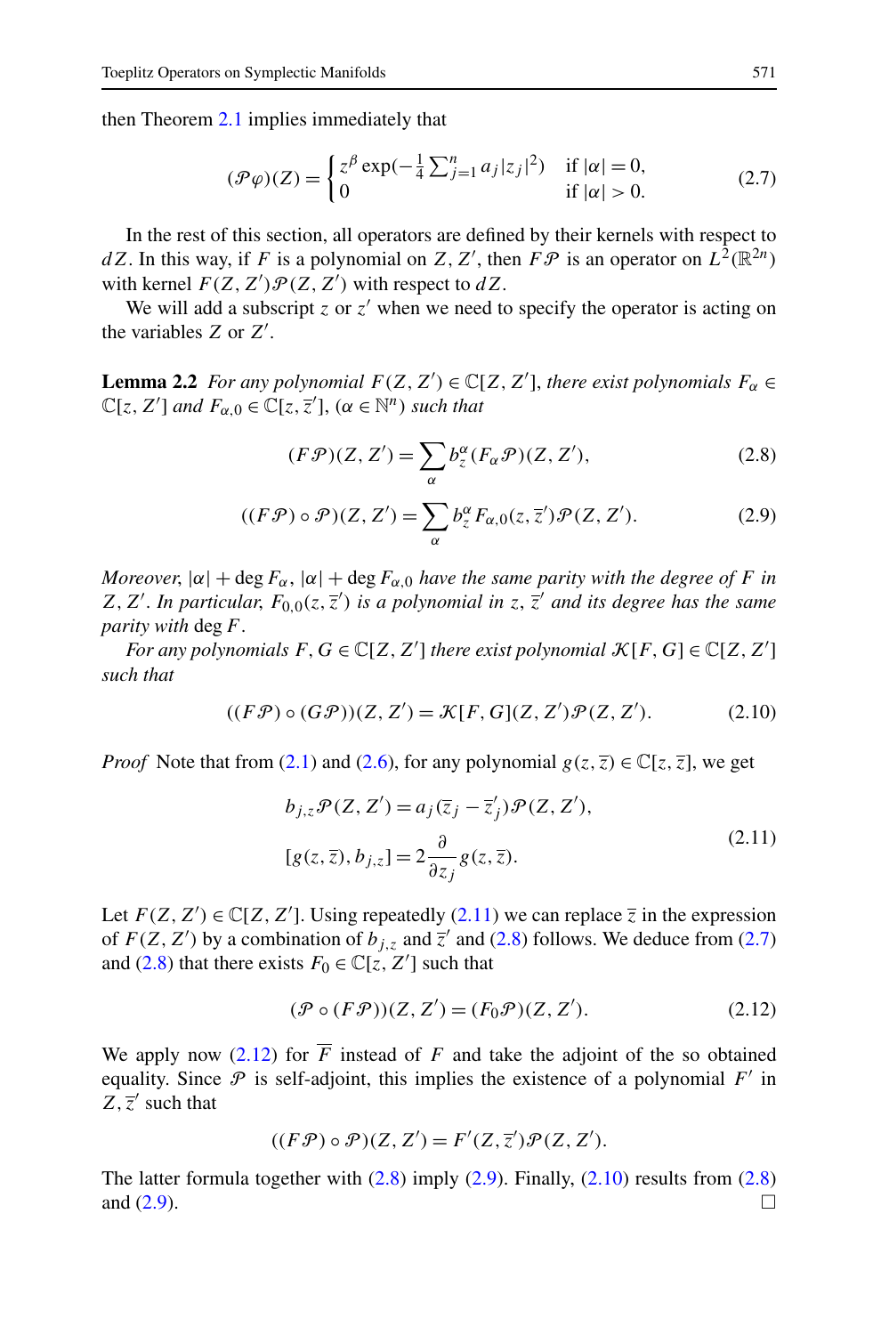then Theorem 2.1 implies immediately that

$$(\mathscr{P}\varphi)(Z) = \begin{cases} z^\beta \exp(-\frac{1}{4}\sum_{j=1}^n a_j |z_j|^2) & \text{if } |\alpha| = 0, \\ 0 & \text{if } |\alpha| > 0. \end{cases} \tag{2.7}$$

In the rest of this section, all operators are defined by their kernels with respect to $dZ$. In this way, if $F$ is a polynomial on $Z, Z'$, then $F\mathscr{P}$ is an operator on $L^2(\mathbb{R}^{2n})$ with kernel $F(Z,Z')\mathscr{P}(Z,Z')$ with respect to $dZ$.

We will add a subscript $z$ or $z'$ when we need to specify the operator is acting on the variables $Z$ or $Z'$.

**Lemma 2.2** *For any polynomial $F(Z,Z') \in \mathbb{C}[Z,Z']$, there exist polynomials $F_\alpha \in \mathbb{C}[z,Z']$ and $F_{\alpha,0} \in \mathbb{C}[z,\overline{z}']$, ($\alpha \in \mathbb{N}^n$) such that*

$$(F\mathscr{P})(Z,Z') = \sum_\alpha b_z^\alpha (F_\alpha \mathscr{P})(Z,Z'), \tag{2.8}$$

$$((F\mathscr{P}) \circ \mathscr{P})(Z,Z') = \sum_\alpha b_z^\alpha F_{\alpha,0}(z,\overline{z}')\mathscr{P}(Z,Z'). \tag{2.9}$$

*Moreover, $|\alpha| + \deg F_\alpha$, $|\alpha| + \deg F_{\alpha,0}$ have the same parity with the degree of $F$ in $Z, Z'$. In particular, $F_{0,0}(z,\overline{z}')$ is a polynomial in $z$, $\overline{z}'$ and its degree has the same parity with* $\deg F$.

*For any polynomials $F, G \in \mathbb{C}[Z,Z']$ there exist polynomial $\mathscr{K}[F,G] \in \mathbb{C}[Z,Z']$ such that*

$$((F\mathscr{P}) \circ (G\mathscr{P}))(Z,Z') = \mathscr{K}[F,G](Z,Z')\mathscr{P}(Z,Z'). \tag{2.10}$$

*Proof* Note that from (2.1) and (2.6), for any polynomial $g(z,\overline{z}) \in \mathbb{C}[z,\overline{z}]$, we get

$$\begin{aligned} b_{j,z}\mathscr{P}(Z,Z') &= a_j(\overline{z}_j - \overline{z}'_j)\mathscr{P}(Z,Z'), \\ [g(z,\overline{z}), b_{j,z}] &= 2\frac{\partial}{\partial z_j} g(z,\overline{z}). \end{aligned} \tag{2.11}$$

Let $F(Z,Z') \in \mathbb{C}[Z,Z']$. Using repeatedly (2.11) we can replace $\overline{z}$ in the expression of $F(Z,Z')$ by a combination of $b_{j,z}$ and $\overline{z}'$ and (2.8) follows. We deduce from (2.7) and (2.8) that there exists $F_0 \in \mathbb{C}[z,Z']$ such that

$$(\mathscr{P} \circ (F\mathscr{P}))(Z,Z') = (F_0\mathscr{P})(Z,Z'). \tag{2.12}$$

We apply now (2.12) for $\overline{F}$ instead of $F$ and take the adjoint of the so obtained equality. Since $\mathscr{P}$ is self-adjoint, this implies the existence of a polynomial $F'$ in $Z, \overline{z}'$ such that

$$((F\mathscr{P}) \circ \mathscr{P})(Z,Z') = F'(Z,\overline{z}')\mathscr{P}(Z,Z').$$

The latter formula together with (2.8) imply (2.9). Finally, (2.10) results from (2.8) and (2.9). □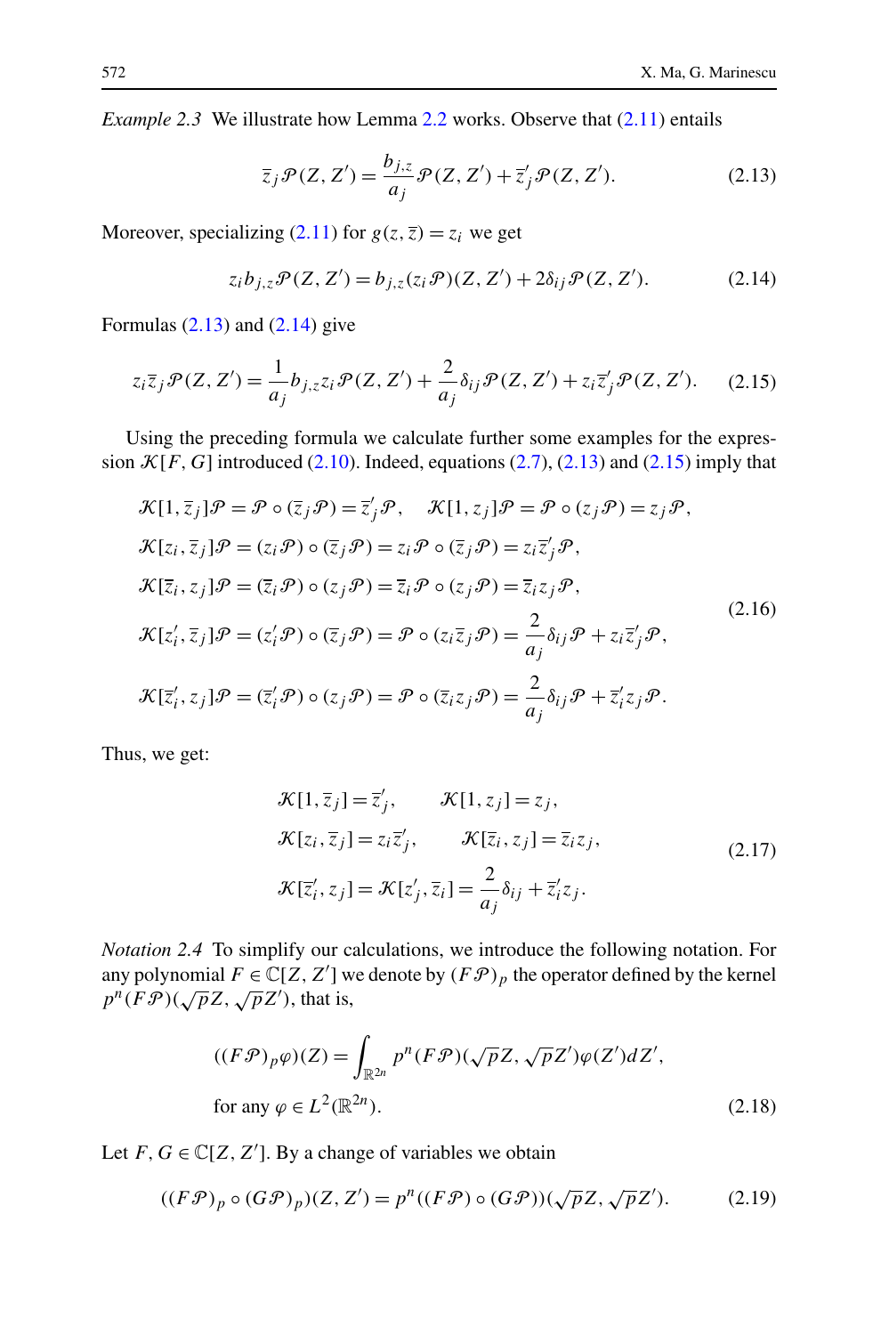*Example 2.3* We illustrate how Lemma 2.2 works. Observe that (2.11) entails

$$\overline{z}_j \mathscr{P}(Z,Z') = \frac{b_{j,z}}{a_j}\mathscr{P}(Z,Z') + \overline{z}'_j \mathscr{P}(Z,Z'). \tag{2.13}$$

Moreover, specializing (2.11) for $g(z,\overline{z}) = z_i$ we get

$$z_i b_{j,z}\mathscr{P}(Z,Z') = b_{j,z}(z_i\mathscr{P})(Z,Z') + 2\delta_{ij}\mathscr{P}(Z,Z'). \tag{2.14}$$

Formulas (2.13) and (2.14) give

$$z_i\overline{z}_j\mathscr{P}(Z,Z') = \frac{1}{a_j}b_{j,z}z_i\mathscr{P}(Z,Z') + \frac{2}{a_j}\delta_{ij}\mathscr{P}(Z,Z') + z_i\overline{z}'_j\mathscr{P}(Z,Z'). \tag{2.15}$$

Using the preceding formula we calculate further some examples for the expression $\mathscr{K}[F,G]$ introduced (2.10). Indeed, equations (2.7), (2.13) and (2.15) imply that

$$\begin{aligned}
&\mathscr{K}[1,\overline{z}_j]\mathscr{P} = \mathscr{P}\circ(\overline{z}_j\mathscr{P}) = \overline{z}'_j\mathscr{P}, \quad \mathscr{K}[1,z_j]\mathscr{P} = \mathscr{P}\circ(z_j\mathscr{P}) = z_j\mathscr{P},\\
&\mathscr{K}[z_i,\overline{z}_j]\mathscr{P} = (z_i\mathscr{P})\circ(\overline{z}_j\mathscr{P}) = z_i\mathscr{P}\circ(\overline{z}_j\mathscr{P}) = z_i\overline{z}'_j\mathscr{P},\\
&\mathscr{K}[\overline{z}_i,z_j]\mathscr{P} = (\overline{z}_i\mathscr{P})\circ(z_j\mathscr{P}) = \overline{z}_i\mathscr{P}\circ(z_j\mathscr{P}) = \overline{z}_i z_j\mathscr{P},\\
&\mathscr{K}[z'_i,\overline{z}_j]\mathscr{P} = (z'_i\mathscr{P})\circ(\overline{z}_j\mathscr{P}) = \mathscr{P}\circ(z_i\overline{z}_j\mathscr{P}) = \frac{2}{a_j}\delta_{ij}\mathscr{P} + z_i\overline{z}'_j\mathscr{P},\\
&\mathscr{K}[\overline{z}'_i,z_j]\mathscr{P} = (\overline{z}'_i\mathscr{P})\circ(z_j\mathscr{P}) = \mathscr{P}\circ(\overline{z}_i z_j\mathscr{P}) = \frac{2}{a_j}\delta_{ij}\mathscr{P} + \overline{z}'_i z_j\mathscr{P}.
\end{aligned} \tag{2.16}$$

Thus, we get:

$$\begin{aligned}
&\mathscr{K}[1,\overline{z}_j] = \overline{z}'_j, \qquad \mathscr{K}[1,z_j] = z_j,\\
&\mathscr{K}[z_i,\overline{z}_j] = z_i\overline{z}'_j, \qquad \mathscr{K}[\overline{z}_i,z_j] = \overline{z}_i z_j,\\
&\mathscr{K}[\overline{z}'_i,z_j] = \mathscr{K}[z'_j,\overline{z}_i] = \frac{2}{a_j}\delta_{ij} + \overline{z}'_i z_j.
\end{aligned} \tag{2.17}$$

*Notation 2.4* To simplify our calculations, we introduce the following notation. For any polynomial $F\in\mathbb{C}[Z,Z']$ we denote by $(F\mathscr{P})_p$ the operator defined by the kernel $p^n(F\mathscr{P})(\sqrt{p}Z,\sqrt{p}Z')$, that is,

$$\begin{aligned}
&((F\mathscr{P})_p\varphi)(Z) = \int_{\mathbb{R}^{2n}} p^n(F\mathscr{P})(\sqrt{p}Z,\sqrt{p}Z')\varphi(Z')dZ',\\
&\text{for any } \varphi\in L^2(\mathbb{R}^{2n}).
\end{aligned} \tag{2.18}$$

Let $F,G\in\mathbb{C}[Z,Z']$. By a change of variables we obtain

$$((F\mathscr{P})_p\circ(G\mathscr{P})_p)(Z,Z') = p^n((F\mathscr{P})\circ(G\mathscr{P}))(\sqrt{p}Z,\sqrt{p}Z'). \tag{2.19}$$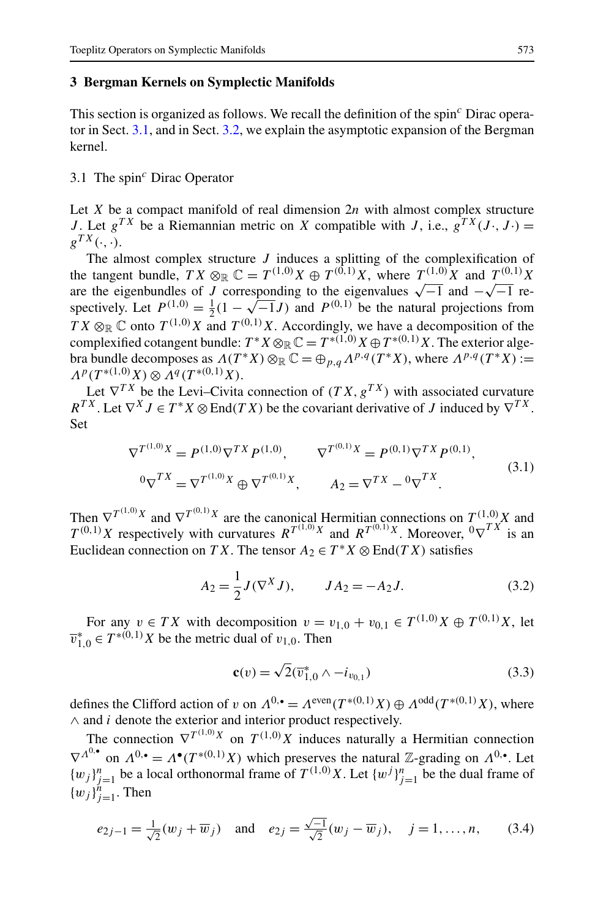## 3 Bergman Kernels on Symplectic Manifolds

This section is organized as follows. We recall the definition of the spin$^c$ Dirac operator in Sect. 3.1, and in Sect. 3.2, we explain the asymptotic expansion of the Bergman kernel.

### 3.1 The spin$^c$ Dirac Operator

Let $X$ be a compact manifold of real dimension $2n$ with almost complex structure $J$. Let $g^{TX}$ be a Riemannian metric on $X$ compatible with $J$, i.e., $g^{TX}(J\cdot, J\cdot) = g^{TX}(\cdot,\cdot)$.

The almost complex structure $J$ induces a splitting of the complexification of the tangent bundle, $TX \otimes_{\mathbb{R}} \mathbb{C} = T^{(1,0)}X \oplus T^{(0,1)}X$, where $T^{(1,0)}X$ and $T^{(0,1)}X$ are the eigenbundles of $J$ corresponding to the eigenvalues $\sqrt{-1}$ and $-\sqrt{-1}$ respectively. Let $P^{(1,0)} = \frac{1}{2}(1-\sqrt{-1}J)$ and $P^{(0,1)}$ be the natural projections from $TX \otimes_{\mathbb{R}} \mathbb{C}$ onto $T^{(1,0)}X$ and $T^{(0,1)}X$. Accordingly, we have a decomposition of the complexified cotangent bundle: $T^*X \otimes_{\mathbb{R}} \mathbb{C} = T^{*(1,0)}X \oplus T^{*(0,1)}X$. The exterior algebra bundle decomposes as $\Lambda(T^*X) \otimes_{\mathbb{R}} \mathbb{C} = \oplus_{p,q} \Lambda^{p,q}(T^*X)$, where $\Lambda^{p,q}(T^*X) := \Lambda^p(T^{*(1,0)}X) \otimes \Lambda^q(T^{*(0,1)}X)$.

Let $\nabla^{TX}$ be the Levi–Civita connection of $(TX, g^{TX})$ with associated curvature $R^{TX}$. Let $\nabla^X J \in T^*X \otimes \operatorname{End}(TX)$ be the covariant derivative of $J$ induced by $\nabla^{TX}$. Set

$$
\begin{aligned}
\nabla^{T^{(1,0)}X} &= P^{(1,0)} \nabla^{TX} P^{(1,0)}, \qquad & \nabla^{T^{(0,1)}X} &= P^{(0,1)} \nabla^{TX} P^{(0,1)}, \\
{}^0\nabla^{TX} &= \nabla^{T^{(1,0)}X} \oplus \nabla^{T^{(0,1)}X}, \qquad & A_2 &= \nabla^{TX} - {}^0\nabla^{TX}.
\end{aligned}
\tag{3.1}
$$

Then $\nabla^{T^{(1,0)}X}$ and $\nabla^{T^{(0,1)}X}$ are the canonical Hermitian connections on $T^{(1,0)}X$ and $T^{(0,1)}X$ respectively with curvatures $R^{T^{(1,0)}X}$ and $R^{T^{(0,1)}X}$. Moreover, ${}^0\nabla^{TX}$ is an Euclidean connection on $TX$. The tensor $A_2 \in T^*X \otimes \operatorname{End}(TX)$ satisfies

$$
A_2 = \frac{1}{2} J(\nabla^X J), \qquad J A_2 = -A_2 J. \tag{3.2}
$$

For any $v \in TX$ with decomposition $v = v_{1,0} + v_{0,1} \in T^{(1,0)}X \oplus T^{(0,1)}X$, let $\overline{v}^*_{1,0} \in T^{*(0,1)}X$ be the metric dual of $v_{1,0}$. Then

$$
\mathbf{c}(v) = \sqrt{2}(\overline{v}^*_{1,0} \wedge - i_{v_{0,1}}) \tag{3.3}
$$

defines the Clifford action of $v$ on $\Lambda^{0,\bullet} = \Lambda^{\text{even}}(T^{*(0,1)}X) \oplus \Lambda^{\text{odd}}(T^{*(0,1)}X)$, where $\wedge$ and $i$ denote the exterior and interior product respectively.

The connection $\nabla^{T^{(1,0)}X}$ on $T^{(1,0)}X$ induces naturally a Hermitian connection $\nabla^{\Lambda^{0,\bullet}}$ on $\Lambda^{0,\bullet} = \Lambda^\bullet(T^{*(0,1)}X)$ which preserves the natural $\mathbb{Z}$-grading on $\Lambda^{0,\bullet}$. Let $\{w_j\}_{j=1}^n$ be a local orthonormal frame of $T^{(1,0)}X$. Let $\{w^j\}_{j=1}^n$ be the dual frame of $\{w_j\}_{j=1}^n$. Then

$$
e_{2j-1} = \tfrac{1}{\sqrt{2}}(w_j + \overline{w}_j) \quad \text{and} \quad e_{2j} = \tfrac{\sqrt{-1}}{\sqrt{2}}(w_j - \overline{w}_j), \quad j = 1, \ldots, n, \tag{3.4}
$$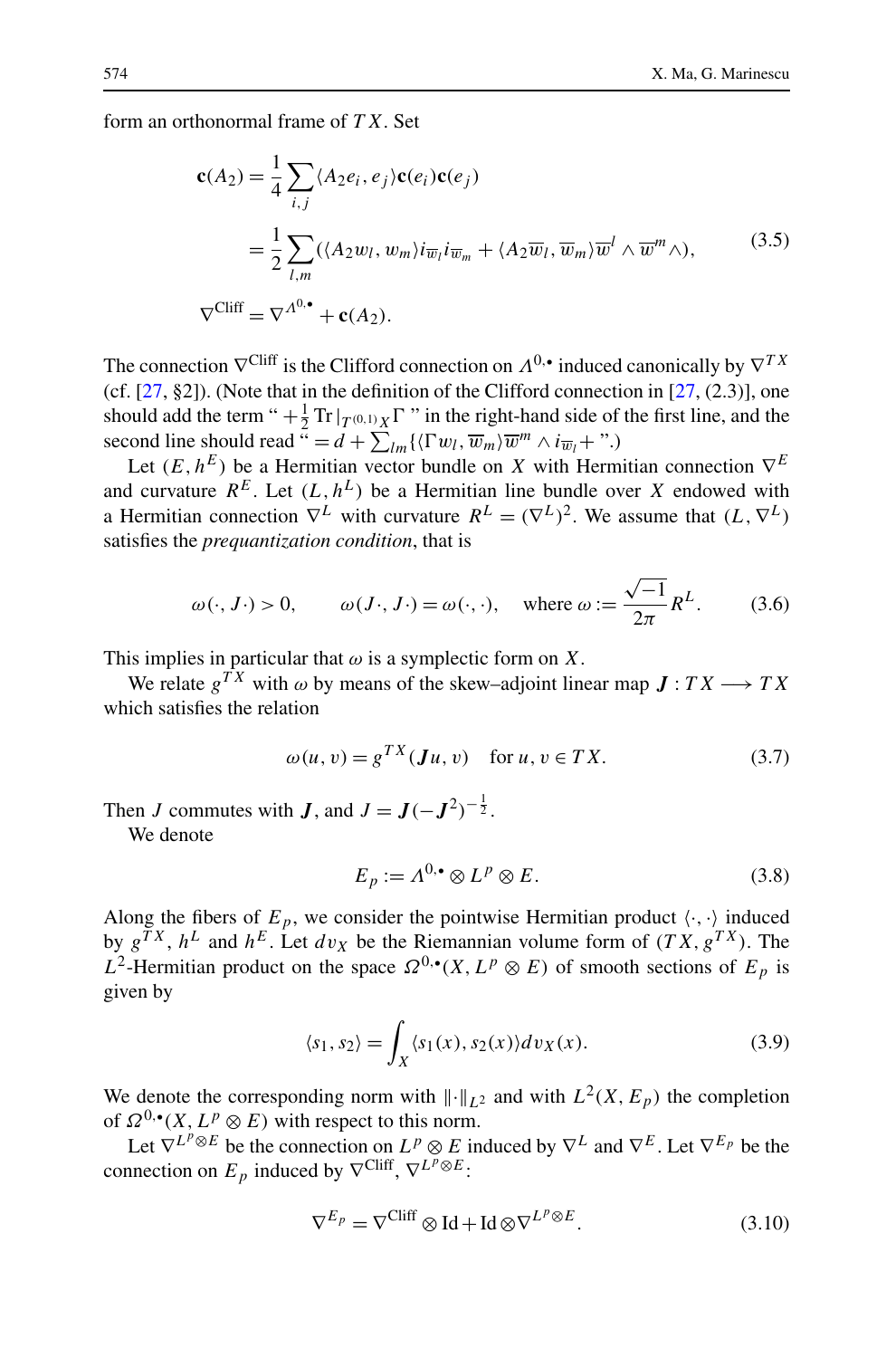form an orthonormal frame of $TX$. Set

$$
\begin{aligned}
\mathbf{c}(A_2) &= \frac{1}{4}\sum_{i,j}\langle A_2 e_i, e_j\rangle \mathbf{c}(e_i)\mathbf{c}(e_j) \\
&= \frac{1}{2}\sum_{l,m}(\langle A_2 w_l, w_m\rangle i_{\overline{w}_l} i_{\overline{w}_m} + \langle A_2 \overline{w}_l, \overline{w}_m\rangle \overline{w}^l \wedge \overline{w}^m \wedge), \qquad (3.5)\\
\nabla^{\text{Cliff}} &= \nabla^{\Lambda^{0,\bullet}} + \mathbf{c}(A_2).
\end{aligned}
$$

The connection $\nabla^{\text{Cliff}}$ is the Clifford connection on $\Lambda^{0,\bullet}$ induced canonically by $\nabla^{TX}$ (cf. [27, §2]). (Note that in the definition of the Clifford connection in [27, (2.3)], one should add the term " $+\frac{1}{2}\operatorname{Tr}|_{T^{(0,1)}X}\Gamma$ " in the right-hand side of the first line, and the second line should read " $= d + \sum_{lm}\{\langle \Gamma w_l, \overline{w}_m\rangle \overline{w}^m \wedge i_{\overline{w}_l} +$ ".)

Let $(E, h^E)$ be a Hermitian vector bundle on $X$ with Hermitian connection $\nabla^E$ and curvature $R^E$. Let $(L, h^L)$ be a Hermitian line bundle over $X$ endowed with a Hermitian connection $\nabla^L$ with curvature $R^L = (\nabla^L)^2$. We assume that $(L, \nabla^L)$ satisfies the *prequantization condition*, that is

$$
\omega(\cdot, J\cdot) > 0, \qquad \omega(J\cdot, J\cdot) = \omega(\cdot,\cdot), \quad \text{where } \omega := \frac{\sqrt{-1}}{2\pi}R^L. \tag{3.6}
$$

This implies in particular that $\omega$ is a symplectic form on $X$.

We relate $g^{TX}$ with $\omega$ by means of the skew–adjoint linear map $\boldsymbol{J} : TX \longrightarrow TX$ which satisfies the relation

$$
\omega(u, v) = g^{TX}(\boldsymbol{J}u, v) \quad \text{for } u, v \in TX. \tag{3.7}
$$

Then $J$ commutes with $\boldsymbol{J}$, and $J = \boldsymbol{J}(-\boldsymbol{J}^2)^{-\frac{1}{2}}$.

We denote

$$
E_p := \Lambda^{0,\bullet} \otimes L^p \otimes E. \tag{3.8}
$$

Along the fibers of $E_p$, we consider the pointwise Hermitian product $\langle\cdot,\cdot\rangle$ induced by $g^{TX}$, $h^L$ and $h^E$. Let $dv_X$ be the Riemannian volume form of $(TX, g^{TX})$. The $L^2$-Hermitian product on the space $\Omega^{0,\bullet}(X, L^p \otimes E)$ of smooth sections of $E_p$ is given by

$$
\langle s_1, s_2\rangle = \int_X \langle s_1(x), s_2(x)\rangle dv_X(x). \tag{3.9}
$$

We denote the corresponding norm with $\|\cdot\|_{L^2}$ and with $L^2(X, E_p)$ the completion of $\Omega^{0,\bullet}(X, L^p \otimes E)$ with respect to this norm.

Let $\nabla^{L^p\otimes E}$ be the connection on $L^p \otimes E$ induced by $\nabla^L$ and $\nabla^E$. Let $\nabla^{E_p}$ be the connection on $E_p$ induced by $\nabla^{\text{Cliff}}$, $\nabla^{L^p\otimes E}$:

$$
\nabla^{E_p} = \nabla^{\text{Cliff}} \otimes \operatorname{Id} + \operatorname{Id} \otimes \nabla^{L^p\otimes E}. \tag{3.10}
$$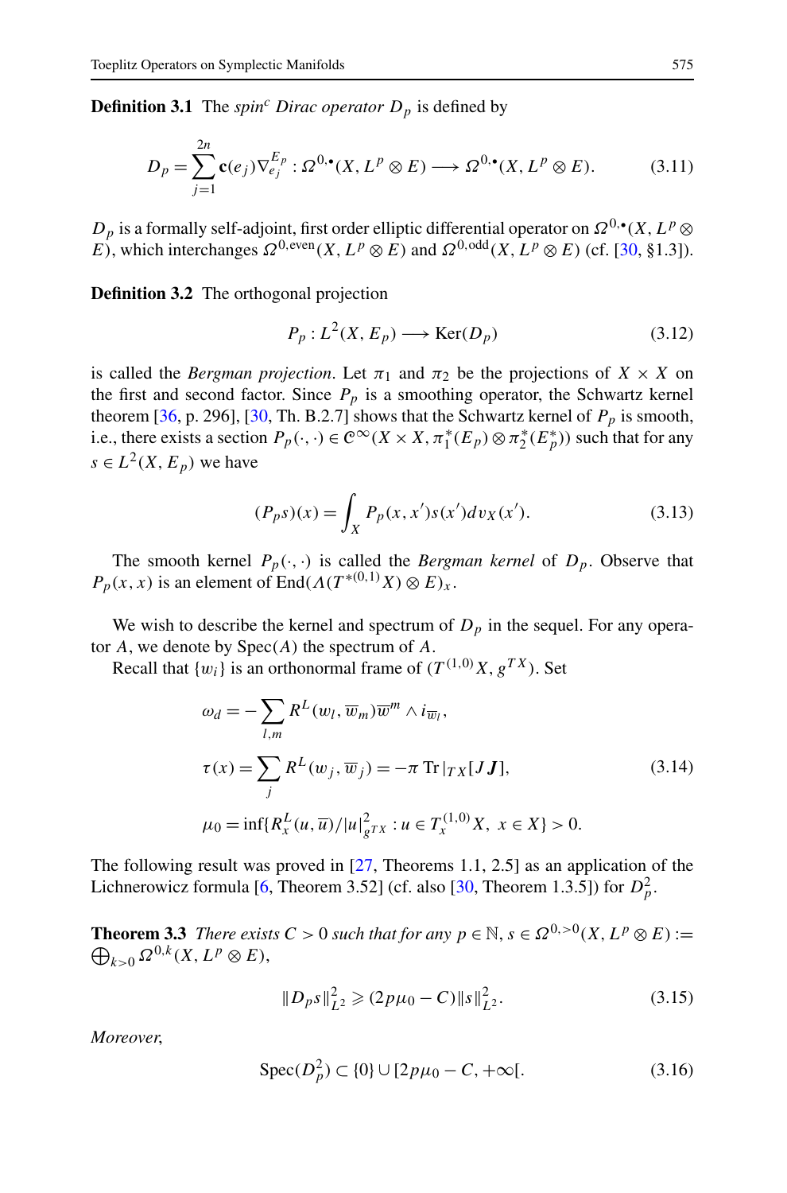**Definition 3.1** The *spin$^c$ Dirac operator* $D_p$ is defined by

$$D_p = \sum_{j=1}^{2n} \mathbf{c}(e_j) \nabla_{e_j}^{E_p} : \Omega^{0,\bullet}(X, L^p \otimes E) \longrightarrow \Omega^{0,\bullet}(X, L^p \otimes E). \tag{3.11}$$

$D_p$ is a formally self-adjoint, first order elliptic differential operator on $\Omega^{0,\bullet}(X, L^p \otimes E)$, which interchanges $\Omega^{0,\mathrm{even}}(X, L^p \otimes E)$ and $\Omega^{0,\mathrm{odd}}(X, L^p \otimes E)$ (cf. [30, §1.3]).

**Definition 3.2** The orthogonal projection

$$P_p : L^2(X, E_p) \longrightarrow \mathrm{Ker}(D_p) \tag{3.12}$$

is called the *Bergman projection*. Let $\pi_1$ and $\pi_2$ be the projections of $X \times X$ on the first and second factor. Since $P_p$ is a smoothing operator, the Schwartz kernel theorem [36, p. 296], [30, Th. B.2.7] shows that the Schwartz kernel of $P_p$ is smooth, i.e., there exists a section $P_p(\cdot,\cdot) \in \mathscr{C}^\infty(X \times X, \pi_1^*(E_p) \otimes \pi_2^*(E_p^*))$ such that for any $s \in L^2(X, E_p)$ we have

$$(P_p s)(x) = \int_X P_p(x, x') s(x') dv_X(x'). \tag{3.13}$$

The smooth kernel $P_p(\cdot,\cdot)$ is called the *Bergman kernel* of $D_p$. Observe that $P_p(x,x)$ is an element of $\mathrm{End}(\Lambda(T^{*(0,1)}X) \otimes E)_x$.

We wish to describe the kernel and spectrum of $D_p$ in the sequel. For any operator $A$, we denote by $\mathrm{Spec}(A)$ the spectrum of $A$.

Recall that $\{w_i\}$ is an orthonormal frame of $(T^{(1,0)}X, g^{TX})$. Set

$$\begin{aligned}
\omega_d &= -\sum_{l,m} R^L(w_l, \overline{w}_m) \overline{w}^m \wedge i_{\overline{w}_l}, \\
\tau(x) &= \sum_j R^L(w_j, \overline{w}_j) = -\pi \operatorname{Tr}|_{TX}[J\boldsymbol{J}], \\
\mu_0 &= \inf\{R_x^L(u, \overline{u})/|u|_{g^{TX}}^2 : u \in T_x^{(1,0)}X,\ x \in X\} > 0.
\end{aligned} \tag{3.14}$$

The following result was proved in [27, Theorems 1.1, 2.5] as an application of the Lichnerowicz formula [6, Theorem 3.52] (cf. also [30, Theorem 1.3.5]) for $D_p^2$.

**Theorem 3.3** *There exists $C > 0$ such that for any $p \in \mathbb{N}$, $s \in \Omega^{0,>0}(X, L^p \otimes E) := \bigoplus_{k>0} \Omega^{0,k}(X, L^p \otimes E)$,*

$$\|D_p s\|_{L^2}^2 \geqslant (2p\mu_0 - C)\|s\|_{L^2}^2. \tag{3.15}$$

*Moreover,*

$$\mathrm{Spec}(D_p^2) \subset \{0\} \cup [2p\mu_0 - C, +\infty[. \tag{3.16}$$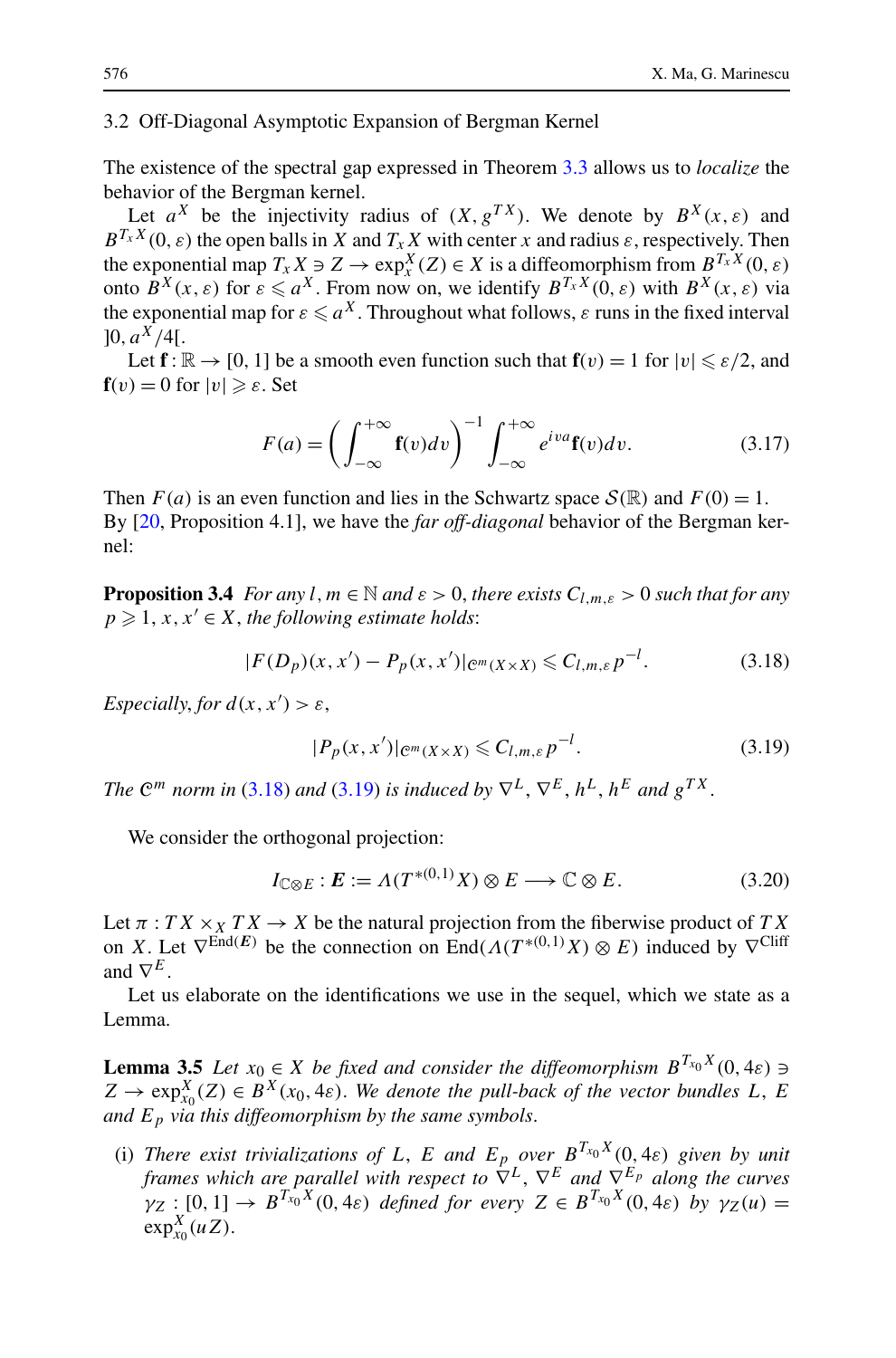### 3.2 Off-Diagonal Asymptotic Expansion of Bergman Kernel

The existence of the spectral gap expressed in Theorem 3.3 allows us to *localize* the behavior of the Bergman kernel.

Let $a^X$ be the injectivity radius of $(X, g^{TX})$. We denote by $B^X(x,\varepsilon)$ and $B^{T_xX}(0,\varepsilon)$ the open balls in $X$ and $T_xX$ with center $x$ and radius $\varepsilon$, respectively. Then the exponential map $T_xX \ni Z \to \exp_x^X(Z) \in X$ is a diffeomorphism from $B^{T_xX}(0,\varepsilon)$ onto $B^X(x,\varepsilon)$ for $\varepsilon \leqslant a^X$. From now on, we identify $B^{T_xX}(0,\varepsilon)$ with $B^X(x,\varepsilon)$ via the exponential map for $\varepsilon \leqslant a^X$. Throughout what follows, $\varepsilon$ runs in the fixed interval $]0, a^X/4[$.

Let $\mathbf{f} : \mathbb{R} \to [0,1]$ be a smooth even function such that $\mathbf{f}(v) = 1$ for $|v| \leqslant \varepsilon/2$, and $\mathbf{f}(v) = 0$ for $|v| \geqslant \varepsilon$. Set

$$F(a) = \left(\int_{-\infty}^{+\infty} \mathbf{f}(v)dv\right)^{-1} \int_{-\infty}^{+\infty} e^{iva}\mathbf{f}(v)dv. \tag{3.17}$$

Then $F(a)$ is an even function and lies in the Schwartz space $\mathcal{S}(\mathbb{R})$ and $F(0) = 1$. By [20, Proposition 4.1], we have the *far off-diagonal* behavior of the Bergman kernel:

**Proposition 3.4** *For any $l, m \in \mathbb{N}$ and $\varepsilon > 0$, there exists $C_{l,m,\varepsilon} > 0$ such that for any $p \geqslant 1$, $x, x' \in X$, the following estimate holds*:

$$|F(D_p)(x,x') - P_p(x,x')|_{\mathcal{C}^m(X\times X)} \leqslant C_{l,m,\varepsilon}\, p^{-l}. \tag{3.18}$$

*Especially, for $d(x,x') > \varepsilon$,*

$$|P_p(x,x')|_{\mathcal{C}^m(X\times X)} \leqslant C_{l,m,\varepsilon}\, p^{-l}. \tag{3.19}$$

*The $\mathcal{C}^m$ norm in (3.18) and (3.19) is induced by $\nabla^L$, $\nabla^E$, $h^L$, $h^E$ and $g^{TX}$.*

We consider the orthogonal projection:

$$I_{\mathbb{C}\otimes E} : \boldsymbol{E} := \Lambda(T^{*(0,1)}X) \otimes E \longrightarrow \mathbb{C} \otimes E. \tag{3.20}$$

Let $\pi : TX \times_X TX \to X$ be the natural projection from the fiberwise product of $TX$ on $X$. Let $\nabla^{\mathrm{End}(\boldsymbol{E})}$ be the connection on $\mathrm{End}(\Lambda(T^{*(0,1)}X) \otimes E)$ induced by $\nabla^{\mathrm{Cliff}}$ and $\nabla^E$.

Let us elaborate on the identifications we use in the sequel, which we state as a Lemma.

**Lemma 3.5** *Let $x_0 \in X$ be fixed and consider the diffeomorphism $B^{T_{x_0}X}(0, 4\varepsilon) \ni Z \to \exp_{x_0}^X(Z) \in B^X(x_0, 4\varepsilon)$. We denote the pull-back of the vector bundles $L$, $E$ and $E_p$ via this diffeomorphism by the same symbols.*

(i) *There exist trivializations of $L$, $E$ and $E_p$ over $B^{T_{x_0}X}(0, 4\varepsilon)$ given by unit frames which are parallel with respect to $\nabla^L$, $\nabla^E$ and $\nabla^{E_p}$ along the curves $\gamma_Z : [0,1] \to B^{T_{x_0}X}(0,4\varepsilon)$ defined for every $Z \in B^{T_{x_0}X}(0,4\varepsilon)$ by $\gamma_Z(u) = \exp_{x_0}^X(uZ)$.*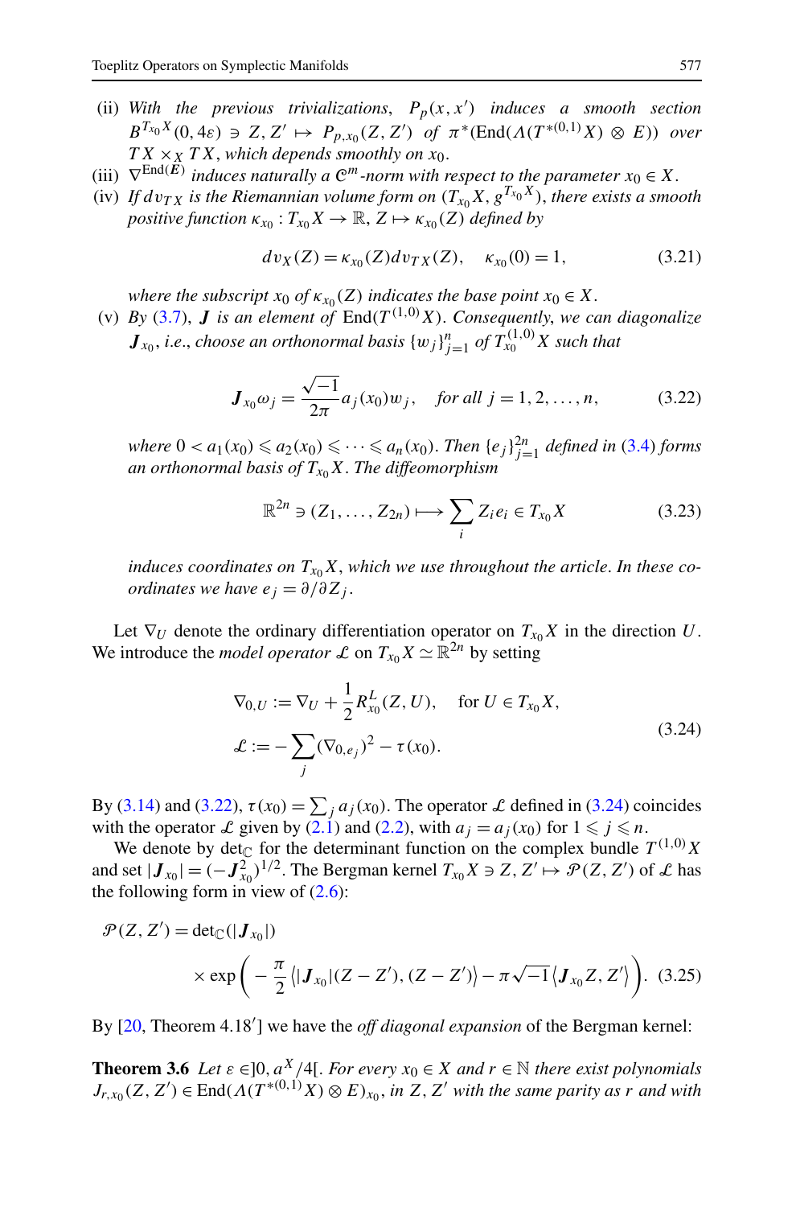(ii) *With the previous trivializations*, $P_p(x, x')$ *induces a smooth section* $B^{T_{x_0}X}(0, 4\varepsilon) \ni Z, Z' \mapsto P_{p,x_0}(Z, Z')$ *of* $\pi^*(\mathrm{End}(\Lambda(T^{*(0,1)}X) \otimes E))$ *over* $TX \times_X TX$, *which depends smoothly on* $x_0$.

(iii) $\nabla^{\mathrm{End}(\boldsymbol{E})}$ *induces naturally a* $\mathscr{C}^m$*-norm with respect to the parameter* $x_0 \in X$.

(iv) *If* $dv_{TX}$ *is the Riemannian volume form on* $(T_{x_0}X, g^{T_{x_0}X})$, *there exists a smooth positive function* $\kappa_{x_0} : T_{x_0}X \to \mathbb{R}$, $Z \mapsto \kappa_{x_0}(Z)$ *defined by*

$$dv_X(Z) = \kappa_{x_0}(Z) dv_{TX}(Z), \quad \kappa_{x_0}(0) = 1, \tag{3.21}$$

*where the subscript* $x_0$ *of* $\kappa_{x_0}(Z)$ *indicates the base point* $x_0 \in X$.

(v) *By* (3.7), $\boldsymbol{J}$ *is an element of* $\mathrm{End}(T^{(1,0)}X)$. *Consequently, we can diagonalize* $\boldsymbol{J}_{x_0}$, *i.e., choose an orthonormal basis* $\{w_j\}_{j=1}^n$ *of* $T_{x_0}^{(1,0)}X$ *such that*

$$\boldsymbol{J}_{x_0} \omega_j = \frac{\sqrt{-1}}{2\pi} a_j(x_0) w_j, \quad \text{for all } j = 1, 2, \ldots, n, \tag{3.22}$$

*where* $0 < a_1(x_0) \leqslant a_2(x_0) \leqslant \cdots \leqslant a_n(x_0)$. *Then* $\{e_j\}_{j=1}^{2n}$ *defined in* (3.4) *forms an orthonormal basis of* $T_{x_0}X$. *The diffeomorphism*

$$\mathbb{R}^{2n} \ni (Z_1, \ldots, Z_{2n}) \longmapsto \sum_i Z_i e_i \in T_{x_0}X \tag{3.23}$$

*induces coordinates on* $T_{x_0}X$, *which we use throughout the article. In these coordinates we have* $e_j = \partial/\partial Z_j$.

Let $\nabla_U$ denote the ordinary differentiation operator on $T_{x_0}X$ in the direction $U$. We introduce the *model operator* $\mathscr{L}$ on $T_{x_0}X \simeq \mathbb{R}^{2n}$ by setting

$$\begin{aligned} \nabla_{0,U} &:= \nabla_U + \frac{1}{2} R^L_{x_0}(Z, U), \quad \text{for } U \in T_{x_0}X, \\ \mathscr{L} &:= -\sum_j (\nabla_{0,e_j})^2 - \tau(x_0). \end{aligned} \tag{3.24}$$

By (3.14) and (3.22), $\tau(x_0) = \sum_j a_j(x_0)$. The operator $\mathscr{L}$ defined in (3.24) coincides with the operator $\mathscr{L}$ given by (2.1) and (2.2), with $a_j = a_j(x_0)$ for $1 \leqslant j \leqslant n$.

We denote by $\det_{\mathbb{C}}$ for the determinant function on the complex bundle $T^{(1,0)}X$ and set $|\boldsymbol{J}_{x_0}| = (-\boldsymbol{J}_{x_0}^2)^{1/2}$. The Bergman kernel $T_{x_0}X \ni Z, Z' \mapsto \mathscr{P}(Z, Z')$ of $\mathscr{L}$ has the following form in view of (2.6):

$$\mathscr{P}(Z, Z') = \det{}_{\mathbb{C}}(|\boldsymbol{J}_{x_0}|) \times \exp\bigg( - \frac{\pi}{2} \big\langle |\boldsymbol{J}_{x_0}|(Z - Z'), (Z - Z') \big\rangle - \pi\sqrt{-1} \big\langle \boldsymbol{J}_{x_0} Z, Z' \big\rangle \bigg). \tag{3.25}$$

By [20, Theorem 4.18′] we have the *off diagonal expansion* of the Bergman kernel:

**Theorem 3.6** *Let* $\varepsilon \in ]0, a^X/4[$. *For every* $x_0 \in X$ *and* $r \in \mathbb{N}$ *there exist polynomials* $J_{r,x_0}(Z, Z') \in \mathrm{End}(\Lambda(T^{*(0,1)}X) \otimes E)_{x_0}$, *in* $Z, Z'$ *with the same parity as* $r$ *and with*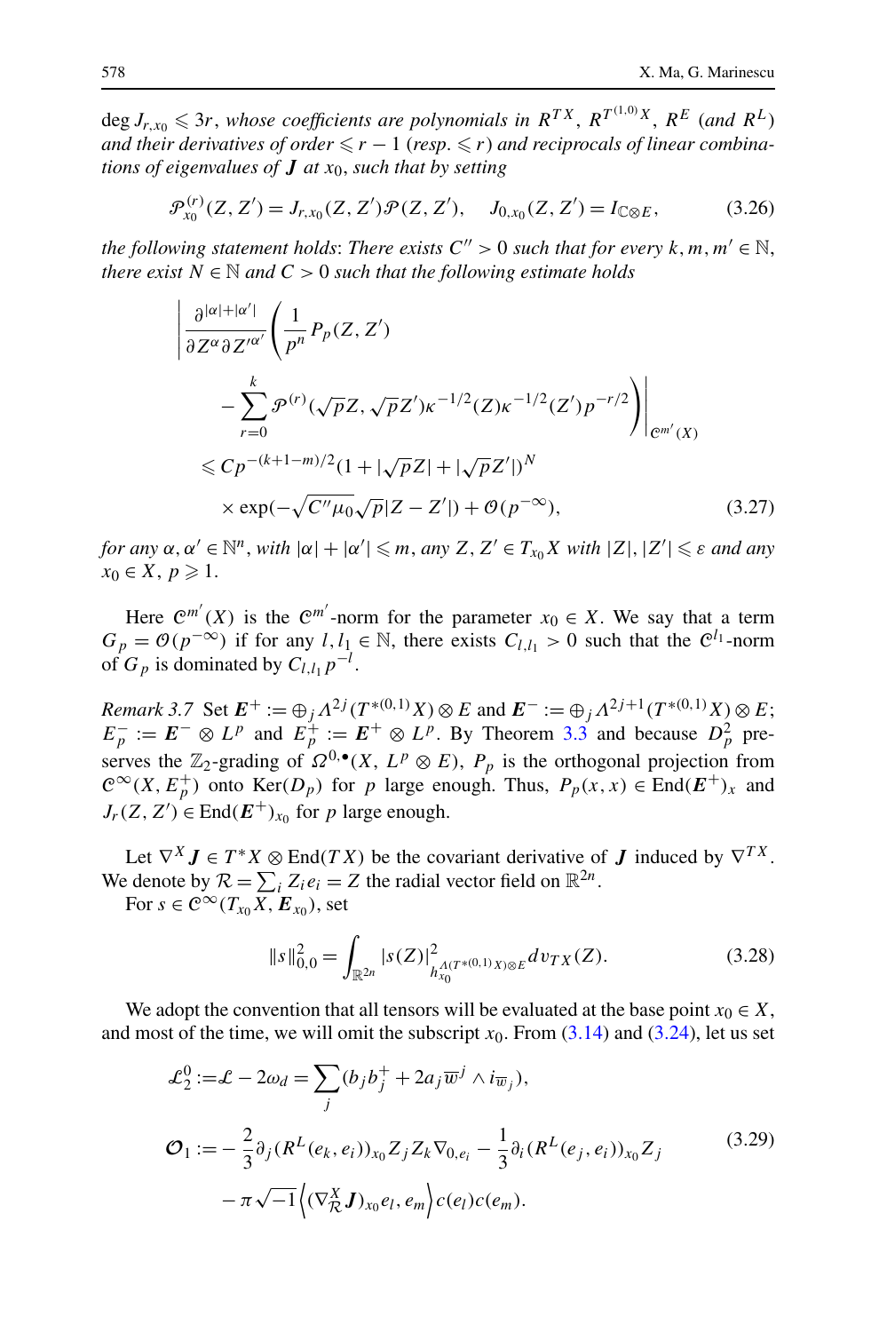$\deg J_{r,x_0} \leqslant 3r$, *whose coefficients are polynomials in* $R^{TX}$, $R^{T^{(1,0)}X}$, $R^E$ *(and* $R^L$*) and their derivatives of order* $\leqslant r-1$ *(resp.* $\leqslant r$*) and reciprocals of linear combinations of eigenvalues of* $\boldsymbol{J}$ *at* $x_0$, *such that by setting*

$$\mathscr{P}^{(r)}_{x_0}(Z,Z') = J_{r,x_0}(Z,Z')\mathscr{P}(Z,Z'), \quad J_{0,x_0}(Z,Z') = I_{\mathbb{C}\otimes E}, \tag{3.26}$$

*the following statement holds*: *There exists* $C''>0$ *such that for every* $k,m,m' \in \mathbb{N}$, *there exist* $N \in \mathbb{N}$ *and* $C>0$ *such that the following estimate holds*

$$\begin{aligned}
&\left| \frac{\partial^{|\alpha|+|\alpha'|}}{\partial Z^\alpha \partial Z'^{\alpha'}} \left( \frac{1}{p^n} P_p(Z,Z') \right.\right. \\
&\qquad \left.\left. - \sum_{r=0}^{k} \mathscr{P}^{(r)}(\sqrt{p}Z,\sqrt{p}Z')\kappa^{-1/2}(Z)\kappa^{-1/2}(Z')p^{-r/2} \right) \right|_{\mathscr{C}^{m'}(X)} \\
&\quad \leqslant Cp^{-(k+1-m)/2}(1+|\sqrt{p}Z|+|\sqrt{p}Z'|)^N \\
&\qquad \times \exp(-\sqrt{C''\mu_0}\sqrt{p}|Z-Z'|) + \mathscr{O}(p^{-\infty}),
\end{aligned} \tag{3.27}$$

*for any* $\alpha,\alpha' \in \mathbb{N}^n$, *with* $|\alpha|+|\alpha'| \leqslant m$, *any* $Z,Z' \in T_{x_0}X$ *with* $|Z|,|Z'| \leqslant \varepsilon$ *and any* $x_0 \in X$, $p \geqslant 1$.

Here $\mathscr{C}^{m'}(X)$ is the $\mathscr{C}^{m'}$-norm for the parameter $x_0 \in X$. We say that a term $G_p = \mathscr{O}(p^{-\infty})$ if for any $l, l_1 \in \mathbb{N}$, there exists $C_{l,l_1} > 0$ such that the $\mathscr{C}^{l_1}$-norm of $G_p$ is dominated by $C_{l,l_1}p^{-l}$.

*Remark 3.7* Set $\boldsymbol{E}^+ := \oplus_j \Lambda^{2j}(T^{*(0,1)}X)\otimes E$ and $\boldsymbol{E}^- := \oplus_j \Lambda^{2j+1}(T^{*(0,1)}X)\otimes E$; $E_p^- := \boldsymbol{E}^- \otimes L^p$ and $E_p^+ := \boldsymbol{E}^+ \otimes L^p$. By Theorem 3.3 and because $D_p^2$ preserves the $\mathbb{Z}_2$-grading of $\Omega^{0,\bullet}(X, L^p\otimes E)$, $P_p$ is the orthogonal projection from $\mathscr{C}^\infty(X, E_p^+)$ onto $\operatorname{Ker}(D_p)$ for $p$ large enough. Thus, $P_p(x,x) \in \operatorname{End}(\boldsymbol{E}^+)_x$ and $J_r(Z,Z') \in \operatorname{End}(\boldsymbol{E}^+)_{x_0}$ for $p$ large enough.

Let $\nabla^X \boldsymbol{J} \in T^*X \otimes \operatorname{End}(TX)$ be the covariant derivative of $\boldsymbol{J}$ induced by $\nabla^{TX}$. We denote by $\mathcal{R} = \sum_i Z_i e_i = Z$ the radial vector field on $\mathbb{R}^{2n}$.

For $s \in \mathscr{C}^\infty(T_{x_0}X, \boldsymbol{E}_{x_0})$, set

$$\|s\|_{0,0}^2 = \int_{\mathbb{R}^{2n}} |s(Z)|^2_{h_{x_0}^{\Lambda(T^{*(0,1)}X)\otimes E}} dv_{TX}(Z). \tag{3.28}$$

We adopt the convention that all tensors will be evaluated at the base point $x_0 \in X$, and most of the time, we will omit the subscript $x_0$. From (3.14) and (3.24), let us set

$$\begin{aligned}
\mathscr{L}_2^0 &:= \mathscr{L} - 2\omega_d = \sum_j (b_j b_j^+ + 2a_j \overline{w}^j \wedge i_{\overline{w}_j}), \\
\boldsymbol{\mathcal{O}}_1 &:= -\frac{2}{3}\partial_j (R^L(e_k,e_i))_{x_0} Z_j Z_k \nabla_{0,e_i} - \frac{1}{3}\partial_i (R^L(e_j,e_i))_{x_0} Z_j \\
&\quad - \pi\sqrt{-1}\left\langle (\nabla^X_{\mathcal{R}}\boldsymbol{J})_{x_0} e_l, e_m \right\rangle c(e_l)c(e_m).
\end{aligned} \tag{3.29}$$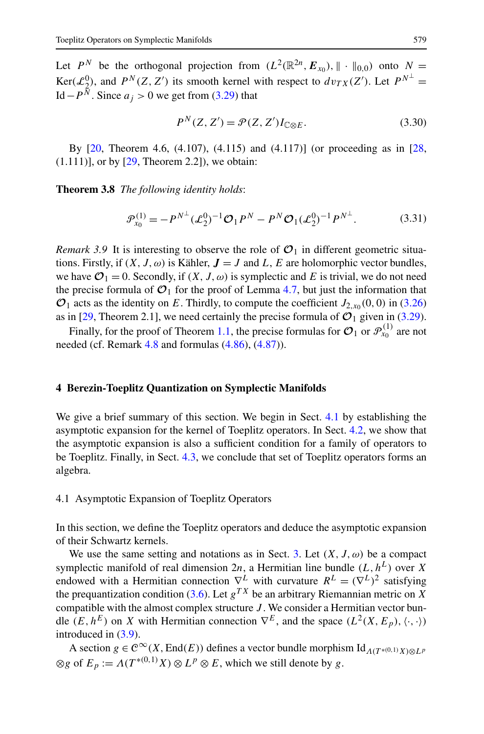Let $P^N$ be the orthogonal projection from $(L^2(\mathbb{R}^{2n}, \boldsymbol{E}_{x_0}), \|\cdot\|_{0,0})$ onto $N = \mathrm{Ker}(\mathscr{L}_2^0)$, and $P^N(Z, Z')$ its smooth kernel with respect to $dv_{TX}(Z')$. Let $P^{N^\perp} = \mathrm{Id} - P^N$. Since $a_j > 0$ we get from (3.29) that

$$P^N(Z, Z') = \mathscr{P}(Z, Z') I_{\mathbb{C}\otimes E}. \tag{3.30}$$

By [20, Theorem 4.6, (4.107), (4.115) and (4.117)] (or proceeding as in [28, (1.111)], or by [29, Theorem 2.2]), we obtain:

**Theorem 3.8** *The following identity holds*:

$$\mathscr{P}_{x_0}^{(1)} = -P^{N^\perp}(\mathscr{L}_2^0)^{-1}\mathcal{O}_1 P^N - P^N \mathcal{O}_1 (\mathscr{L}_2^0)^{-1} P^{N^\perp}. \tag{3.31}$$

*Remark 3.9* It is interesting to observe the role of $\mathcal{O}_1$ in different geometric situations. Firstly, if $(X, J, \omega)$ is Kähler, $\boldsymbol{J} = J$ and $L$, $E$ are holomorphic vector bundles, we have $\mathcal{O}_1 = 0$. Secondly, if $(X, J, \omega)$ is symplectic and $E$ is trivial, we do not need the precise formula of $\mathcal{O}_1$ for the proof of Lemma 4.7, but just the information that $\mathcal{O}_1$ acts as the identity on $E$. Thirdly, to compute the coefficient $J_{2,x_0}(0,0)$ in (3.26) as in [29, Theorem 2.1], we need certainly the precise formula of $\mathcal{O}_1$ given in (3.29).

Finally, for the proof of Theorem 1.1, the precise formulas for $\mathcal{O}_1$ or $\mathscr{P}_{x_0}^{(1)}$ are not needed (cf. Remark 4.8 and formulas (4.86), (4.87)).

## 4 Berezin-Toeplitz Quantization on Symplectic Manifolds

We give a brief summary of this section. We begin in Sect. 4.1 by establishing the asymptotic expansion for the kernel of Toeplitz operators. In Sect. 4.2, we show that the asymptotic expansion is also a sufficient condition for a family of operators to be Toeplitz. Finally, in Sect. 4.3, we conclude that set of Toeplitz operators forms an algebra.

### 4.1 Asymptotic Expansion of Toeplitz Operators

In this section, we define the Toeplitz operators and deduce the asymptotic expansion of their Schwartz kernels.

We use the same setting and notations as in Sect. 3. Let $(X, J, \omega)$ be a compact symplectic manifold of real dimension $2n$, a Hermitian line bundle $(L, h^L)$ over $X$ endowed with a Hermitian connection $\nabla^L$ with curvature $R^L = (\nabla^L)^2$ satisfying the prequantization condition (3.6). Let $g^{TX}$ be an arbitrary Riemannian metric on $X$ compatible with the almost complex structure $J$. We consider a Hermitian vector bundle $(E, h^E)$ on $X$ with Hermitian connection $\nabla^E$, and the space $(L^2(X, E_p), \langle\cdot,\cdot\rangle)$ introduced in (3.9).

A section $g \in \mathscr{C}^\infty(X, \mathrm{End}(E))$ defines a vector bundle morphism $\mathrm{Id}_{\Lambda(T^{*(0,1)}X)\otimes L^p} \otimes g$ of $E_p := \Lambda(T^{*(0,1)}X) \otimes L^p \otimes E$, which we still denote by $g$.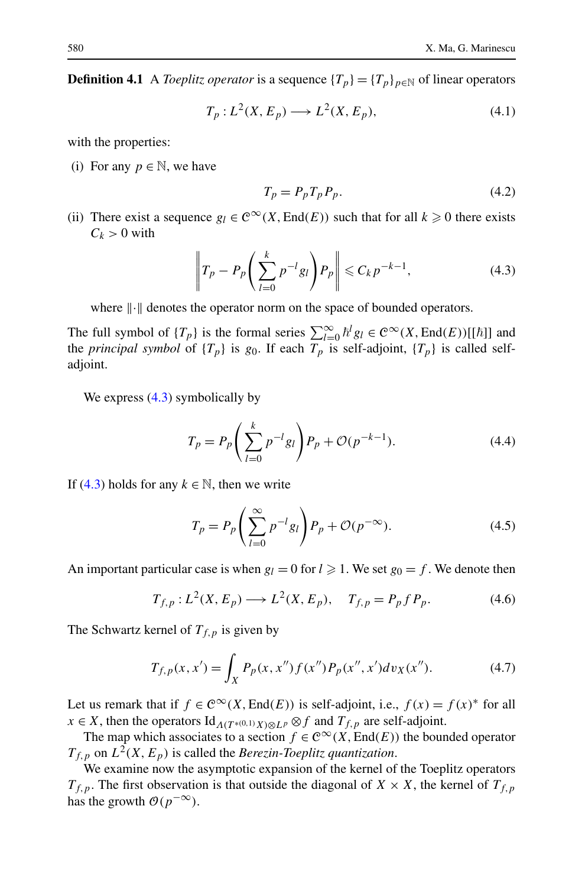**Definition 4.1** A *Toeplitz operator* is a sequence $\{T_p\} = \{T_p\}_{p\in\mathbb{N}}$ of linear operators

$$T_p : L^2(X, E_p) \longrightarrow L^2(X, E_p), \tag{4.1}$$

with the properties:

(i) For any $p \in \mathbb{N}$, we have

$$T_p = P_p T_p P_p. \tag{4.2}$$

(ii) There exist a sequence $g_l \in \mathscr{C}^\infty(X, \mathrm{End}(E))$ such that for all $k \geqslant 0$ there exists $C_k > 0$ with

$$\left\| T_p - P_p\left(\sum_{l=0}^{k} p^{-l} g_l\right) P_p \right\| \leqslant C_k p^{-k-1}, \tag{4.3}$$

where $\|\cdot\|$ denotes the operator norm on the space of bounded operators.

The full symbol of $\{T_p\}$ is the formal series $\sum_{l=0}^\infty \hbar^l g_l \in \mathscr{C}^\infty(X, \mathrm{End}(E))[[\hbar]]$ and the *principal symbol* of $\{T_p\}$ is $g_0$. If each $T_p$ is self-adjoint, $\{T_p\}$ is called self-adjoint.

We express (4.3) symbolically by

$$T_p = P_p\left(\sum_{l=0}^{k} p^{-l} g_l\right) P_p + \mathscr{O}(p^{-k-1}). \tag{4.4}$$

If (4.3) holds for any $k \in \mathbb{N}$, then we write

$$T_p = P_p\left(\sum_{l=0}^{\infty} p^{-l} g_l\right) P_p + \mathscr{O}(p^{-\infty}). \tag{4.5}$$

An important particular case is when $g_l = 0$ for $l \geqslant 1$. We set $g_0 = f$. We denote then

$$T_{f,p} : L^2(X, E_p) \longrightarrow L^2(X, E_p), \quad T_{f,p} = P_p f P_p. \tag{4.6}$$

The Schwartz kernel of $T_{f,p}$ is given by

$$T_{f,p}(x, x') = \int_X P_p(x, x'') f(x'') P_p(x'', x') dv_X(x''). \tag{4.7}$$

Let us remark that if $f \in \mathscr{C}^\infty(X, \mathrm{End}(E))$ is self-adjoint, i.e., $f(x) = f(x)^*$ for all $x \in X$, then the operators $\mathrm{Id}_{\Lambda(T^{*(0,1)}X)\otimes L^p} \otimes f$ and $T_{f,p}$ are self-adjoint.

The map which associates to a section $f \in \mathscr{C}^\infty(X, \mathrm{End}(E))$ the bounded operator $T_{f,p}$ on $L^2(X, E_p)$ is called the *Berezin-Toeplitz quantization*.

We examine now the asymptotic expansion of the kernel of the Toeplitz operators $T_{f,p}$. The first observation is that outside the diagonal of $X \times X$, the kernel of $T_{f,p}$ has the growth $\mathscr{O}(p^{-\infty})$.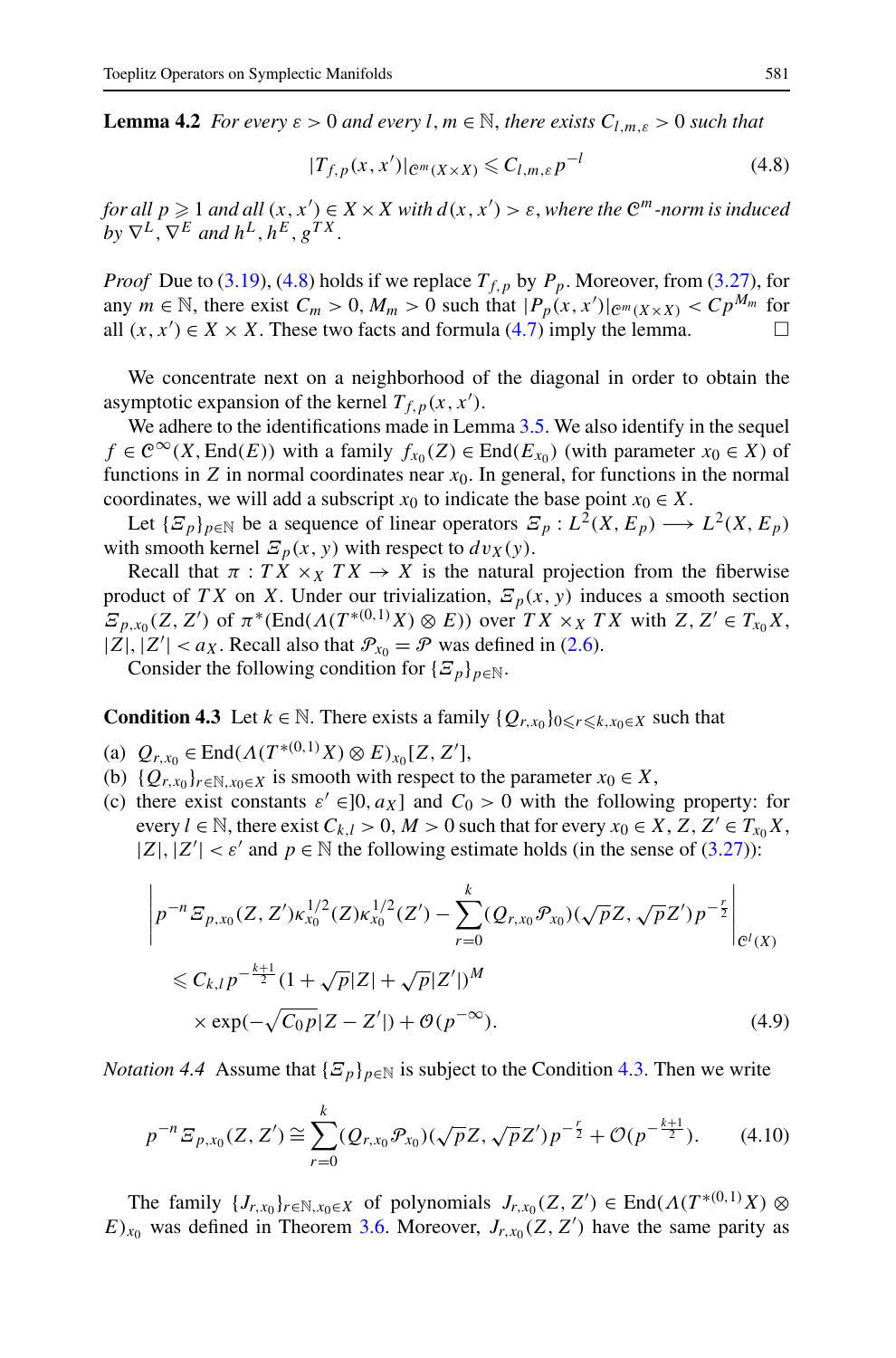**Lemma 4.2** *For every $\varepsilon > 0$ and every $l, m \in \mathbb{N}$, there exists $C_{l,m,\varepsilon} > 0$ such that*

$$|T_{f,p}(x,x')|_{\mathscr{C}^m(X\times X)} \leqslant C_{l,m,\varepsilon}\, p^{-l} \tag{4.8}$$

*for all $p \geqslant 1$ and all $(x,x') \in X \times X$ with $d(x,x') > \varepsilon$, where the $\mathscr{C}^m$-norm is induced by $\nabla^L, \nabla^E$ and $h^L, h^E, g^{TX}$.*

*Proof* Due to (3.19), (4.8) holds if we replace $T_{f,p}$ by $P_p$. Moreover, from (3.27), for any $m \in \mathbb{N}$, there exist $C_m > 0$, $M_m > 0$ such that $|P_p(x,x')|_{\mathscr{C}^m(X\times X)} < Cp^{M_m}$ for all $(x,x') \in X \times X$. These two facts and formula (4.7) imply the lemma. □

We concentrate next on a neighborhood of the diagonal in order to obtain the asymptotic expansion of the kernel $T_{f,p}(x,x')$.

We adhere to the identifications made in Lemma 3.5. We also identify in the sequel $f \in \mathscr{C}^\infty(X, \mathrm{End}(E))$ with a family $f_{x_0}(Z) \in \mathrm{End}(E_{x_0})$ (with parameter $x_0 \in X$) of functions in $Z$ in normal coordinates near $x_0$. In general, for functions in the normal coordinates, we will add a subscript $x_0$ to indicate the base point $x_0 \in X$.

Let $\{\Xi_p\}_{p\in\mathbb{N}}$ be a sequence of linear operators $\Xi_p : L^2(X, E_p) \longrightarrow L^2(X, E_p)$ with smooth kernel $\Xi_p(x,y)$ with respect to $dv_X(y)$.

Recall that $\pi : TX \times_X TX \to X$ is the natural projection from the fiberwise product of $TX$ on $X$. Under our trivialization, $\Xi_p(x,y)$ induces a smooth section $\Xi_{p,x_0}(Z,Z')$ of $\pi^*(\mathrm{End}(\Lambda(T^{*(0,1)}X) \otimes E))$ over $TX \times_X TX$ with $Z, Z' \in T_{x_0}X$, $|Z|, |Z'| < a_X$. Recall also that $\mathscr{P}_{x_0} = \mathscr{P}$ was defined in (2.6).

Consider the following condition for $\{\Xi_p\}_{p\in\mathbb{N}}$.

**Condition 4.3** Let $k \in \mathbb{N}$. There exists a family $\{Q_{r,x_0}\}_{0\leqslant r\leqslant k, x_0\in X}$ such that

(a) $Q_{r,x_0} \in \mathrm{End}(\Lambda(T^{*(0,1)}X) \otimes E)_{x_0}[Z, Z']$,
(b) $\{Q_{r,x_0}\}_{r\in\mathbb{N}, x_0\in X}$ is smooth with respect to the parameter $x_0 \in X$,
(c) there exist constants $\varepsilon' \in ]0, a_X]$ and $C_0 > 0$ with the following property: for every $l \in \mathbb{N}$, there exist $C_{k,l} > 0$, $M > 0$ such that for every $x_0 \in X$, $Z, Z' \in T_{x_0}X$, $|Z|, |Z'| < \varepsilon'$ and $p \in \mathbb{N}$ the following estimate holds (in the sense of (3.27)):

$$\begin{aligned}
&\left| p^{-n}\,\Xi_{p,x_0}(Z,Z')\kappa_{x_0}^{1/2}(Z)\kappa_{x_0}^{1/2}(Z') - \sum_{r=0}^{k}(Q_{r,x_0}\mathscr{P}_{x_0})(\sqrt{p}Z, \sqrt{p}Z')p^{-\frac{r}{2}} \right|_{\mathscr{C}^l(X)} \\
&\quad \leqslant C_{k,l}\, p^{-\frac{k+1}{2}}(1 + \sqrt{p}|Z| + \sqrt{p}|Z'|)^M \\
&\quad\quad \times \exp(-\sqrt{C_0 p}|Z - Z'|) + \mathscr{O}(p^{-\infty}).
\end{aligned} \tag{4.9}$$

*Notation 4.4* Assume that $\{\Xi_p\}_{p\in\mathbb{N}}$ is subject to the Condition 4.3. Then we write

$$p^{-n}\,\Xi_{p,x_0}(Z,Z') \cong \sum_{r=0}^{k}(Q_{r,x_0}\mathscr{P}_{x_0})(\sqrt{p}Z, \sqrt{p}Z')p^{-\frac{r}{2}} + \mathscr{O}(p^{-\frac{k+1}{2}}). \tag{4.10}$$

The family $\{J_{r,x_0}\}_{r\in\mathbb{N}, x_0\in X}$ of polynomials $J_{r,x_0}(Z,Z') \in \mathrm{End}(\Lambda(T^{*(0,1)}X) \otimes E)_{x_0}$ was defined in Theorem 3.6. Moreover, $J_{r,x_0}(Z,Z')$ have the same parity as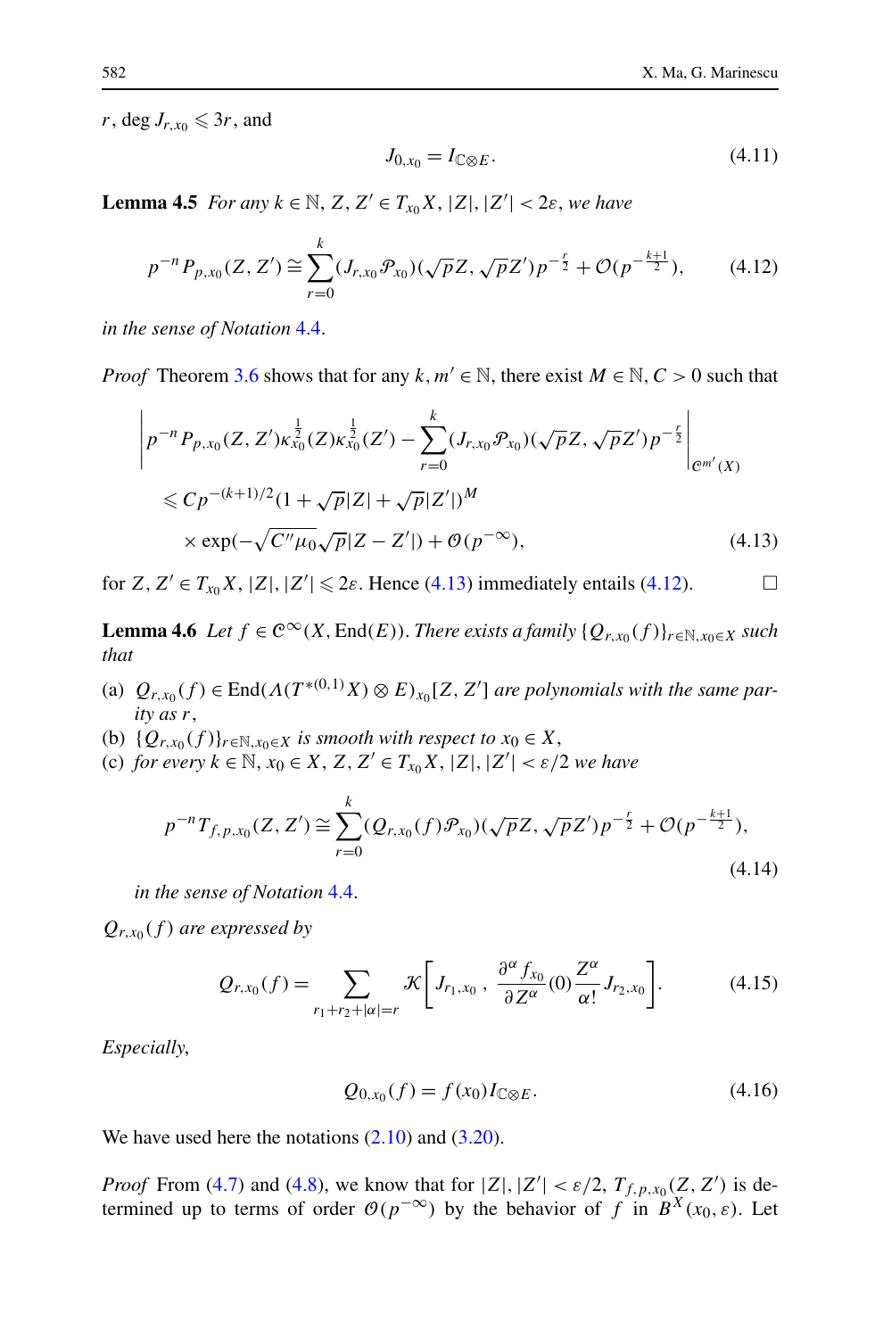$r$, $\deg J_{r,x_0} \leqslant 3r$, and

$$J_{0,x_0} = I_{\mathbb{C}\otimes E}. \tag{4.11}$$

**Lemma 4.5** *For any $k \in \mathbb{N}$, $Z, Z' \in T_{x_0}X$, $|Z|, |Z'| < 2\varepsilon$, we have*

$$p^{-n} P_{p,x_0}(Z, Z') \cong \sum_{r=0}^{k} (J_{r,x_0}\mathscr{P}_{x_0})(\sqrt{p}Z, \sqrt{p}Z') p^{-\frac{r}{2}} + \mathscr{O}(p^{-\frac{k+1}{2}}), \tag{4.12}$$

*in the sense of Notation 4.4.*

*Proof* Theorem 3.6 shows that for any $k, m' \in \mathbb{N}$, there exist $M \in \mathbb{N}$, $C > 0$ such that

$$\begin{aligned}
&\left| p^{-n} P_{p,x_0}(Z, Z')\kappa_{x_0}^{\frac{1}{2}}(Z)\kappa_{x_0}^{\frac{1}{2}}(Z') - \sum_{r=0}^{k} (J_{r,x_0}\mathscr{P}_{x_0})(\sqrt{p}Z, \sqrt{p}Z') p^{-\frac{r}{2}} \right|_{\mathscr{C}^{m'}(X)} \\
&\quad \leqslant C p^{-(k+1)/2}(1 + \sqrt{p}|Z| + \sqrt{p}|Z'|)^M \\
&\quad\quad \times \exp(-\sqrt{C''\mu_0}\sqrt{p}|Z - Z'|) + \mathscr{O}(p^{-\infty}),
\end{aligned} \tag{4.13}$$

for $Z, Z' \in T_{x_0}X$, $|Z|, |Z'| \leqslant 2\varepsilon$. Hence (4.13) immediately entails (4.12). □

**Lemma 4.6** *Let $f \in \mathscr{C}^\infty(X, \mathrm{End}(E))$. There exists a family $\{Q_{r,x_0}(f)\}_{r\in\mathbb{N}, x_0\in X}$ such that*

(a) *$Q_{r,x_0}(f) \in \mathrm{End}(\Lambda(T^{*(0,1)}X) \otimes E)_{x_0}[Z, Z']$ are polynomials with the same parity as $r$,*
(b) *$\{Q_{r,x_0}(f)\}_{r\in\mathbb{N}, x_0\in X}$ is smooth with respect to $x_0 \in X$,*
(c) *for every $k \in \mathbb{N}$, $x_0 \in X$, $Z, Z' \in T_{x_0}X$, $|Z|, |Z'| < \varepsilon/2$ we have*

$$p^{-n} T_{f,p,x_0}(Z, Z') \cong \sum_{r=0}^{k} (Q_{r,x_0}(f)\mathscr{P}_{x_0})(\sqrt{p}Z, \sqrt{p}Z') p^{-\frac{r}{2}} + \mathscr{O}(p^{-\frac{k+1}{2}}), \tag{4.14}$$

*in the sense of Notation 4.4.*

*$Q_{r,x_0}(f)$ are expressed by*

$$Q_{r,x_0}(f) = \sum_{r_1+r_2+|\alpha|=r} \mathscr{K}\left[ J_{r_1,x_0}, \frac{\partial^\alpha f_{x_0}}{\partial Z^\alpha}(0)\frac{Z^\alpha}{\alpha!} J_{r_2,x_0} \right]. \tag{4.15}$$

*Especially,*

$$Q_{0,x_0}(f) = f(x_0) I_{\mathbb{C}\otimes E}. \tag{4.16}$$

We have used here the notations (2.10) and (3.20).

*Proof* From (4.7) and (4.8), we know that for $|Z|, |Z'| < \varepsilon/2$, $T_{f,p,x_0}(Z, Z')$ is determined up to terms of order $\mathscr{O}(p^{-\infty})$ by the behavior of $f$ in $B^X(x_0, \varepsilon)$. Let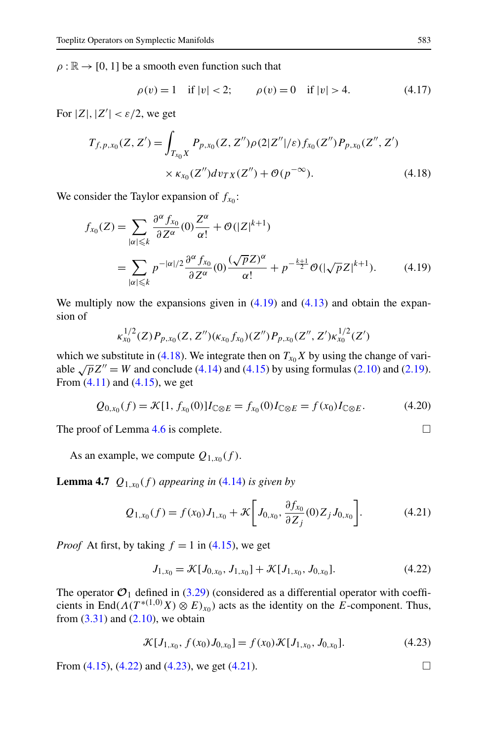$\rho : \mathbb{R} \to [0, 1]$ be a smooth even function such that

$$\rho(v) = 1 \quad \text{if } |v| < 2; \qquad \rho(v) = 0 \quad \text{if } |v| > 4. \tag{4.17}$$

For $|Z|, |Z'| < \varepsilon/2$, we get

$$\begin{aligned} T_{f,p,x_0}(Z, Z') = \int_{T_{x_0}X} & P_{p,x_0}(Z, Z'')\rho(2|Z''|/\varepsilon) f_{x_0}(Z'') P_{p,x_0}(Z'', Z') \\ & \times \kappa_{x_0}(Z'') dv_{TX}(Z'') + \mathcal{O}(p^{-\infty}). \end{aligned} \tag{4.18}$$

We consider the Taylor expansion of $f_{x_0}$:

$$\begin{aligned} f_{x_0}(Z) &= \sum_{|\alpha| \leqslant k} \frac{\partial^\alpha f_{x_0}}{\partial Z^\alpha}(0) \frac{Z^\alpha}{\alpha!} + \mathcal{O}(|Z|^{k+1}) \\ &= \sum_{|\alpha| \leqslant k} p^{-|\alpha|/2} \frac{\partial^\alpha f_{x_0}}{\partial Z^\alpha}(0) \frac{(\sqrt{p}Z)^\alpha}{\alpha!} + p^{-\frac{k+1}{2}} \mathcal{O}(|\sqrt{p}Z|^{k+1}). \end{aligned} \tag{4.19}$$

We multiply now the expansions given in (4.19) and (4.13) and obtain the expansion of

$$\kappa_{x_0}^{1/2}(Z) P_{p,x_0}(Z, Z'')(\kappa_{x_0} f_{x_0})(Z'') P_{p,x_0}(Z'', Z') \kappa_{x_0}^{1/2}(Z')$$

which we substitute in (4.18). We integrate then on $T_{x_0}X$ by using the change of variable $\sqrt{p}Z'' = W$ and conclude (4.14) and (4.15) by using formulas (2.10) and (2.19). From (4.11) and (4.15), we get

$$Q_{0,x_0}(f) = \mathcal{K}[1, f_{x_0}(0)] I_{\mathbb{C}\otimes E} = f_{x_0}(0) I_{\mathbb{C}\otimes E} = f(x_0) I_{\mathbb{C}\otimes E}. \tag{4.20}$$

The proof of Lemma 4.6 is complete. ∎

As an example, we compute $Q_{1,x_0}(f)$.

**Lemma 4.7** *$Q_{1,x_0}(f)$ appearing in (4.14) is given by*

$$Q_{1,x_0}(f) = f(x_0) J_{1,x_0} + \mathcal{K}\left[J_{0,x_0}, \frac{\partial f_{x_0}}{\partial Z_j}(0) Z_j J_{0,x_0}\right]. \tag{4.21}$$

*Proof* At first, by taking $f = 1$ in (4.15), we get

$$J_{1,x_0} = \mathcal{K}[J_{0,x_0}, J_{1,x_0}] + \mathcal{K}[J_{1,x_0}, J_{0,x_0}]. \tag{4.22}$$

The operator $\mathcal{O}_1$ defined in (3.29) (considered as a differential operator with coefficients in $\mathrm{End}(\Lambda(T^{*(1,0)}X) \otimes E)_{x_0}$) acts as the identity on the $E$-component. Thus, from (3.31) and (2.10), we obtain

$$\mathcal{K}[J_{1,x_0}, f(x_0) J_{0,x_0}] = f(x_0) \mathcal{K}[J_{1,x_0}, J_{0,x_0}]. \tag{4.23}$$

From (4.15), (4.22) and (4.23), we get (4.21). ∎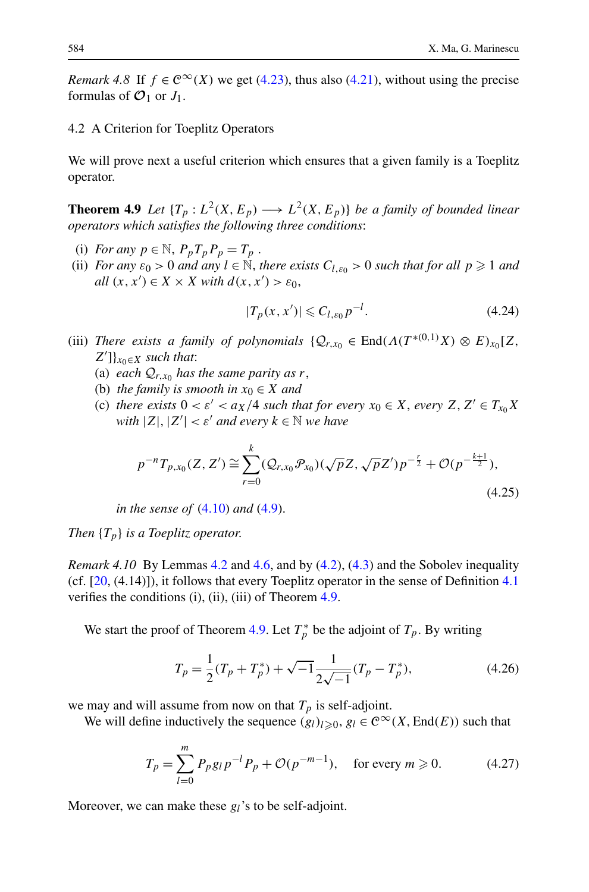*Remark 4.8* If $f \in \mathscr{C}^\infty(X)$ we get (4.23), thus also (4.21), without using the precise formulas of $\mathcal{O}_1$ or $J_1$.

## 4.2 A Criterion for Toeplitz Operators

We will prove next a useful criterion which ensures that a given family is a Toeplitz operator.

**Theorem 4.9** *Let $\{T_p : L^2(X, E_p) \longrightarrow L^2(X, E_p)\}$ be a family of bounded linear operators which satisfies the following three conditions*:

(i) *For any $p \in \mathbb{N}$, $P_p T_p P_p = T_p$.*

(ii) *For any $\varepsilon_0 > 0$ and any $l \in \mathbb{N}$, there exists $C_{l,\varepsilon_0} > 0$ such that for all $p \geqslant 1$ and all $(x, x') \in X \times X$ with $d(x, x') > \varepsilon_0$,*

$$|T_p(x, x')| \leqslant C_{l,\varepsilon_0} p^{-l}. \tag{4.24}$$

(iii) *There exists a family of polynomials $\{\mathcal{Q}_{r,x_0} \in \operatorname{End}(\Lambda(T^{*(0,1)}X) \otimes E)_{x_0}[Z, Z']\}_{x_0 \in X}$ such that*:
   - (a) *each $\mathcal{Q}_{r,x_0}$ has the same parity as $r$,*
   - (b) *the family is smooth in $x_0 \in X$ and*
   - (c) *there exists $0 < \varepsilon' < a_X/4$ such that for every $x_0 \in X$, every $Z, Z' \in T_{x_0}X$ with $|Z|, |Z'| < \varepsilon'$ and every $k \in \mathbb{N}$ we have*

$$p^{-n} T_{p,x_0}(Z, Z') \cong \sum_{r=0}^{k} (\mathcal{Q}_{r,x_0} \mathcal{P}_{x_0})(\sqrt{p}Z, \sqrt{p}Z') p^{-\frac{r}{2}} + \mathcal{O}(p^{-\frac{k+1}{2}}), \tag{4.25}$$

*in the sense of* (4.10) *and* (4.9).

*Then $\{T_p\}$ is a Toeplitz operator.*

*Remark 4.10* By Lemmas 4.2 and 4.6, and by (4.2), (4.3) and the Sobolev inequality (cf. [20, (4.14)]), it follows that every Toeplitz operator in the sense of Definition 4.1 verifies the conditions (i), (ii), (iii) of Theorem 4.9.

We start the proof of Theorem 4.9. Let $T_p^*$ be the adjoint of $T_p$. By writing

$$T_p = \frac{1}{2}(T_p + T_p^*) + \sqrt{-1}\frac{1}{2\sqrt{-1}}(T_p - T_p^*), \tag{4.26}$$

we may and will assume from now on that $T_p$ is self-adjoint.

We will define inductively the sequence $(g_l)_{l \geqslant 0}$, $g_l \in \mathscr{C}^\infty(X, \operatorname{End}(E))$ such that

$$T_p = \sum_{l=0}^{m} P_p g_l p^{-l} P_p + \mathcal{O}(p^{-m-1}), \quad \text{for every } m \geqslant 0. \tag{4.27}$$

Moreover, we can make these $g_l$'s to be self-adjoint.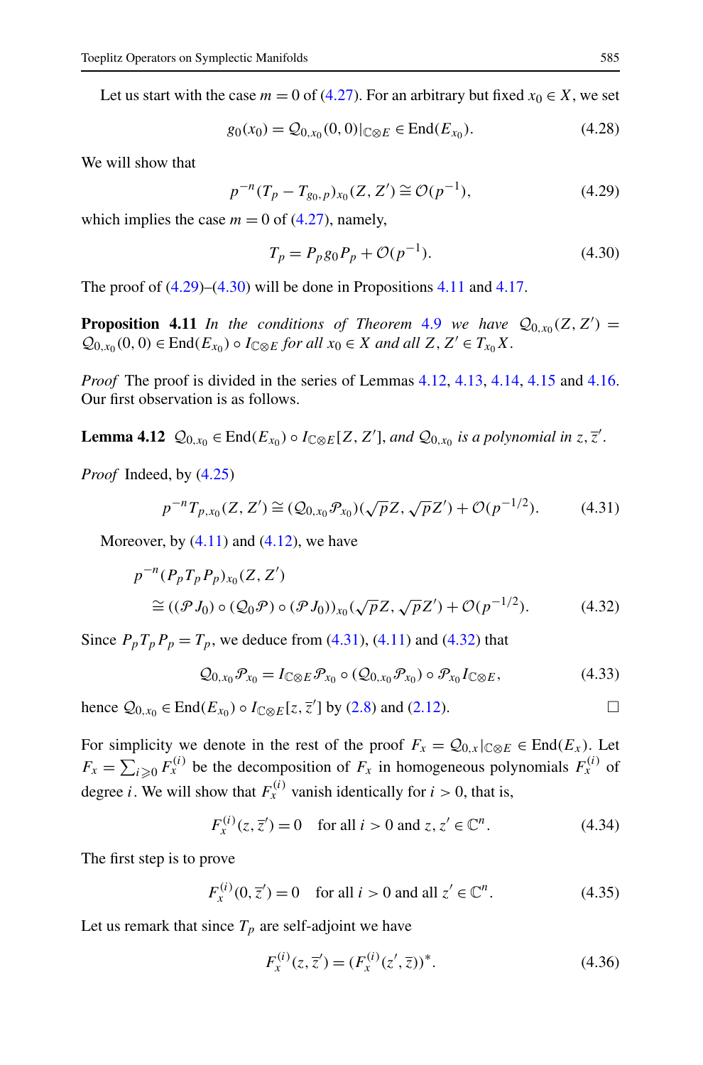Let us start with the case $m=0$ of (4.27). For an arbitrary but fixed $x_0 \in X$, we set

$$g_0(x_0) = \mathcal{Q}_{0,x_0}(0,0)|_{\mathbb{C}\otimes E} \in \operatorname{End}(E_{x_0}). \tag{4.28}$$

We will show that

$$p^{-n}(T_p - T_{g_0,p})_{x_0}(Z,Z') \cong \mathcal{O}(p^{-1}), \tag{4.29}$$

which implies the case $m=0$ of (4.27), namely,

$$T_p = P_p g_0 P_p + \mathcal{O}(p^{-1}). \tag{4.30}$$

The proof of (4.29)–(4.30) will be done in Propositions 4.11 and 4.17.

**Proposition 4.11** *In the conditions of Theorem 4.9 we have $\mathcal{Q}_{0,x_0}(Z,Z') = \mathcal{Q}_{0,x_0}(0,0) \in \operatorname{End}(E_{x_0}) \circ I_{\mathbb{C}\otimes E}$ for all $x_0 \in X$ and all $Z, Z' \in T_{x_0}X$.*

*Proof* The proof is divided in the series of Lemmas 4.12, 4.13, 4.14, 4.15 and 4.16. Our first observation is as follows.

**Lemma 4.12** *$\mathcal{Q}_{0,x_0} \in \operatorname{End}(E_{x_0}) \circ I_{\mathbb{C}\otimes E}[Z,Z']$, and $\mathcal{Q}_{0,x_0}$ is a polynomial in $z, \overline{z}'$.*

*Proof* Indeed, by (4.25)

$$p^{-n}T_{p,x_0}(Z,Z') \cong (\mathcal{Q}_{0,x_0}\mathcal{P}_{x_0})(\sqrt{p}Z, \sqrt{p}Z') + \mathcal{O}(p^{-1/2}). \tag{4.31}$$

Moreover, by (4.11) and (4.12), we have

$$\begin{aligned} &p^{-n}(P_pT_pP_p)_{x_0}(Z,Z') \\ &\quad\cong ((\mathcal{P}J_0)\circ(\mathcal{Q}_0\mathcal{P})\circ(\mathcal{P}J_0))_{x_0}(\sqrt{p}Z,\sqrt{p}Z') + \mathcal{O}(p^{-1/2}). \end{aligned} \tag{4.32}$$

Since $P_pT_pP_p = T_p$, we deduce from (4.31), (4.11) and (4.32) that

$$\mathcal{Q}_{0,x_0}\mathcal{P}_{x_0} = I_{\mathbb{C}\otimes E}\mathcal{P}_{x_0}\circ(\mathcal{Q}_{0,x_0}\mathcal{P}_{x_0})\circ\mathcal{P}_{x_0}I_{\mathbb{C}\otimes E}, \tag{4.33}$$

hence $\mathcal{Q}_{0,x_0} \in \operatorname{End}(E_{x_0}) \circ I_{\mathbb{C}\otimes E}[z,\overline{z}']$ by (2.8) and (2.12). □

For simplicity we denote in the rest of the proof $F_x = \mathcal{Q}_{0,x}|_{\mathbb{C}\otimes E} \in \operatorname{End}(E_x)$. Let $F_x = \sum_{i\geqslant 0} F_x^{(i)}$ be the decomposition of $F_x$ in homogeneous polynomials $F_x^{(i)}$ of degree $i$. We will show that $F_x^{(i)}$ vanish identically for $i>0$, that is,

$$F_x^{(i)}(z,\overline{z}') = 0 \quad \text{for all } i>0 \text{ and } z,z' \in \mathbb{C}^n. \tag{4.34}$$

The first step is to prove

$$F_x^{(i)}(0,\overline{z}') = 0 \quad \text{for all } i>0 \text{ and all } z' \in \mathbb{C}^n. \tag{4.35}$$

Let us remark that since $T_p$ are self-adjoint we have

$$F_x^{(i)}(z,\overline{z}') = (F_x^{(i)}(z',\overline{z}))^*. \tag{4.36}$$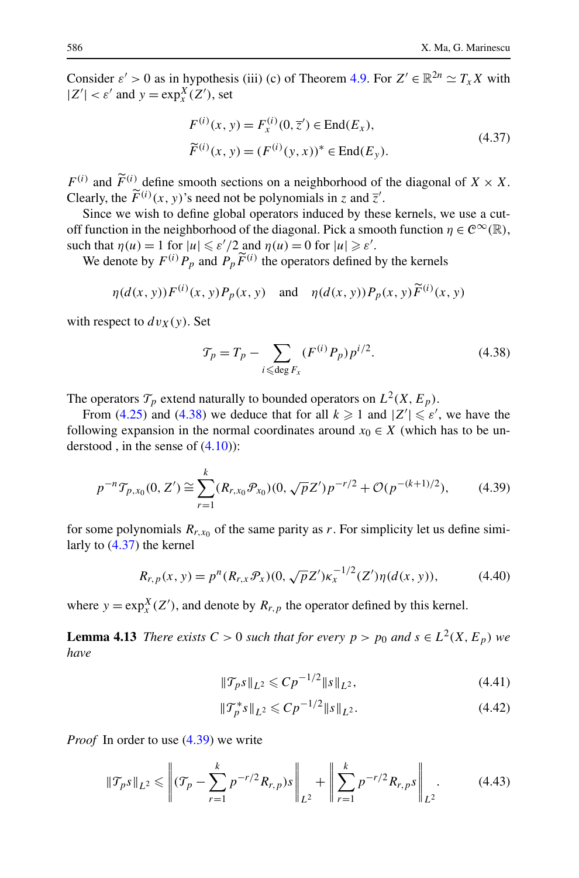Consider $\varepsilon' > 0$ as in hypothesis (iii) (c) of Theorem 4.9. For $Z' \in \mathbb{R}^{2n} \simeq T_x X$ with $|Z'| < \varepsilon'$ and $y = \exp_x^X(Z')$, set

$$
\begin{aligned}
F^{(i)}(x, y) &= F_x^{(i)}(0, \overline{z}') \in \operatorname{End}(E_x), \\
\widetilde{F}^{(i)}(x, y) &= (F^{(i)}(y, x))^* \in \operatorname{End}(E_y).
\end{aligned}
\tag{4.37}
$$

$F^{(i)}$ and $\widetilde{F}^{(i)}$ define smooth sections on a neighborhood of the diagonal of $X \times X$. Clearly, the $\widetilde{F}^{(i)}(x, y)$'s need not be polynomials in $z$ and $\overline{z}'$.

Since we wish to define global operators induced by these kernels, we use a cut-off function in the neighborhood of the diagonal. Pick a smooth function $\eta \in \mathcal{C}^\infty(\mathbb{R})$, such that $\eta(u) = 1$ for $|u| \leqslant \varepsilon'/2$ and $\eta(u) = 0$ for $|u| \geqslant \varepsilon'$.

We denote by $F^{(i)} P_p$ and $P_p \widetilde{F}^{(i)}$ the operators defined by the kernels

$$
\eta(d(x, y)) F^{(i)}(x, y) P_p(x, y) \quad \text{and} \quad \eta(d(x, y)) P_p(x, y) \widetilde{F}^{(i)}(x, y)
$$

with respect to $dv_X(y)$. Set

$$
\mathcal{T}_p = T_p - \sum_{i \leqslant \deg F_x} (F^{(i)} P_p) p^{i/2}. \tag{4.38}
$$

The operators $\mathcal{T}_p$ extend naturally to bounded operators on $L^2(X, E_p)$.

From (4.25) and (4.38) we deduce that for all $k \geqslant 1$ and $|Z'| \leqslant \varepsilon'$, we have the following expansion in the normal coordinates around $x_0 \in X$ (which has to be understood , in the sense of (4.10)):

$$
p^{-n} \mathcal{T}_{p, x_0}(0, Z') \cong \sum_{r=1}^{k} (R_{r, x_0} \mathcal{P}_{x_0})(0, \sqrt{p} Z') p^{-r/2} + \mathcal{O}(p^{-(k+1)/2}), \tag{4.39}
$$

for some polynomials $R_{r, x_0}$ of the same parity as $r$. For simplicity let us define similarly to (4.37) the kernel

$$
R_{r, p}(x, y) = p^n (R_{r, x} \mathcal{P}_x)(0, \sqrt{p} Z') \kappa_x^{-1/2}(Z') \eta(d(x, y)), \tag{4.40}
$$

where $y = \exp_x^X(Z')$, and denote by $R_{r, p}$ the operator defined by this kernel.

**Lemma 4.13** *There exists $C > 0$ such that for every $p > p_0$ and $s \in L^2(X, E_p)$ we have*

$$
\|\mathcal{T}_p s\|_{L^2} \leqslant C p^{-1/2} \|s\|_{L^2}, \tag{4.41}
$$

$$
\|\mathcal{T}_p^* s\|_{L^2} \leqslant C p^{-1/2} \|s\|_{L^2}. \tag{4.42}
$$

*Proof* In order to use (4.39) we write

$$
\|\mathcal{T}_p s\|_{L^2} \leqslant \left\| \left(\mathcal{T}_p - \sum_{r=1}^{k} p^{-r/2} R_{r, p}\right) s \right\|_{L^2} + \left\| \sum_{r=1}^{k} p^{-r/2} R_{r, p} s \right\|_{L^2}. \tag{4.43}
$$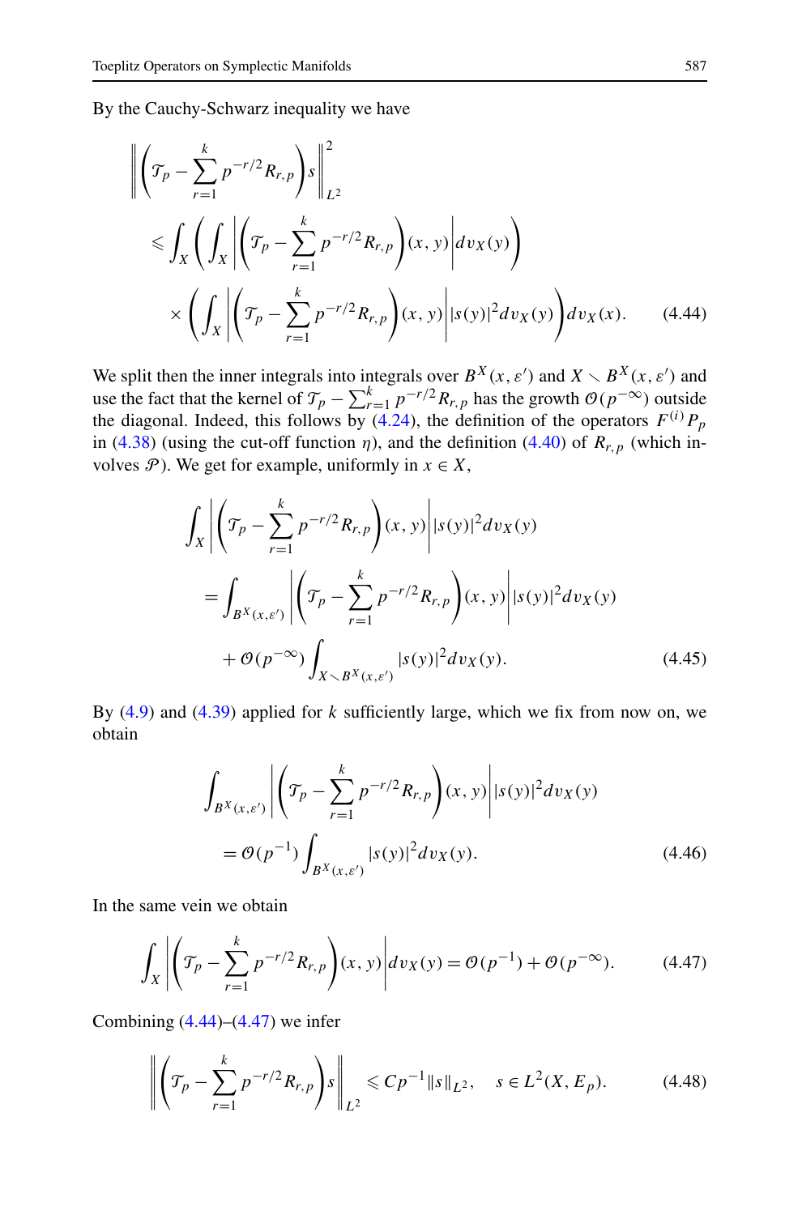By the Cauchy-Schwarz inequality we have

$$
\begin{aligned}
&\left\| \left( \mathcal{T}_p - \sum_{r=1}^{k} p^{-r/2} R_{r,p} \right) s \right\|_{L^2}^2 \\
&\quad \leqslant \int_X \left( \int_X \left| \left( \mathcal{T}_p - \sum_{r=1}^{k} p^{-r/2} R_{r,p} \right)(x,y) \right| dv_X(y) \right) \\
&\qquad \times \left( \int_X \left| \left( \mathcal{T}_p - \sum_{r=1}^{k} p^{-r/2} R_{r,p} \right)(x,y) \right| |s(y)|^2 dv_X(y) \right) dv_X(x). \qquad (4.44)
\end{aligned}
$$

We split then the inner integrals into integrals over $B^X(x,\varepsilon')$ and $X \smallsetminus B^X(x,\varepsilon')$ and use the fact that the kernel of $\mathcal{T}_p - \sum_{r=1}^{k} p^{-r/2} R_{r,p}$ has the growth $\mathscr{O}(p^{-\infty})$ outside the diagonal. Indeed, this follows by (4.24), the definition of the operators $F^{(i)} P_p$ in (4.38) (using the cut-off function $\eta$), and the definition (4.40) of $R_{r,p}$ (which involves $\mathscr{P}$). We get for example, uniformly in $x \in X$,

$$
\begin{aligned}
&\int_X \left| \left( \mathcal{T}_p - \sum_{r=1}^{k} p^{-r/2} R_{r,p} \right)(x,y) \right| |s(y)|^2 dv_X(y) \\
&\quad = \int_{B^X(x,\varepsilon')} \left| \left( \mathcal{T}_p - \sum_{r=1}^{k} p^{-r/2} R_{r,p} \right)(x,y) \right| |s(y)|^2 dv_X(y) \\
&\qquad + \mathscr{O}(p^{-\infty}) \int_{X \smallsetminus B^X(x,\varepsilon')} |s(y)|^2 dv_X(y). \qquad (4.45)
\end{aligned}
$$

By (4.9) and (4.39) applied for $k$ sufficiently large, which we fix from now on, we obtain

$$
\begin{aligned}
&\int_{B^X(x,\varepsilon')} \left| \left( \mathcal{T}_p - \sum_{r=1}^{k} p^{-r/2} R_{r,p} \right)(x,y) \right| |s(y)|^2 dv_X(y) \\
&\quad = \mathscr{O}(p^{-1}) \int_{B^X(x,\varepsilon')} |s(y)|^2 dv_X(y). \qquad (4.46)
\end{aligned}
$$

In the same vein we obtain

$$
\int_X \left| \left( \mathcal{T}_p - \sum_{r=1}^{k} p^{-r/2} R_{r,p} \right)(x,y) \right| dv_X(y) = \mathscr{O}(p^{-1}) + \mathscr{O}(p^{-\infty}). \qquad (4.47)
$$

Combining (4.44)–(4.47) we infer

$$
\left\| \left( \mathcal{T}_p - \sum_{r=1}^{k} p^{-r/2} R_{r,p} \right) s \right\|_{L^2} \leqslant C p^{-1} \|s\|_{L^2}, \quad s \in L^2(X, E_p). \qquad (4.48)
$$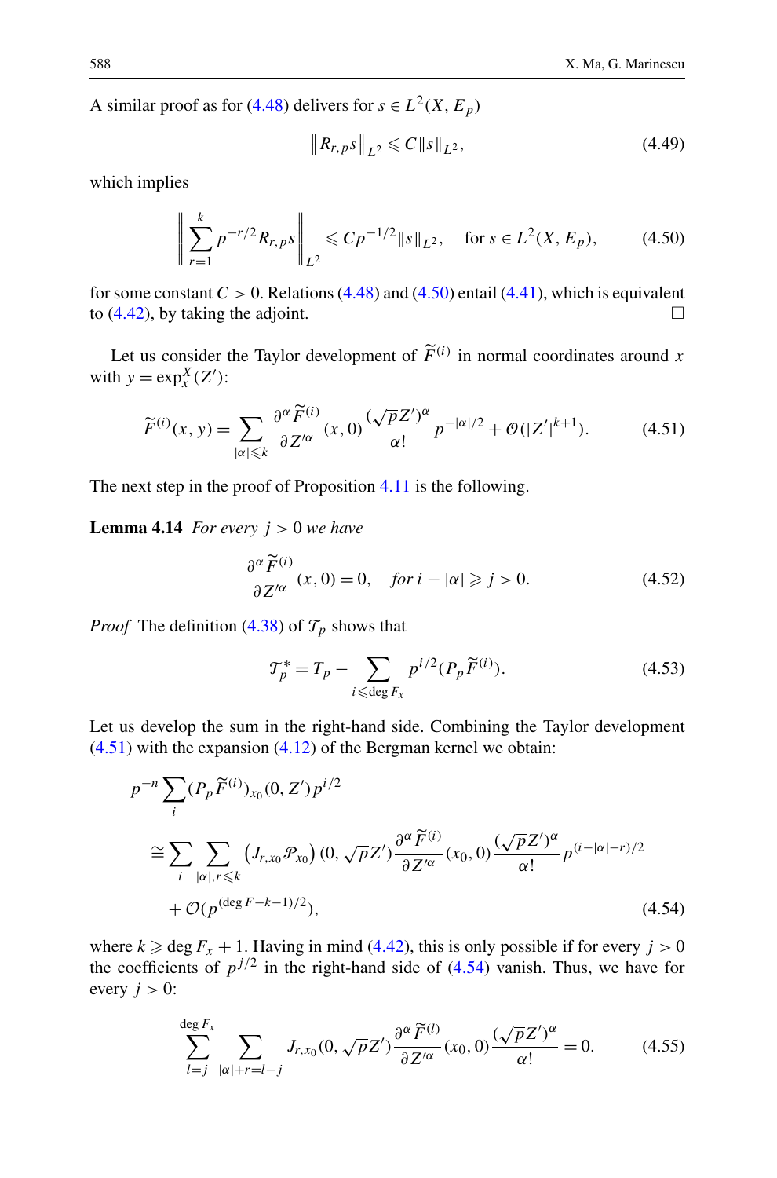A similar proof as for (4.48) delivers for $s \in L^2(X, E_p)$

$$\left\| R_{r,p} s \right\|_{L^2} \leqslant C \|s\|_{L^2}, \tag{4.49}$$

which implies

$$\left\| \sum_{r=1}^{k} p^{-r/2} R_{r,p} s \right\|_{L^2} \leqslant C p^{-1/2} \|s\|_{L^2}, \quad \text{for } s \in L^2(X, E_p), \tag{4.50}$$

for some constant $C > 0$. Relations (4.48) and (4.50) entail (4.41), which is equivalent to (4.42), by taking the adjoint. □

Let us consider the Taylor development of $\widetilde{F}^{(i)}$ in normal coordinates around $x$ with $y = \exp_x^X(Z')$:

$$\widetilde{F}^{(i)}(x, y) = \sum_{|\alpha| \leqslant k} \frac{\partial^\alpha \widetilde{F}^{(i)}}{\partial Z'^\alpha}(x, 0) \frac{(\sqrt{p} Z')^\alpha}{\alpha!} p^{-|\alpha|/2} + \mathcal{O}(|Z'|^{k+1}). \tag{4.51}$$

The next step in the proof of Proposition 4.11 is the following.

**Lemma 4.14** *For every $j > 0$ we have*

$$\frac{\partial^\alpha \widetilde{F}^{(i)}}{\partial Z'^\alpha}(x, 0) = 0, \quad \text{for } i - |\alpha| \geqslant j > 0. \tag{4.52}$$

*Proof* The definition (4.38) of $\mathcal{T}_p$ shows that

$$\mathcal{T}_p^* = T_p - \sum_{i \leqslant \deg F_x} p^{i/2} (P_p \widetilde{F}^{(i)}). \tag{4.53}$$

Let us develop the sum in the right-hand side. Combining the Taylor development (4.51) with the expansion (4.12) of the Bergman kernel we obtain:

$$\begin{aligned}
& p^{-n} \sum_i (P_p \widetilde{F}^{(i)})_{x_0}(0, Z') p^{i/2} \\
& \quad \cong \sum_i \sum_{|\alpha|, r \leqslant k} \left( J_{r,x_0} \mathcal{P}_{x_0} \right)(0, \sqrt{p} Z') \frac{\partial^\alpha \widetilde{F}^{(i)}}{\partial Z'^\alpha}(x_0, 0) \frac{(\sqrt{p} Z')^\alpha}{\alpha!} p^{(i - |\alpha| - r)/2} \\
& \qquad + \mathcal{O}(p^{(\deg F - k - 1)/2}),
\end{aligned} \tag{4.54}$$

where $k \geqslant \deg F_x + 1$. Having in mind (4.42), this is only possible if for every $j > 0$ the coefficients of $p^{j/2}$ in the right-hand side of (4.54) vanish. Thus, we have for every $j > 0$:

$$\sum_{l=j}^{\deg F_x} \sum_{|\alpha| + r = l - j} J_{r,x_0}(0, \sqrt{p} Z') \frac{\partial^\alpha \widetilde{F}^{(l)}}{\partial Z'^\alpha}(x_0, 0) \frac{(\sqrt{p} Z')^\alpha}{\alpha!} = 0. \tag{4.55}$$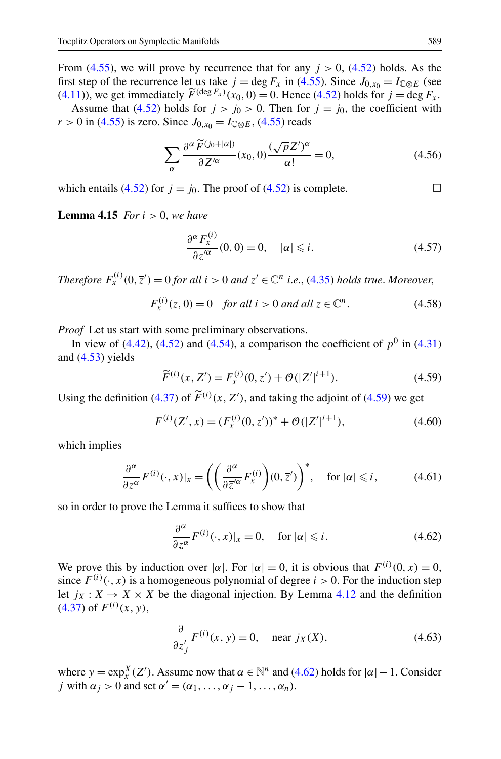From (4.55), we will prove by recurrence that for any $j > 0$, (4.52) holds. As the first step of the recurrence let us take $j = \deg F_x$ in (4.55). Since $J_{0,x_0} = I_{\mathbb{C}\otimes E}$ (see (4.11)), we get immediately $\widetilde{F}^{(\deg F_x)}(x_0, 0) = 0$. Hence (4.52) holds for $j = \deg F_x$.

Assume that (4.52) holds for $j > j_0 > 0$. Then for $j = j_0$, the coefficient with $r > 0$ in (4.55) is zero. Since $J_{0,x_0} = I_{\mathbb{C}\otimes E}$, (4.55) reads

$$\sum_{\alpha} \frac{\partial^\alpha \widetilde{F}^{(j_0+|\alpha|)}}{\partial Z'^\alpha}(x_0, 0) \frac{(\sqrt{p}Z')^\alpha}{\alpha!} = 0, \tag{4.56}$$

which entails (4.52) for $j = j_0$. The proof of (4.52) is complete. □

**Lemma 4.15** *For $i > 0$, we have*

$$\frac{\partial^\alpha F_x^{(i)}}{\partial \overline{z}'^\alpha}(0, 0) = 0, \quad |\alpha| \leqslant i. \tag{4.57}$$

*Therefore $F_x^{(i)}(0, \overline{z}') = 0$ for all $i > 0$ and $z' \in \mathbb{C}^n$ i.e., (4.35) holds true. Moreover,*

$$F_x^{(i)}(z, 0) = 0 \quad \textit{for all } i > 0 \textit{ and all } z \in \mathbb{C}^n. \tag{4.58}$$

*Proof* Let us start with some preliminary observations.

In view of (4.42), (4.52) and (4.54), a comparison the coefficient of $p^0$ in (4.31) and (4.53) yields

$$\widetilde{F}^{(i)}(x, Z') = F_x^{(i)}(0, \overline{z}') + \mathscr{O}(|Z'|^{i+1}). \tag{4.59}$$

Using the definition (4.37) of $\widetilde{F}^{(i)}(x, Z')$, and taking the adjoint of (4.59) we get

$$F^{(i)}(Z', x) = (F_x^{(i)}(0, \overline{z}'))^* + \mathscr{O}(|Z'|^{i+1}), \tag{4.60}$$

which implies

$$\frac{\partial^\alpha}{\partial z^\alpha} F^{(i)}(\cdot, x)|_x = \left(\left(\frac{\partial^\alpha}{\partial \overline{z}'^\alpha} F_x^{(i)}\right)(0, \overline{z}')\right)^*, \quad \text{for } |\alpha| \leqslant i, \tag{4.61}$$

so in order to prove the Lemma it suffices to show that

$$\frac{\partial^\alpha}{\partial z^\alpha} F^{(i)}(\cdot, x)|_x = 0, \quad \text{for } |\alpha| \leqslant i. \tag{4.62}$$

We prove this by induction over $|\alpha|$. For $|\alpha| = 0$, it is obvious that $F^{(i)}(0, x) = 0$, since $F^{(i)}(\cdot, x)$ is a homogeneous polynomial of degree $i > 0$. For the induction step let $j_X : X \to X \times X$ be the diagonal injection. By Lemma 4.12 and the definition (4.37) of $F^{(i)}(x, y)$,

$$\frac{\partial}{\partial z_j'} F^{(i)}(x, y) = 0, \quad \text{near } j_X(X), \tag{4.63}$$

where $y = \exp_x^X(Z')$. Assume now that $\alpha \in \mathbb{N}^n$ and (4.62) holds for $|\alpha| - 1$. Consider $j$ with $\alpha_j > 0$ and set $\alpha' = (\alpha_1, \ldots, \alpha_j - 1, \ldots, \alpha_n)$.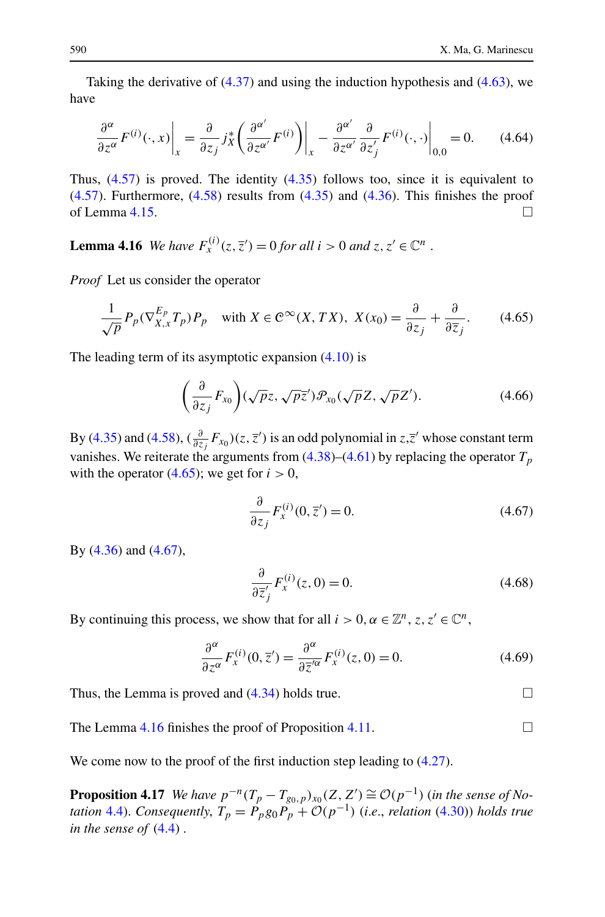Taking the derivative of (4.37) and using the induction hypothesis and (4.63), we have

$$\frac{\partial^\alpha}{\partial z^\alpha} F^{(i)}(\cdot, x)\bigg|_x = \frac{\partial}{\partial z_j} j_X^*\left(\frac{\partial^{\alpha'}}{\partial z^{\alpha'}} F^{(i)}\right)\bigg|_x - \frac{\partial^{\alpha'}}{\partial z^{\alpha'}} \frac{\partial}{\partial z'_j} F^{(i)}(\cdot, \cdot)\bigg|_{0,0} = 0. \tag{4.64}$$

Thus, (4.57) is proved. The identity (4.35) follows too, since it is equivalent to (4.57). Furthermore, (4.58) results from (4.35) and (4.36). This finishes the proof of Lemma 4.15. □

**Lemma 4.16** *We have $F_x^{(i)}(z, \overline{z}') = 0$ for all $i > 0$ and $z, z' \in \mathbb{C}^n$ .*

*Proof* Let us consider the operator

$$\frac{1}{\sqrt{p}} P_p(\nabla^{E_p}_{X,x} T_p) P_p \quad \text{with } X \in \mathcal{C}^\infty(X, TX),\ X(x_0) = \frac{\partial}{\partial z_j} + \frac{\partial}{\partial \overline{z}_j}. \tag{4.65}$$

The leading term of its asymptotic expansion (4.10) is

$$\left(\frac{\partial}{\partial z_j} F_{x_0}\right)(\sqrt{p}z, \sqrt{p}\overline{z}')\mathcal{P}_{x_0}(\sqrt{p}Z, \sqrt{p}Z'). \tag{4.66}$$

By (4.35) and (4.58), $(\frac{\partial}{\partial z_j} F_{x_0})(z, \overline{z}')$ is an odd polynomial in $z$,$\overline{z}'$ whose constant term vanishes. We reiterate the arguments from (4.38)–(4.61) by replacing the operator $T_p$ with the operator (4.65); we get for $i > 0$,

$$\frac{\partial}{\partial z_j} F_x^{(i)}(0, \overline{z}') = 0. \tag{4.67}$$

By (4.36) and (4.67),

$$\frac{\partial}{\partial \overline{z}'_j} F_x^{(i)}(z, 0) = 0. \tag{4.68}$$

By continuing this process, we show that for all $i > 0, \alpha \in \mathbb{Z}^n, z, z' \in \mathbb{C}^n$,

$$\frac{\partial^\alpha}{\partial z^\alpha} F_x^{(i)}(0, \overline{z}') = \frac{\partial^\alpha}{\partial \overline{z}'^\alpha} F_x^{(i)}(z, 0) = 0. \tag{4.69}$$

Thus, the Lemma is proved and (4.34) holds true. □

The Lemma 4.16 finishes the proof of Proposition 4.11. □

We come now to the proof of the first induction step leading to (4.27).

**Proposition 4.17** *We have $p^{-n}(T_p - T_{g_0,p})_{x_0}(Z, Z') \cong \mathcal{O}(p^{-1})$ (in the sense of Notation 4.4). Consequently, $T_p = P_p g_0 P_p + \mathcal{O}(p^{-1})$ (i.e., relation (4.30)) holds true in the sense of (4.4) .*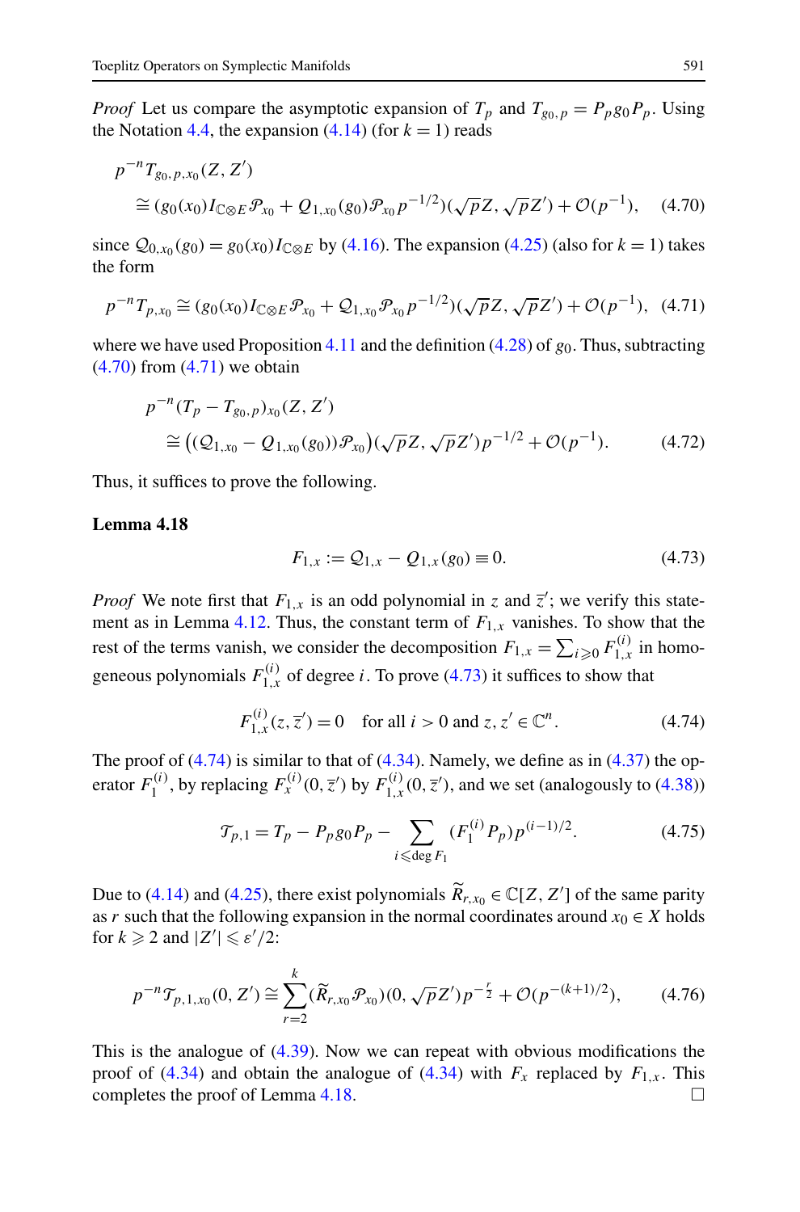*Proof* Let us compare the asymptotic expansion of $T_p$ and $T_{g_0,p} = P_p g_0 P_p$. Using the Notation 4.4, the expansion (4.14) (for $k=1$) reads

$$
\begin{aligned}
&p^{-n} T_{g_0,p,x_0}(Z,Z') \\
&\quad \cong (g_0(x_0) I_{\mathbb{C}\otimes E}\mathscr{P}_{x_0} + Q_{1,x_0}(g_0)\mathscr{P}_{x_0} p^{-1/2})(\sqrt{p}Z, \sqrt{p}Z') + \mathscr{O}(p^{-1}), \quad (4.70)
\end{aligned}
$$

since $\mathcal{Q}_{0,x_0}(g_0) = g_0(x_0) I_{\mathbb{C}\otimes E}$ by (4.16). The expansion (4.25) (also for $k=1$) takes the form

$$
p^{-n} T_{p,x_0} \cong (g_0(x_0) I_{\mathbb{C}\otimes E}\mathscr{P}_{x_0} + \mathcal{Q}_{1,x_0}\mathscr{P}_{x_0} p^{-1/2})(\sqrt{p}Z, \sqrt{p}Z') + \mathscr{O}(p^{-1}), \quad (4.71)
$$

where we have used Proposition 4.11 and the definition (4.28) of $g_0$. Thus, subtracting (4.70) from (4.71) we obtain

$$
\begin{aligned}
&p^{-n}(T_p - T_{g_0,p})_{x_0}(Z,Z') \\
&\quad \cong \big((\mathcal{Q}_{1,x_0} - Q_{1,x_0}(g_0))\mathscr{P}_{x_0}\big)(\sqrt{p}Z, \sqrt{p}Z')p^{-1/2} + \mathscr{O}(p^{-1}). \qquad (4.72)
\end{aligned}
$$

Thus, it suffices to prove the following.

**Lemma 4.18**

$$
F_{1,x} := \mathcal{Q}_{1,x} - Q_{1,x}(g_0) \equiv 0. \qquad (4.73)
$$

*Proof* We note first that $F_{1,x}$ is an odd polynomial in $z$ and $\overline{z}'$; we verify this statement as in Lemma 4.12. Thus, the constant term of $F_{1,x}$ vanishes. To show that the rest of the terms vanish, we consider the decomposition $F_{1,x} = \sum_{i\geqslant 0} F_{1,x}^{(i)}$ in homogeneous polynomials $F_{1,x}^{(i)}$ of degree $i$. To prove (4.73) it suffices to show that

$$
F_{1,x}^{(i)}(z,\overline{z}') = 0 \quad \text{for all } i>0 \text{ and } z,z' \in \mathbb{C}^n. \qquad (4.74)
$$

The proof of (4.74) is similar to that of (4.34). Namely, we define as in (4.37) the operator $F_1^{(i)}$, by replacing $F_x^{(i)}(0,\overline{z}')$ by $F_{1,x}^{(i)}(0,\overline{z}')$, and we set (analogously to (4.38))

$$
\mathscr{T}_{p,1} = T_p - P_p g_0 P_p - \sum_{i\leqslant \deg F_1} (F_1^{(i)} P_p) p^{(i-1)/2}. \qquad (4.75)
$$

Due to (4.14) and (4.25), there exist polynomials $\widetilde{R}_{r,x_0} \in \mathbb{C}[Z,Z']$ of the same parity as $r$ such that the following expansion in the normal coordinates around $x_0 \in X$ holds for $k \geqslant 2$ and $|Z'| \leqslant \varepsilon'/2$:

$$
p^{-n}\mathscr{T}_{p,1,x_0}(0,Z') \cong \sum_{r=2}^{k} (\widetilde{R}_{r,x_0}\mathscr{P}_{x_0})(0,\sqrt{p}Z')p^{-\frac{r}{2}} + \mathscr{O}(p^{-(k+1)/2}), \qquad (4.76)
$$

This is the analogue of (4.39). Now we can repeat with obvious modifications the proof of (4.34) and obtain the analogue of (4.34) with $F_x$ replaced by $F_{1,x}$. This completes the proof of Lemma 4.18. □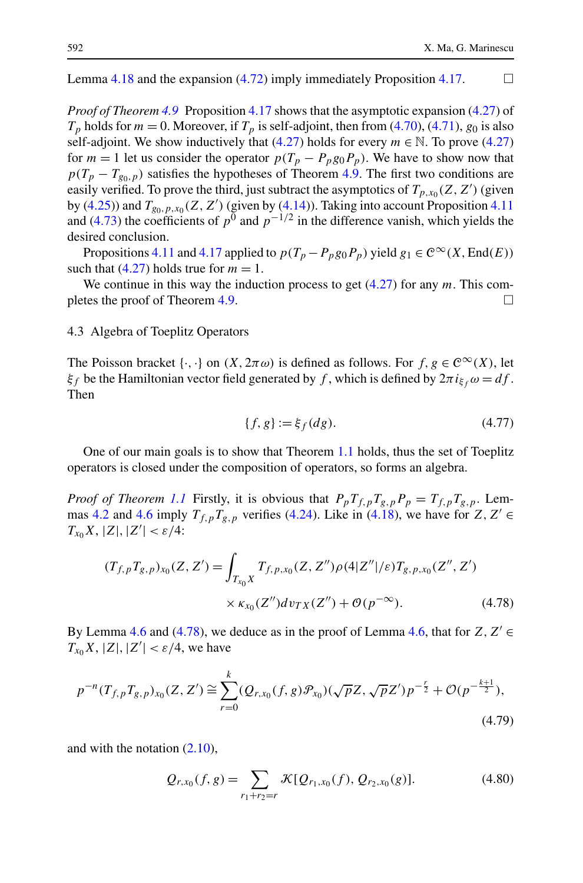Lemma 4.18 and the expansion (4.72) imply immediately Proposition 4.17. □

*Proof of Theorem 4.9* Proposition 4.17 shows that the asymptotic expansion (4.27) of $T_p$ holds for $m=0$. Moreover, if $T_p$ is self-adjoint, then from (4.70), (4.71), $g_0$ is also self-adjoint. We show inductively that (4.27) holds for every $m \in \mathbb{N}$. To prove (4.27) for $m=1$ let us consider the operator $p(T_p - P_p g_0 P_p)$. We have to show now that $p(T_p - T_{g_0,p})$ satisfies the hypotheses of Theorem 4.9. The first two conditions are easily verified. To prove the third, just subtract the asymptotics of $T_{p,x_0}(Z,Z')$ (given by (4.25)) and $T_{g_0,p,x_0}(Z,Z')$ (given by (4.14)). Taking into account Proposition 4.11 and (4.73) the coefficients of $p^0$ and $p^{-1/2}$ in the difference vanish, which yields the desired conclusion.

Propositions 4.11 and 4.17 applied to $p(T_p - P_p g_0 P_p)$ yield $g_1 \in \mathscr{C}^\infty(X, \mathrm{End}(E))$ such that (4.27) holds true for $m=1$.

We continue in this way the induction process to get (4.27) for any $m$. This completes the proof of Theorem 4.9. □

## 4.3 Algebra of Toeplitz Operators

The Poisson bracket $\{\cdot,\cdot\}$ on $(X, 2\pi\omega)$ is defined as follows. For $f, g \in \mathscr{C}^\infty(X)$, let $\xi_f$ be the Hamiltonian vector field generated by $f$, which is defined by $2\pi i_{\xi_f}\omega = df$. Then

$$\{f, g\} := \xi_f(dg). \tag{4.77}$$

One of our main goals is to show that Theorem 1.1 holds, thus the set of Toeplitz operators is closed under the composition of operators, so forms an algebra.

*Proof of Theorem 1.1* Firstly, it is obvious that $P_p T_{f,p} T_{g,p} P_p = T_{f,p} T_{g,p}$. Lemmas 4.2 and 4.6 imply $T_{f,p}T_{g,p}$ verifies (4.24). Like in (4.18), we have for $Z, Z' \in T_{x_0}X$, $|Z|, |Z'| < \varepsilon/4$:

$$\begin{aligned}(T_{f,p}T_{g,p})_{x_0}(Z,Z') = \int_{T_{x_0}X} & T_{f,p,x_0}(Z,Z'')\rho(4|Z''|/\varepsilon)T_{g,p,x_0}(Z'',Z') \\ & \times \kappa_{x_0}(Z'')dv_{TX}(Z'') + \mathscr{O}(p^{-\infty}).\end{aligned} \tag{4.78}$$

By Lemma 4.6 and (4.78), we deduce as in the proof of Lemma 4.6, that for $Z, Z' \in T_{x_0}X$, $|Z|, |Z'| < \varepsilon/4$, we have

$$p^{-n}(T_{f,p}T_{g,p})_{x_0}(Z,Z') \cong \sum_{r=0}^{k} (Q_{r,x_0}(f,g)\mathscr{P}_{x_0})(\sqrt{p}Z, \sqrt{p}Z')p^{-\frac{r}{2}} + \mathscr{O}(p^{-\frac{k+1}{2}}), \tag{4.79}$$

and with the notation (2.10),

$$Q_{r,x_0}(f,g) = \sum_{r_1+r_2=r} \mathscr{K}[Q_{r_1,x_0}(f), Q_{r_2,x_0}(g)]. \tag{4.80}$$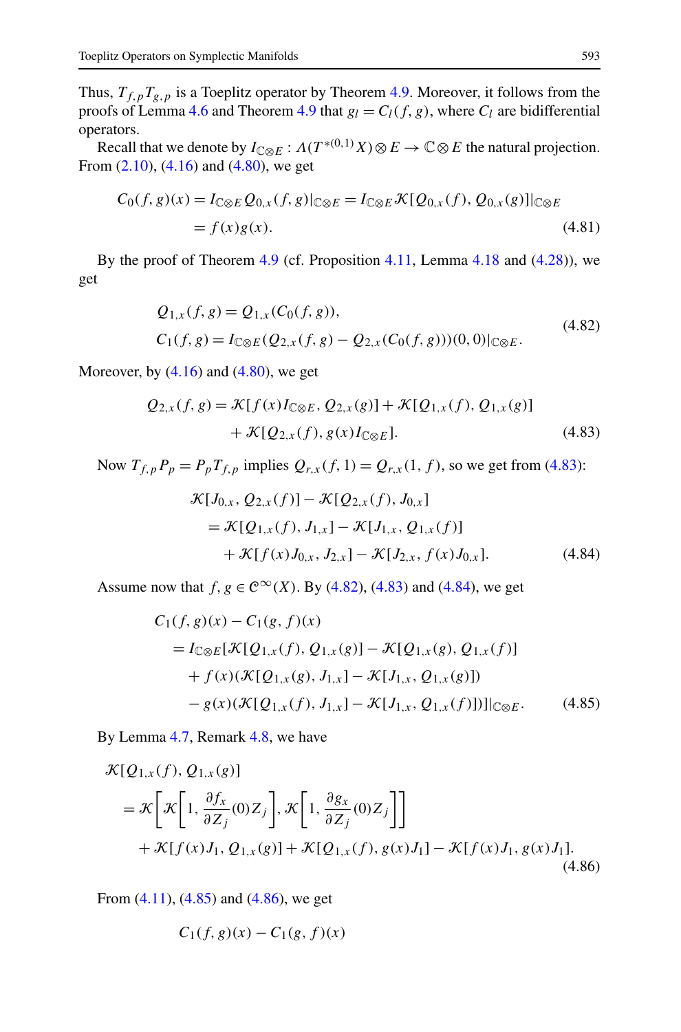Thus, $T_{f,p}T_{g,p}$ is a Toeplitz operator by Theorem 4.9. Moreover, it follows from the proofs of Lemma 4.6 and Theorem 4.9 that $g_l = C_l(f,g)$, where $C_l$ are bidifferential operators.

Recall that we denote by $I_{\mathbb{C}\otimes E} : \Lambda(T^{*(0,1)}X)\otimes E \to \mathbb{C}\otimes E$ the natural projection. From (2.10), (4.16) and (4.80), we get

$$
\begin{aligned}
C_0(f,g)(x) &= I_{\mathbb{C}\otimes E} Q_{0,x}(f,g)|_{\mathbb{C}\otimes E} = I_{\mathbb{C}\otimes E}\mathcal{K}[Q_{0,x}(f), Q_{0,x}(g)]|_{\mathbb{C}\otimes E}\\
&= f(x)g(x).
\end{aligned}
\tag{4.81}
$$

By the proof of Theorem 4.9 (cf. Proposition 4.11, Lemma 4.18 and (4.28)), we get

$$
\begin{aligned}
&Q_{1,x}(f,g) = Q_{1,x}(C_0(f,g)),\\
&C_1(f,g) = I_{\mathbb{C}\otimes E}(Q_{2,x}(f,g) - Q_{2,x}(C_0(f,g)))(0,0)|_{\mathbb{C}\otimes E}.
\end{aligned}
\tag{4.82}
$$

Moreover, by (4.16) and (4.80), we get

$$
\begin{aligned}
Q_{2,x}(f,g) = \mathcal{K}[f(x)I_{\mathbb{C}\otimes E}, Q_{2,x}(g)] + \mathcal{K}[Q_{1,x}(f), Q_{1,x}(g)]\\
+ \mathcal{K}[Q_{2,x}(f), g(x)I_{\mathbb{C}\otimes E}].
\end{aligned}
\tag{4.83}
$$

Now $T_{f,p}P_p = P_pT_{f,p}$ implies $Q_{r,x}(f,1) = Q_{r,x}(1,f)$, so we get from (4.83):

$$
\begin{aligned}
&\mathcal{K}[J_{0,x}, Q_{2,x}(f)] - \mathcal{K}[Q_{2,x}(f), J_{0,x}]\\
&\quad = \mathcal{K}[Q_{1,x}(f), J_{1,x}] - \mathcal{K}[J_{1,x}, Q_{1,x}(f)]\\
&\qquad + \mathcal{K}[f(x)J_{0,x}, J_{2,x}] - \mathcal{K}[J_{2,x}, f(x)J_{0,x}].
\end{aligned}
\tag{4.84}
$$

Assume now that $f, g \in \mathcal{C}^\infty(X)$. By (4.82), (4.83) and (4.84), we get

$$
\begin{aligned}
&C_1(f,g)(x) - C_1(g,f)(x)\\
&\quad = I_{\mathbb{C}\otimes E}[\mathcal{K}[Q_{1,x}(f), Q_{1,x}(g)] - \mathcal{K}[Q_{1,x}(g), Q_{1,x}(f)]\\
&\qquad + f(x)(\mathcal{K}[Q_{1,x}(g), J_{1,x}] - \mathcal{K}[J_{1,x}, Q_{1,x}(g)])\\
&\qquad - g(x)(\mathcal{K}[Q_{1,x}(f), J_{1,x}] - \mathcal{K}[J_{1,x}, Q_{1,x}(f)])]|_{\mathbb{C}\otimes E}.
\end{aligned}
\tag{4.85}
$$

By Lemma 4.7, Remark 4.8, we have

$$
\begin{aligned}
&\mathcal{K}[Q_{1,x}(f), Q_{1,x}(g)]\\
&\quad = \mathcal{K}\left[\mathcal{K}\left[1, \frac{\partial f_x}{\partial Z_j}(0)Z_j\right], \mathcal{K}\left[1, \frac{\partial g_x}{\partial Z_j}(0)Z_j\right]\right]\\
&\qquad + \mathcal{K}[f(x)J_1, Q_{1,x}(g)] + \mathcal{K}[Q_{1,x}(f), g(x)J_1] - \mathcal{K}[f(x)J_1, g(x)J_1].
\end{aligned}
\tag{4.86}
$$

From (4.11), (4.85) and (4.86), we get

$$
C_1(f,g)(x) - C_1(g,f)(x)
$$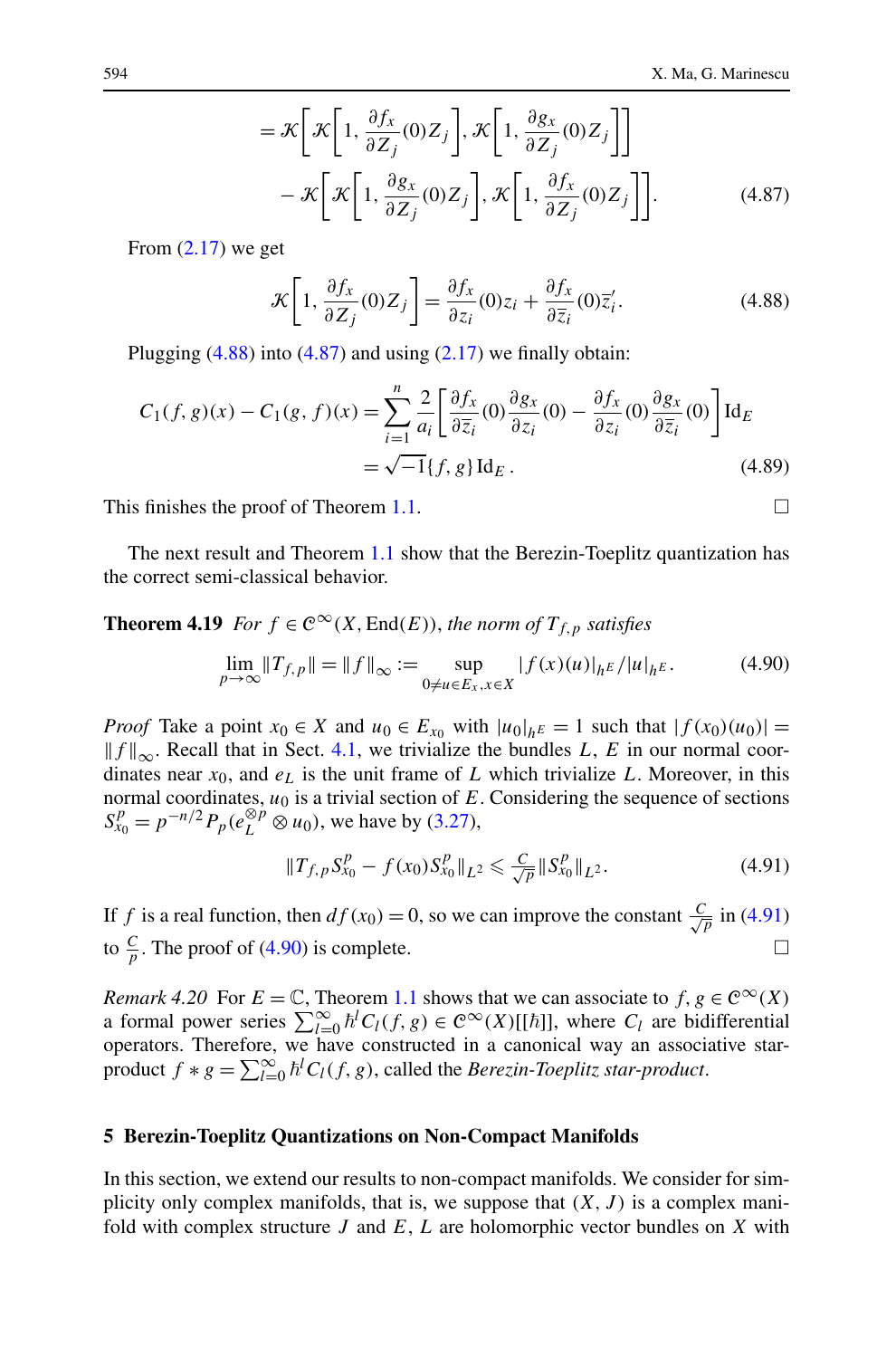$$
\begin{aligned}
&= \mathscr{K}\left[\mathscr{K}\left[1, \frac{\partial f_x}{\partial Z_j}(0) Z_j\right], \mathscr{K}\left[1, \frac{\partial g_x}{\partial Z_j}(0) Z_j\right]\right] \\
&\quad - \mathscr{K}\left[\mathscr{K}\left[1, \frac{\partial g_x}{\partial Z_j}(0) Z_j\right], \mathscr{K}\left[1, \frac{\partial f_x}{\partial Z_j}(0) Z_j\right]\right]. \qquad (4.87)
\end{aligned}
$$

From (2.17) we get

$$
\mathscr{K}\left[1, \frac{\partial f_x}{\partial Z_j}(0) Z_j\right] = \frac{\partial f_x}{\partial z_i}(0) z_i + \frac{\partial f_x}{\partial \overline{z}_i}(0) \overline{z}_i'. \qquad (4.88)
$$

Plugging (4.88) into (4.87) and using (2.17) we finally obtain:

$$
\begin{aligned}
C_1(f,g)(x) - C_1(g,f)(x) &= \sum_{i=1}^n \frac{2}{a_i}\left[\frac{\partial f_x}{\partial \overline{z}_i}(0)\frac{\partial g_x}{\partial z_i}(0) - \frac{\partial f_x}{\partial z_i}(0)\frac{\partial g_x}{\partial \overline{z}_i}(0)\right] \mathrm{Id}_E \\
&= \sqrt{-1}\{f,g\}\,\mathrm{Id}_E\,. \qquad (4.89)
\end{aligned}
$$

This finishes the proof of Theorem 1.1. □

The next result and Theorem 1.1 show that the Berezin-Toeplitz quantization has the correct semi-classical behavior.

**Theorem 4.19** *For $f \in \mathscr{C}^\infty(X, \mathrm{End}(E))$, the norm of $T_{f,p}$ satisfies*

$$
\lim_{p\to\infty} \|T_{f,p}\| = \|f\|_\infty := \sup_{0\neq u\in E_x, x\in X} |f(x)(u)|_{h^E}/|u|_{h^E}. \qquad (4.90)
$$

*Proof* Take a point $x_0 \in X$ and $u_0 \in E_{x_0}$ with $|u_0|_{h^E} = 1$ such that $|f(x_0)(u_0)| = \|f\|_\infty$. Recall that in Sect. 4.1, we trivialize the bundles $L$, $E$ in our normal coordinates near $x_0$, and $e_L$ is the unit frame of $L$ which trivialize $L$. Moreover, in this normal coordinates, $u_0$ is a trivial section of $E$. Considering the sequence of sections $S^p_{x_0} = p^{-n/2} P_p(e_L^{\otimes p} \otimes u_0)$, we have by (3.27),

$$
\|T_{f,p} S^p_{x_0} - f(x_0) S^p_{x_0}\|_{L^2} \leqslant \frac{C}{\sqrt{p}} \|S^p_{x_0}\|_{L^2}. \qquad (4.91)
$$

If $f$ is a real function, then $df(x_0) = 0$, so we can improve the constant $\frac{C}{\sqrt{p}}$ in (4.91) to $\frac{C}{p}$. The proof of (4.90) is complete. □

*Remark 4.20* For $E = \mathbb{C}$, Theorem 1.1 shows that we can associate to $f, g \in \mathscr{C}^\infty(X)$ a formal power series $\sum_{l=0}^\infty \hbar^l C_l(f,g) \in \mathscr{C}^\infty(X)[[\hbar]]$, where $C_l$ are bidifferential operators. Therefore, we have constructed in a canonical way an associative star-product $f * g = \sum_{l=0}^\infty \hbar^l C_l(f,g)$, called the *Berezin-Toeplitz star-product*.

## 5 Berezin-Toeplitz Quantizations on Non-Compact Manifolds

In this section, we extend our results to non-compact manifolds. We consider for simplicity only complex manifolds, that is, we suppose that $(X, J)$ is a complex manifold with complex structure $J$ and $E$, $L$ are holomorphic vector bundles on $X$ with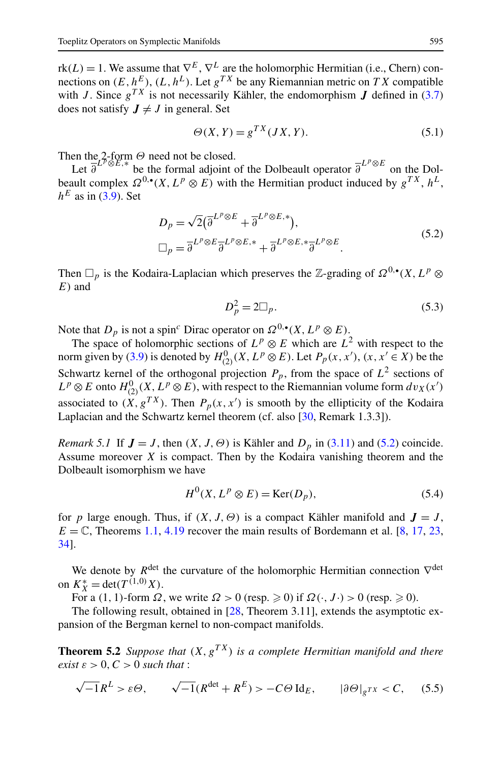$\mathrm{rk}(L) = 1$. We assume that $\nabla^E$, $\nabla^L$ are the holomorphic Hermitian (i.e., Chern) connections on $(E, h^E)$, $(L, h^L)$. Let $g^{TX}$ be any Riemannian metric on $TX$ compatible with $J$. Since $g^{TX}$ is not necessarily Kähler, the endomorphism $\boldsymbol{J}$ defined in (3.7) does not satisfy $\boldsymbol{J} \neq J$ in general. Set

$$\Theta(X, Y) = g^{TX}(JX, Y). \tag{5.1}$$

Then the 2-form $\Theta$ need not be closed.

Let $\overline{\partial}^{L^p \otimes E,*}$ be the formal adjoint of the Dolbeault operator $\overline{\partial}^{L^p \otimes E}$ on the Dolbeault complex $\Omega^{0,\bullet}(X, L^p \otimes E)$ with the Hermitian product induced by $g^{TX}$, $h^L$, $h^E$ as in (3.9). Set

$$\begin{aligned} D_p &= \sqrt{2}\big(\overline{\partial}^{L^p \otimes E} + \overline{\partial}^{L^p \otimes E,*}\big), \\ \square_p &= \overline{\partial}^{L^p \otimes E}\, \overline{\partial}^{L^p \otimes E,*} + \overline{\partial}^{L^p \otimes E,*}\, \overline{\partial}^{L^p \otimes E}. \end{aligned} \tag{5.2}$$

Then $\square_p$ is the Kodaira-Laplacian which preserves the $\mathbb{Z}$-grading of $\Omega^{0,\bullet}(X, L^p \otimes E)$ and

$$D_p^2 = 2\square_p. \tag{5.3}$$

Note that $D_p$ is not a spin$^c$ Dirac operator on $\Omega^{0,\bullet}(X, L^p \otimes E)$.

The space of holomorphic sections of $L^p \otimes E$ which are $L^2$ with respect to the norm given by (3.9) is denoted by $H^0_{(2)}(X, L^p \otimes E)$. Let $P_p(x, x')$, $(x, x' \in X)$ be the Schwartz kernel of the orthogonal projection $P_p$, from the space of $L^2$ sections of $L^p \otimes E$ onto $H^0_{(2)}(X, L^p \otimes E)$, with respect to the Riemannian volume form $dv_X(x')$ associated to $(X, g^{TX})$. Then $P_p(x, x')$ is smooth by the ellipticity of the Kodaira Laplacian and the Schwartz kernel theorem (cf. also [30, Remark 1.3.3]).

*Remark 5.1* If $\boldsymbol{J} = J$, then $(X, J, \Theta)$ is Kähler and $D_p$ in (3.11) and (5.2) coincide. Assume moreover $X$ is compact. Then by the Kodaira vanishing theorem and the Dolbeault isomorphism we have

$$H^0(X, L^p \otimes E) = \mathrm{Ker}(D_p), \tag{5.4}$$

for $p$ large enough. Thus, if $(X, J, \Theta)$ is a compact Kähler manifold and $\boldsymbol{J} = J$, $E = \mathbb{C}$, Theorems 1.1, 4.19 recover the main results of Bordemann et al. [8, 17, 23, 34].

We denote by $R^{\det}$ the curvature of the holomorphic Hermitian connection $\nabla^{\det}$ on $K_X^* = \det(T^{(1,0)}X)$.

For a $(1,1)$-form $\Omega$, we write $\Omega > 0$ (resp. $\geqslant 0$) if $\Omega(\cdot, J\cdot) > 0$ (resp. $\geqslant 0$).

The following result, obtained in [28, Theorem 3.11], extends the asymptotic expansion of the Bergman kernel to non-compact manifolds.

**Theorem 5.2** *Suppose that $(X, g^{TX})$ is a complete Hermitian manifold and there exist $\varepsilon > 0$, $C > 0$ such that*:

$$\sqrt{-1}R^L > \varepsilon\Theta, \qquad \sqrt{-1}(R^{\det} + R^E) > -C\Theta\, \mathrm{Id}_E, \qquad |\partial\Theta|_{g^{TX}} < C, \tag{5.5}$$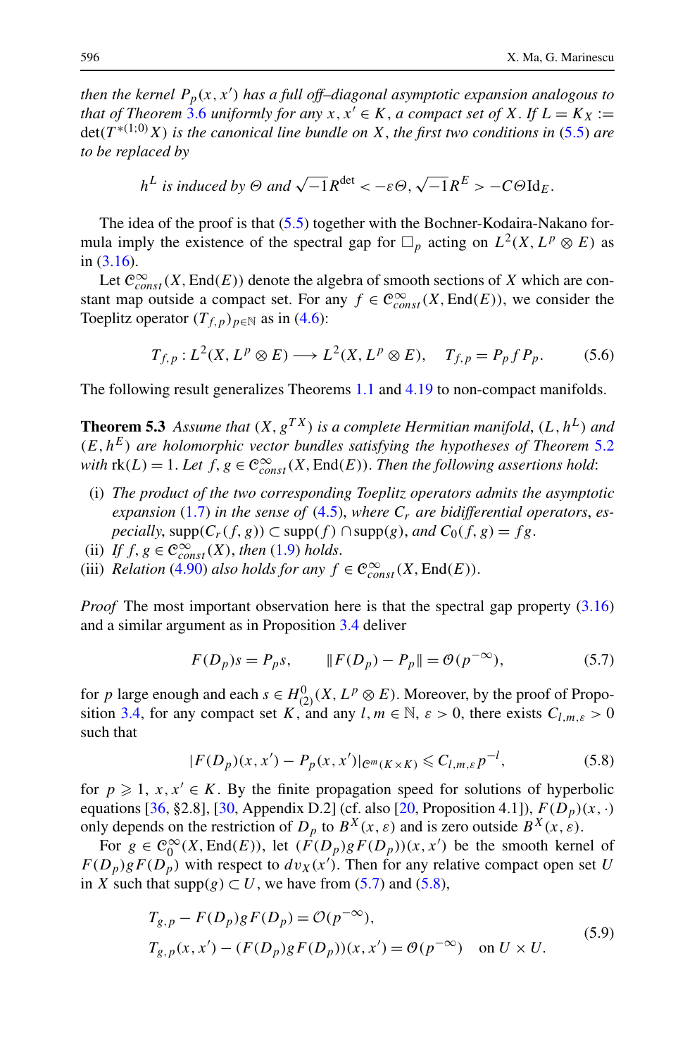*then the kernel $P_p(x,x')$ has a full off–diagonal asymptotic expansion analogous to that of Theorem 3.6 uniformly for any $x,x' \in K$, a compact set of $X$. If $L = K_X := \det(T^{*(1;0)}X)$ is the canonical line bundle on $X$, the first two conditions in (5.5) are to be replaced by*

$$h^L \text{ is induced by } \Theta \text{ and } \sqrt{-1}R^{\det} < -\varepsilon\Theta, \sqrt{-1}R^E > -C\Theta \operatorname{Id}_E.$$

The idea of the proof is that (5.5) together with the Bochner-Kodaira-Nakano formula imply the existence of the spectral gap for $\square_p$ acting on $L^2(X, L^p \otimes E)$ as in (3.16).

Let $\mathcal{C}^\infty_{const}(X, \operatorname{End}(E))$ denote the algebra of smooth sections of $X$ which are constant map outside a compact set. For any $f \in \mathcal{C}^\infty_{const}(X, \operatorname{End}(E))$, we consider the Toeplitz operator $(T_{f,p})_{p\in\mathbb{N}}$ as in (4.6):

$$T_{f,p} : L^2(X, L^p \otimes E) \longrightarrow L^2(X, L^p \otimes E), \quad T_{f,p} = P_p f P_p. \tag{5.6}$$

The following result generalizes Theorems 1.1 and 4.19 to non-compact manifolds.

**Theorem 5.3** *Assume that $(X, g^{TX})$ is a complete Hermitian manifold, $(L, h^L)$ and $(E, h^E)$ are holomorphic vector bundles satisfying the hypotheses of Theorem 5.2 with $\operatorname{rk}(L) = 1$. Let $f, g \in \mathcal{C}^\infty_{const}(X, \operatorname{End}(E))$. Then the following assertions hold*:

- (i) *The product of the two corresponding Toeplitz operators admits the asymptotic expansion (1.7) in the sense of (4.5), where $C_r$ are bidifferential operators, especially, $\operatorname{supp}(C_r(f,g)) \subset \operatorname{supp}(f) \cap \operatorname{supp}(g)$, and $C_0(f,g) = fg$.*
- (ii) *If $f, g \in \mathcal{C}^\infty_{const}(X)$, then (1.9) holds.*
- (iii) *Relation (4.90) also holds for any $f \in \mathcal{C}^\infty_{const}(X, \operatorname{End}(E))$.*

*Proof* The most important observation here is that the spectral gap property (3.16) and a similar argument as in Proposition 3.4 deliver

$$F(D_p)s = P_p s, \qquad \|F(D_p) - P_p\| = \mathcal{O}(p^{-\infty}), \tag{5.7}$$

for $p$ large enough and each $s \in H^0_{(2)}(X, L^p \otimes E)$. Moreover, by the proof of Proposition 3.4, for any compact set $K$, and any $l, m \in \mathbb{N}$, $\varepsilon > 0$, there exists $C_{l,m,\varepsilon} > 0$ such that

$$|F(D_p)(x,x') - P_p(x,x')|_{\mathcal{C}^m(K\times K)} \leqslant C_{l,m,\varepsilon}\, p^{-l}, \tag{5.8}$$

for $p \geqslant 1$, $x, x' \in K$. By the finite propagation speed for solutions of hyperbolic equations [36, §2.8], [30, Appendix D.2] (cf. also [20, Proposition 4.1]), $F(D_p)(x,\cdot)$ only depends on the restriction of $D_p$ to $B^X(x,\varepsilon)$ and is zero outside $B^X(x,\varepsilon)$.

For $g \in \mathcal{C}^\infty_0(X, \operatorname{End}(E))$, let $(F(D_p)gF(D_p))(x,x')$ be the smooth kernel of $F(D_p)gF(D_p)$ with respect to $dv_X(x')$. Then for any relative compact open set $U$ in $X$ such that $\operatorname{supp}(g) \subset U$, we have from (5.7) and (5.8),

$$\begin{aligned}
&T_{g,p} - F(D_p)gF(D_p) = \mathcal{O}(p^{-\infty}),\\
&T_{g,p}(x,x') - (F(D_p)gF(D_p))(x,x') = \mathcal{O}(p^{-\infty}) \quad \text{on } U \times U.
\end{aligned} \tag{5.9}$$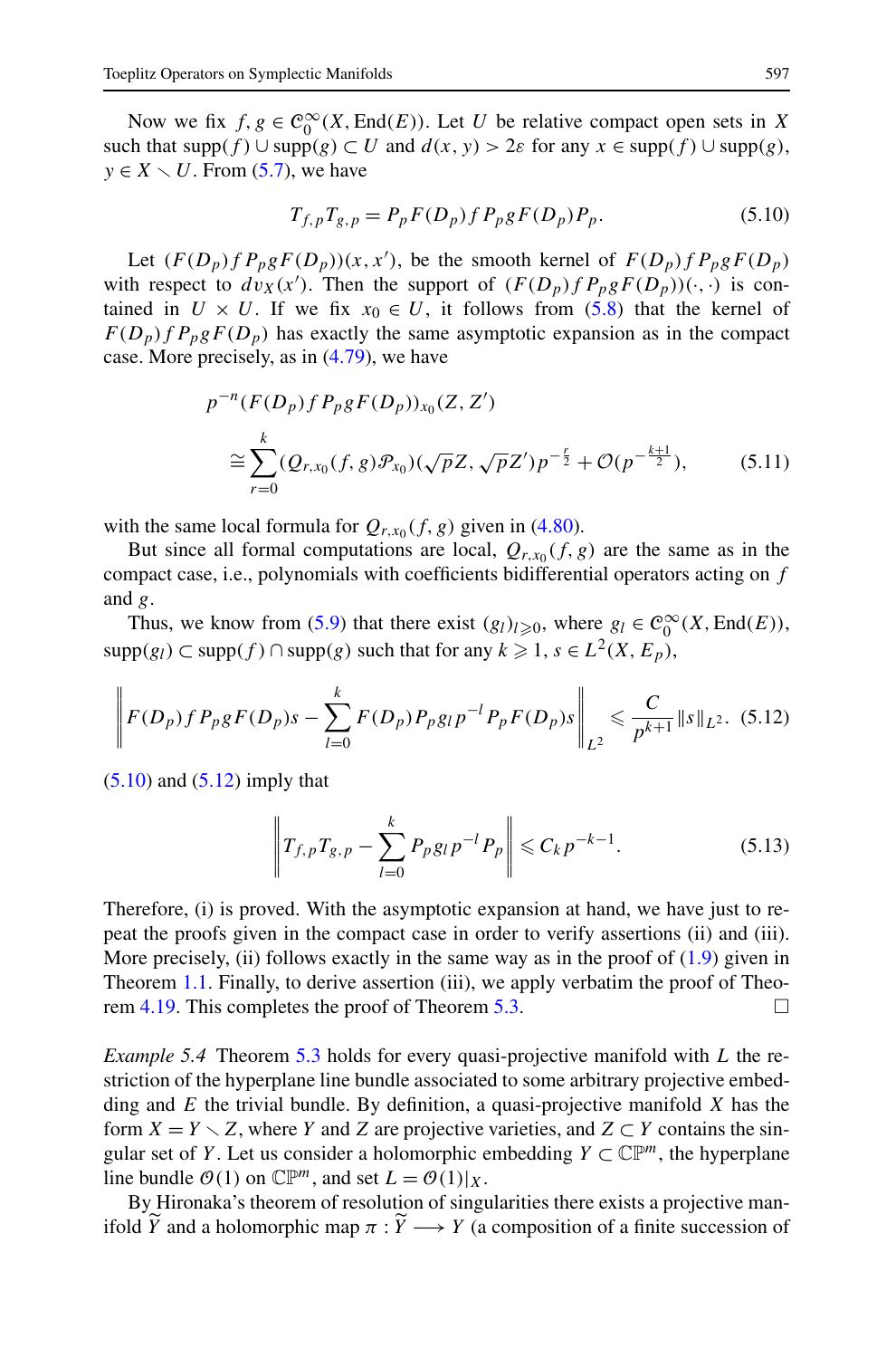Now we fix $f, g \in \mathcal{C}_0^\infty(X, \mathrm{End}(E))$. Let $U$ be relative compact open sets in $X$ such that $\mathrm{supp}(f) \cup \mathrm{supp}(g) \subset U$ and $d(x, y) > 2\varepsilon$ for any $x \in \mathrm{supp}(f) \cup \mathrm{supp}(g)$, $y \in X \smallsetminus U$. From (5.7), we have

$$T_{f,p} T_{g,p} = P_p F(D_p) f P_p g F(D_p) P_p. \tag{5.10}$$

Let $(F(D_p) f P_p g F(D_p))(x, x')$, be the smooth kernel of $F(D_p) f P_p g F(D_p)$ with respect to $dv_X(x')$. Then the support of $(F(D_p) f P_p g F(D_p))(\cdot, \cdot)$ is contained in $U \times U$. If we fix $x_0 \in U$, it follows from (5.8) that the kernel of $F(D_p) f P_p g F(D_p)$ has exactly the same asymptotic expansion as in the compact case. More precisely, as in (4.79), we have

$$\begin{aligned} &p^{-n}(F(D_p) f P_p g F(D_p))_{x_0}(Z, Z') \\ &\quad\cong \sum_{r=0}^{k} (Q_{r,x_0}(f, g) \mathcal{P}_{x_0})(\sqrt{p} Z, \sqrt{p} Z') p^{-\frac{r}{2}} + \mathcal{O}(p^{-\frac{k+1}{2}}), \end{aligned} \tag{5.11}$$

with the same local formula for $Q_{r,x_0}(f, g)$ given in (4.80).

But since all formal computations are local, $Q_{r,x_0}(f, g)$ are the same as in the compact case, i.e., polynomials with coefficients bidifferential operators acting on $f$ and $g$.

Thus, we know from (5.9) that there exist $(g_l)_{l \geqslant 0}$, where $g_l \in \mathcal{C}_0^\infty(X, \mathrm{End}(E))$, $\mathrm{supp}(g_l) \subset \mathrm{supp}(f) \cap \mathrm{supp}(g)$ such that for any $k \geqslant 1$, $s \in L^2(X, E_p)$,

$$\left\| F(D_p) f P_p g F(D_p) s - \sum_{l=0}^{k} F(D_p) P_p g_l p^{-l} P_p F(D_p) s \right\|_{L^2} \leqslant \frac{C}{p^{k+1}} \|s\|_{L^2}. \tag{5.12}$$

(5.10) and (5.12) imply that

$$\left\| T_{f,p} T_{g,p} - \sum_{l=0}^{k} P_p g_l p^{-l} P_p \right\| \leqslant C_k p^{-k-1}. \tag{5.13}$$

Therefore, (i) is proved. With the asymptotic expansion at hand, we have just to repeat the proofs given in the compact case in order to verify assertions (ii) and (iii). More precisely, (ii) follows exactly in the same way as in the proof of (1.9) given in Theorem 1.1. Finally, to derive assertion (iii), we apply verbatim the proof of Theorem 4.19. This completes the proof of Theorem 5.3. $\square$

*Example 5.4* Theorem 5.3 holds for every quasi-projective manifold with $L$ the restriction of the hyperplane line bundle associated to some arbitrary projective embedding and $E$ the trivial bundle. By definition, a quasi-projective manifold $X$ has the form $X = Y \smallsetminus Z$, where $Y$ and $Z$ are projective varieties, and $Z \subset Y$ contains the singular set of $Y$. Let us consider a holomorphic embedding $Y \subset \mathbb{CP}^m$, the hyperplane line bundle $\mathcal{O}(1)$ on $\mathbb{CP}^m$, and set $L = \mathcal{O}(1)|_X$.

By Hironaka's theorem of resolution of singularities there exists a projective manifold $\widetilde{Y}$ and a holomorphic map $\pi : \widetilde{Y} \longrightarrow Y$ (a composition of a finite succession of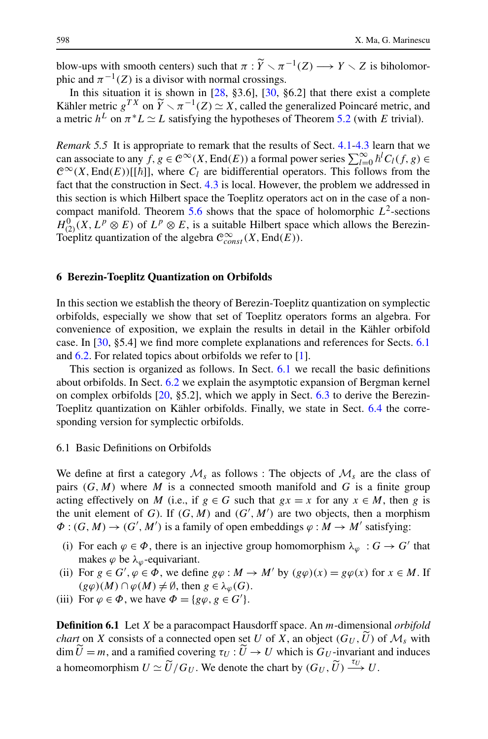blow-ups with smooth centers) such that $\pi : \widetilde{Y} \setminus \pi^{-1}(Z) \longrightarrow Y \setminus Z$ is biholomorphic and $\pi^{-1}(Z)$ is a divisor with normal crossings.

In this situation it is shown in [28, §3.6], [30, §6.2] that there exist a complete Kähler metric $g^{TX}$ on $\widetilde{Y} \setminus \pi^{-1}(Z) \simeq X$, called the generalized Poincaré metric, and a metric $h^L$ on $\pi^* L \simeq L$ satisfying the hypotheses of Theorem 5.2 (with $E$ trivial).

*Remark 5.5* It is appropriate to remark that the results of Sect. 4.1-4.3 learn that we can associate to any $f, g \in \mathscr{C}^\infty(X, \mathrm{End}(E))$ a formal power series $\sum_{l=0}^\infty \hbar^l C_l(f,g) \in \mathscr{C}^\infty(X, \mathrm{End}(E))[[\hbar]]$, where $C_l$ are bidifferential operators. This follows from the fact that the construction in Sect. 4.3 is local. However, the problem we addressed in this section is which Hilbert space the Toeplitz operators act on in the case of a non-compact manifold. Theorem 5.6 shows that the space of holomorphic $L^2$-sections $H^0_{(2)}(X, L^p \otimes E)$ of $L^p \otimes E$, is a suitable Hilbert space which allows the Berezin-Toeplitz quantization of the algebra $\mathscr{C}^\infty_{const}(X, \mathrm{End}(E))$.

## 6 Berezin-Toeplitz Quantization on Orbifolds

In this section we establish the theory of Berezin-Toeplitz quantization on symplectic orbifolds, especially we show that set of Toeplitz operators forms an algebra. For convenience of exposition, we explain the results in detail in the Kähler orbifold case. In [30, §5.4] we find more complete explanations and references for Sects. 6.1 and 6.2. For related topics about orbifolds we refer to [1].

This section is organized as follows. In Sect. 6.1 we recall the basic definitions about orbifolds. In Sect. 6.2 we explain the asymptotic expansion of Bergman kernel on complex orbifolds [20, §5.2], which we apply in Sect. 6.3 to derive the Berezin-Toeplitz quantization on Kähler orbifolds. Finally, we state in Sect. 6.4 the corresponding version for symplectic orbifolds.

### 6.1 Basic Definitions on Orbifolds

We define at first a category $\mathcal{M}_s$ as follows : The objects of $\mathcal{M}_s$ are the class of pairs $(G, M)$ where $M$ is a connected smooth manifold and $G$ is a finite group acting effectively on $M$ (i.e., if $g \in G$ such that $gx = x$ for any $x \in M$, then $g$ is the unit element of $G$). If $(G, M)$ and $(G', M')$ are two objects, then a morphism $\Phi : (G, M) \to (G', M')$ is a family of open embeddings $\varphi : M \to M'$ satisfying:

(i) For each $\varphi \in \Phi$, there is an injective group homomorphism $\lambda_\varphi : G \to G'$ that makes $\varphi$ be $\lambda_\varphi$-equivariant.

(ii) For $g \in G'$, $\varphi \in \Phi$, we define $g\varphi : M \to M'$ by $(g\varphi)(x) = g\varphi(x)$ for $x \in M$. If $(g\varphi)(M) \cap \varphi(M) \neq \emptyset$, then $g \in \lambda_\varphi(G)$.

(iii) For $\varphi \in \Phi$, we have $\Phi = \{g\varphi, g \in G'\}$.

**Definition 6.1** Let $X$ be a paracompact Hausdorff space. An $m$-dimensional *orbifold chart* on $X$ consists of a connected open set $U$ of $X$, an object $(G_U, \widetilde{U})$ of $\mathcal{M}_s$ with $\dim \widetilde{U} = m$, and a ramified covering $\tau_U : \widetilde{U} \to U$ which is $G_U$-invariant and induces a homeomorphism $U \simeq \widetilde{U}/G_U$. We denote the chart by $(G_U, \widetilde{U}) \xrightarrow{\tau_U} U$.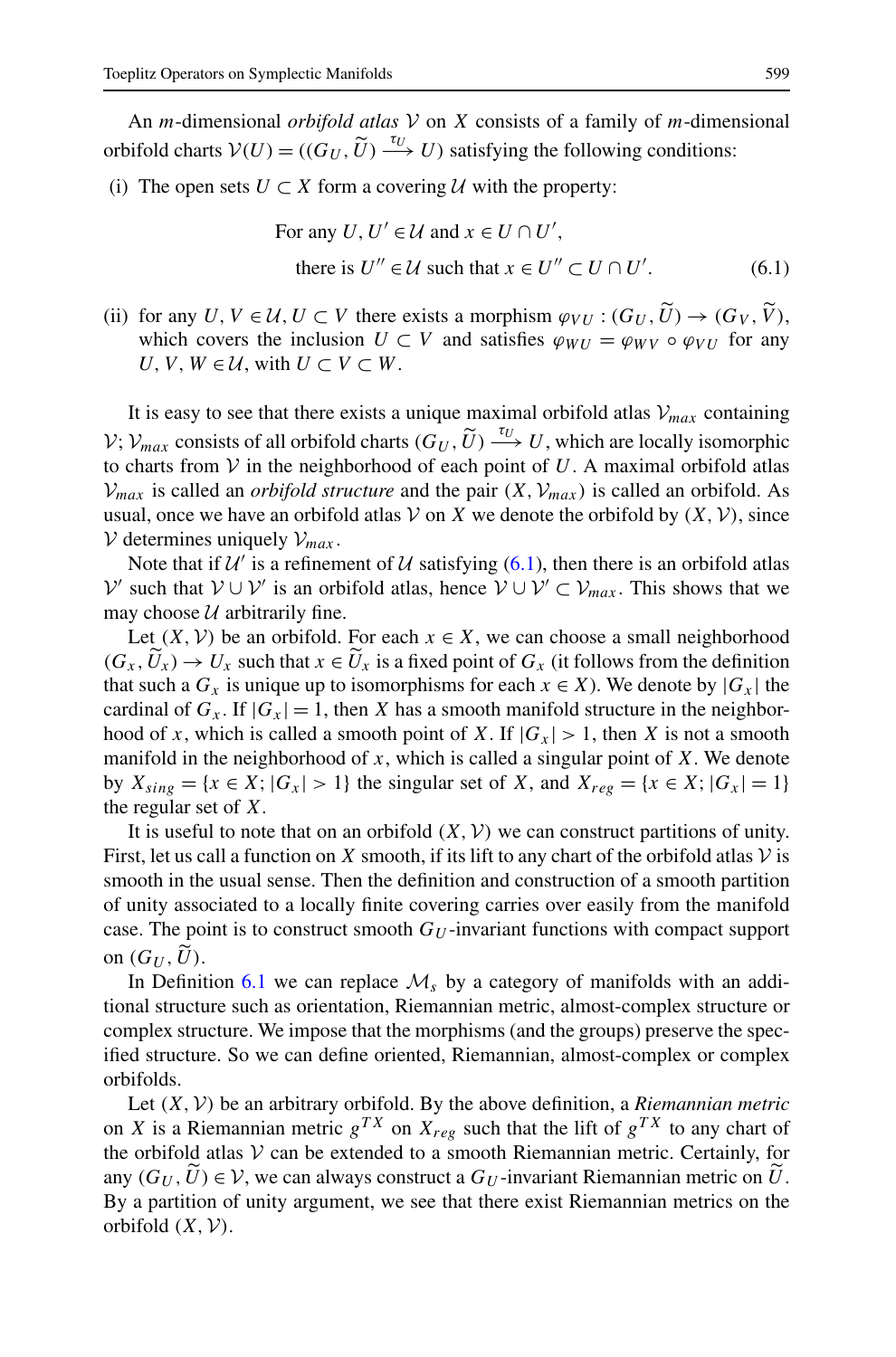An $m$-dimensional *orbifold atlas* $\mathcal{V}$ on $X$ consists of a family of $m$-dimensional orbifold charts $\mathcal{V}(U) = ((G_U, \widetilde{U}) \xrightarrow{\tau_U} U)$ satisfying the following conditions:

(i) The open sets $U \subset X$ form a covering $\mathcal{U}$ with the property:

$$\begin{aligned} &\text{For any } U, U' \in \mathcal{U} \text{ and } x \in U \cap U', \\ &\quad \text{there is } U'' \in \mathcal{U} \text{ such that } x \in U'' \subset U \cap U'. \end{aligned} \tag{6.1}$$

(ii) for any $U, V \in \mathcal{U}, U \subset V$ there exists a morphism $\varphi_{VU} : (G_U, \widetilde{U}) \to (G_V, \widetilde{V})$, which covers the inclusion $U \subset V$ and satisfies $\varphi_{WU} = \varphi_{WV} \circ \varphi_{VU}$ for any $U, V, W \in \mathcal{U}$, with $U \subset V \subset W$.

It is easy to see that there exists a unique maximal orbifold atlas $\mathcal{V}_{max}$ containing $\mathcal{V}$; $\mathcal{V}_{max}$ consists of all orbifold charts $(G_U, \widetilde{U}) \xrightarrow{\tau_U} U$, which are locally isomorphic to charts from $\mathcal{V}$ in the neighborhood of each point of $U$. A maximal orbifold atlas $\mathcal{V}_{max}$ is called an *orbifold structure* and the pair $(X, \mathcal{V}_{max})$ is called an orbifold. As usual, once we have an orbifold atlas $\mathcal{V}$ on $X$ we denote the orbifold by $(X, \mathcal{V})$, since $\mathcal{V}$ determines uniquely $\mathcal{V}_{max}$.

Note that if $\mathcal{U}'$ is a refinement of $\mathcal{U}$ satisfying (6.1), then there is an orbifold atlas $\mathcal{V}'$ such that $\mathcal{V} \cup \mathcal{V}'$ is an orbifold atlas, hence $\mathcal{V} \cup \mathcal{V}' \subset \mathcal{V}_{max}$. This shows that we may choose $\mathcal{U}$ arbitrarily fine.

Let $(X, \mathcal{V})$ be an orbifold. For each $x \in X$, we can choose a small neighborhood $(G_x, \widetilde{U}_x) \to U_x$ such that $x \in \widetilde{U}_x$ is a fixed point of $G_x$ (it follows from the definition that such a $G_x$ is unique up to isomorphisms for each $x \in X$). We denote by $|G_x|$ the cardinal of $G_x$. If $|G_x| = 1$, then $X$ has a smooth manifold structure in the neighborhood of $x$, which is called a smooth point of $X$. If $|G_x| > 1$, then $X$ is not a smooth manifold in the neighborhood of $x$, which is called a singular point of $X$. We denote by $X_{sing} = \{x \in X; |G_x| > 1\}$ the singular set of $X$, and $X_{reg} = \{x \in X; |G_x| = 1\}$ the regular set of $X$.

It is useful to note that on an orbifold $(X, \mathcal{V})$ we can construct partitions of unity. First, let us call a function on $X$ smooth, if its lift to any chart of the orbifold atlas $\mathcal{V}$ is smooth in the usual sense. Then the definition and construction of a smooth partition of unity associated to a locally finite covering carries over easily from the manifold case. The point is to construct smooth $G_U$-invariant functions with compact support on $(G_U, \widetilde{U})$.

In Definition 6.1 we can replace $\mathcal{M}_s$ by a category of manifolds with an additional structure such as orientation, Riemannian metric, almost-complex structure or complex structure. We impose that the morphisms (and the groups) preserve the specified structure. So we can define oriented, Riemannian, almost-complex or complex orbifolds.

Let $(X, \mathcal{V})$ be an arbitrary orbifold. By the above definition, a *Riemannian metric* on $X$ is a Riemannian metric $g^{TX}$ on $X_{reg}$ such that the lift of $g^{TX}$ to any chart of the orbifold atlas $\mathcal{V}$ can be extended to a smooth Riemannian metric. Certainly, for any $(G_U, \widetilde{U}) \in \mathcal{V}$, we can always construct a $G_U$-invariant Riemannian metric on $\widetilde{U}$. By a partition of unity argument, we see that there exist Riemannian metrics on the orbifold $(X, \mathcal{V})$.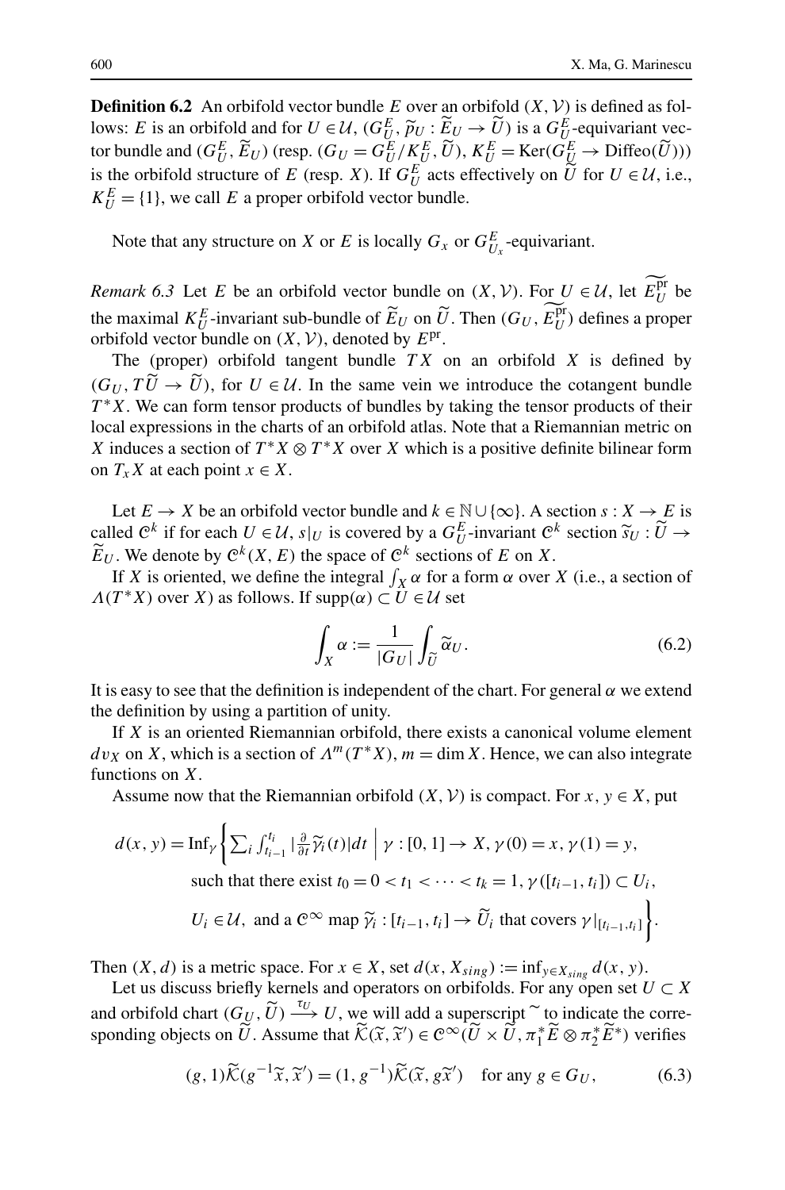**Definition 6.2** An orbifold vector bundle $E$ over an orbifold $(X, \mathcal{V})$ is defined as follows: $E$ is an orbifold and for $U \in \mathcal{U}$, $(G_U^E, \widetilde{p}_U : \widetilde{E}_U \to \widetilde{U})$ is a $G_U^E$-equivariant vector bundle and $(G_U^E, \widetilde{E}_U)$ (resp. $(G_U = G_U^E / K_U^E, \widetilde{U})$, $K_U^E = \operatorname{Ker}(G_U^E \to \operatorname{Diffeo}(\widetilde{U}))$) is the orbifold structure of $E$ (resp. $X$). If $G_U^E$ acts effectively on $\widetilde{U}$ for $U \in \mathcal{U}$, i.e., $K_U^E = \{1\}$, we call $E$ a proper orbifold vector bundle.

Note that any structure on $X$ or $E$ is locally $G_x$ or $G_{U_x}^E$-equivariant.

*Remark 6.3* Let $E$ be an orbifold vector bundle on $(X, \mathcal{V})$. For $U \in \mathcal{U}$, let $\widetilde{E_U^{\mathrm{pr}}}$ be the maximal $K_U^E$-invariant sub-bundle of $\widetilde{E}_U$ on $\widetilde{U}$. Then $(G_U, \widetilde{E_U^{\mathrm{pr}}})$ defines a proper orbifold vector bundle on $(X, \mathcal{V})$, denoted by $E^{\mathrm{pr}}$.

The (proper) orbifold tangent bundle $TX$ on an orbifold $X$ is defined by $(G_U, T\widetilde{U} \to \widetilde{U})$, for $U \in \mathcal{U}$. In the same vein we introduce the cotangent bundle $T^*X$. We can form tensor products of bundles by taking the tensor products of their local expressions in the charts of an orbifold atlas. Note that a Riemannian metric on $X$ induces a section of $T^*X \otimes T^*X$ over $X$ which is a positive definite bilinear form on $T_xX$ at each point $x \in X$.

Let $E \to X$ be an orbifold vector bundle and $k \in \mathbb{N} \cup \{\infty\}$. A section $s : X \to E$ is called $\mathcal{C}^k$ if for each $U \in \mathcal{U}$, $s|_U$ is covered by a $G_U^E$-invariant $\mathcal{C}^k$ section $\widetilde{s}_U : \widetilde{U} \to \widetilde{E}_U$. We denote by $\mathcal{C}^k(X, E)$ the space of $\mathcal{C}^k$ sections of $E$ on $X$.

If $X$ is oriented, we define the integral $\int_X \alpha$ for a form $\alpha$ over $X$ (i.e., a section of $\Lambda(T^*X)$ over $X$) as follows. If $\operatorname{supp}(\alpha) \subset U \in \mathcal{U}$ set

$$\int_X \alpha := \frac{1}{|G_U|} \int_{\widetilde{U}} \widetilde{\alpha}_U. \tag{6.2}$$

It is easy to see that the definition is independent of the chart. For general $\alpha$ we extend the definition by using a partition of unity.

If $X$ is an oriented Riemannian orbifold, there exists a canonical volume element $dv_X$ on $X$, which is a section of $\Lambda^m(T^*X)$, $m = \dim X$. Hence, we can also integrate functions on $X$.

Assume now that the Riemannian orbifold $(X, \mathcal{V})$ is compact. For $x, y \in X$, put

$$\begin{aligned} d(x,y) = \operatorname{Inf}_\gamma \Bigg\{ \sum_i \int_{t_{i-1}}^{t_i} \Big|\frac{\partial}{\partial t}\widetilde{\gamma}_i(t)\Big| dt \;\Big|\; &\gamma : [0,1] \to X, \gamma(0) = x, \gamma(1) = y, \\ &\text{such that there exist } t_0 = 0 < t_1 < \cdots < t_k = 1, \gamma([t_{i-1}, t_i]) \subset U_i, \\ &U_i \in \mathcal{U}, \text{ and a } \mathcal{C}^\infty \text{ map } \widetilde{\gamma}_i : [t_{i-1}, t_i] \to \widetilde{U}_i \text{ that covers } \gamma|_{[t_{i-1}, t_i]} \Bigg\}. \end{aligned}$$

Then $(X, d)$ is a metric space. For $x \in X$, set $d(x, X_{sing}) := \inf_{y \in X_{sing}} d(x, y)$.

Let us discuss briefly kernels and operators on orbifolds. For any open set $U \subset X$ and orbifold chart $(G_U, \widetilde{U}) \xrightarrow{\tau_U} U$, we will add a superscript $\widetilde{\ }$ to indicate the corresponding objects on $\widetilde{U}$. Assume that $\widetilde{\mathcal{K}}(\widetilde{x}, \widetilde{x}') \in \mathcal{C}^\infty(\widetilde{U} \times \widetilde{U}, \pi_1^* \widetilde{E} \otimes \pi_2^* \widetilde{E}^*)$ verifies

$$(g, 1)\widetilde{\mathcal{K}}(g^{-1}\widetilde{x}, \widetilde{x}') = (1, g^{-1})\widetilde{\mathcal{K}}(\widetilde{x}, g\widetilde{x}') \quad \text{for any } g \in G_U, \tag{6.3}$$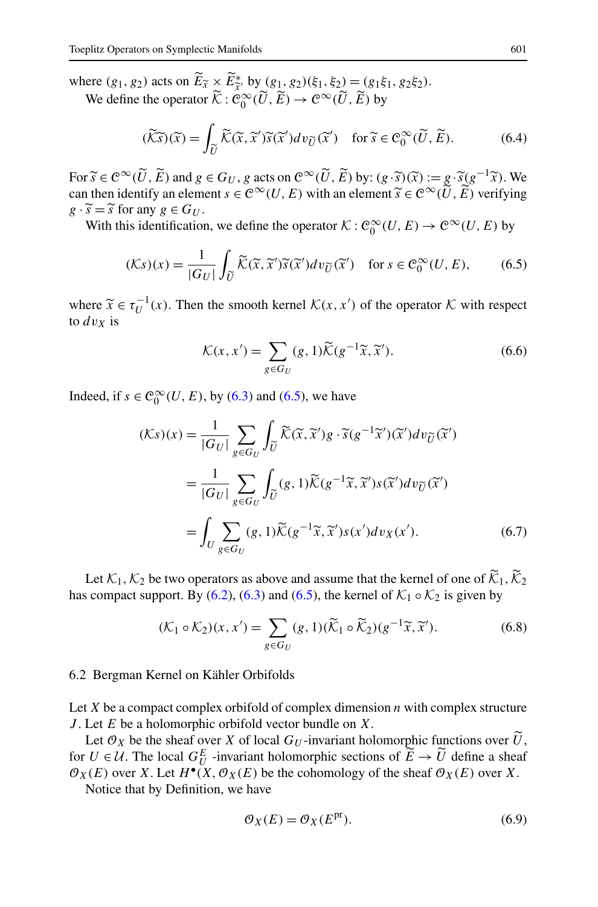where $(g_1, g_2)$ acts on $\widetilde{E}_{\widetilde{x}} \times \widetilde{E}^*_{\widetilde{x}'}$ by $(g_1, g_2)(\xi_1, \xi_2) = (g_1\xi_1, g_2\xi_2)$.

We define the operator $\widetilde{\mathcal{K}} : \mathcal{C}^\infty_0(\widetilde{U}, \widetilde{E}) \to \mathcal{C}^\infty(\widetilde{U}, \widetilde{E})$ by

$$(\widetilde{\mathcal{K}}\widetilde{s})(\widetilde{x}) = \int_{\widetilde{U}} \widetilde{\mathcal{K}}(\widetilde{x}, \widetilde{x}')\widetilde{s}(\widetilde{x}')dv_{\widetilde{U}}(\widetilde{x}') \quad \text{for } \widetilde{s} \in \mathcal{C}^\infty_0(\widetilde{U}, \widetilde{E}). \tag{6.4}$$

For $\widetilde{s} \in \mathcal{C}^\infty(\widetilde{U}, \widetilde{E})$ and $g \in G_U$, $g$ acts on $\mathcal{C}^\infty(\widetilde{U}, \widetilde{E})$ by: $(g \cdot \widetilde{s})(\widetilde{x}) := g \cdot \widetilde{s}(g^{-1}\widetilde{x})$. We can then identify an element $s \in \mathcal{C}^\infty(U, E)$ with an element $\widetilde{s} \in \mathcal{C}^\infty(\widetilde{U}, \widetilde{E})$ verifying $g \cdot \widetilde{s} = \widetilde{s}$ for any $g \in G_U$.

With this identification, we define the operator $\mathcal{K} : \mathcal{C}^\infty_0(U, E) \to \mathcal{C}^\infty(U, E)$ by

$$(\mathcal{K}s)(x) = \frac{1}{|G_U|} \int_{\widetilde{U}} \widetilde{\mathcal{K}}(\widetilde{x}, \widetilde{x}')\widetilde{s}(\widetilde{x}')dv_{\widetilde{U}}(\widetilde{x}') \quad \text{for } s \in \mathcal{C}^\infty_0(U, E), \tag{6.5}$$

where $\widetilde{x} \in \tau_U^{-1}(x)$. Then the smooth kernel $\mathcal{K}(x, x')$ of the operator $\mathcal{K}$ with respect to $dv_X$ is

$$\mathcal{K}(x, x') = \sum_{g \in G_U} (g, 1)\widetilde{\mathcal{K}}(g^{-1}\widetilde{x}, \widetilde{x}'). \tag{6.6}$$

Indeed, if $s \in \mathcal{C}^\infty_0(U, E)$, by (6.3) and (6.5), we have

$$\begin{aligned}
(\mathcal{K}s)(x) &= \frac{1}{|G_U|} \sum_{g \in G_U} \int_{\widetilde{U}} \widetilde{\mathcal{K}}(\widetilde{x}, \widetilde{x}')g \cdot \widetilde{s}(g^{-1}\widetilde{x}')(\widetilde{x}')dv_{\widetilde{U}}(\widetilde{x}') \\
&= \frac{1}{|G_U|} \sum_{g \in G_U} \int_{\widetilde{U}} (g, 1)\widetilde{\mathcal{K}}(g^{-1}\widetilde{x}, \widetilde{x}')s(\widetilde{x}')dv_{\widetilde{U}}(\widetilde{x}') \\
&= \int_U \sum_{g \in G_U} (g, 1)\widetilde{\mathcal{K}}(g^{-1}\widetilde{x}, \widetilde{x}')s(x')dv_X(x').
\end{aligned} \tag{6.7}$$

Let $\mathcal{K}_1, \mathcal{K}_2$ be two operators as above and assume that the kernel of one of $\widetilde{\mathcal{K}}_1, \widetilde{\mathcal{K}}_2$ has compact support. By (6.2), (6.3) and (6.5), the kernel of $\mathcal{K}_1 \circ \mathcal{K}_2$ is given by

$$(\mathcal{K}_1 \circ \mathcal{K}_2)(x, x') = \sum_{g \in G_U} (g, 1)(\widetilde{\mathcal{K}}_1 \circ \widetilde{\mathcal{K}}_2)(g^{-1}\widetilde{x}, \widetilde{x}'). \tag{6.8}$$

## 6.2 Bergman Kernel on Kähler Orbifolds

Let $X$ be a compact complex orbifold of complex dimension $n$ with complex structure $J$. Let $E$ be a holomorphic orbifold vector bundle on $X$.

Let $\mathcal{O}_X$ be the sheaf over $X$ of local $G_U$-invariant holomorphic functions over $\widetilde{U}$, for $U \in \mathcal{U}$. The local $G^E_{\widetilde{U}}$-invariant holomorphic sections of $\widetilde{E} \to \widetilde{U}$ define a sheaf $\mathcal{O}_X(E)$ over $X$. Let $H^\bullet(X, \mathcal{O}_X(E)$ be the cohomology of the sheaf $\mathcal{O}_X(E)$ over $X$.

Notice that by Definition, we have

$$\mathcal{O}_X(E) = \mathcal{O}_X(E^{\mathrm{pr}}). \tag{6.9}$$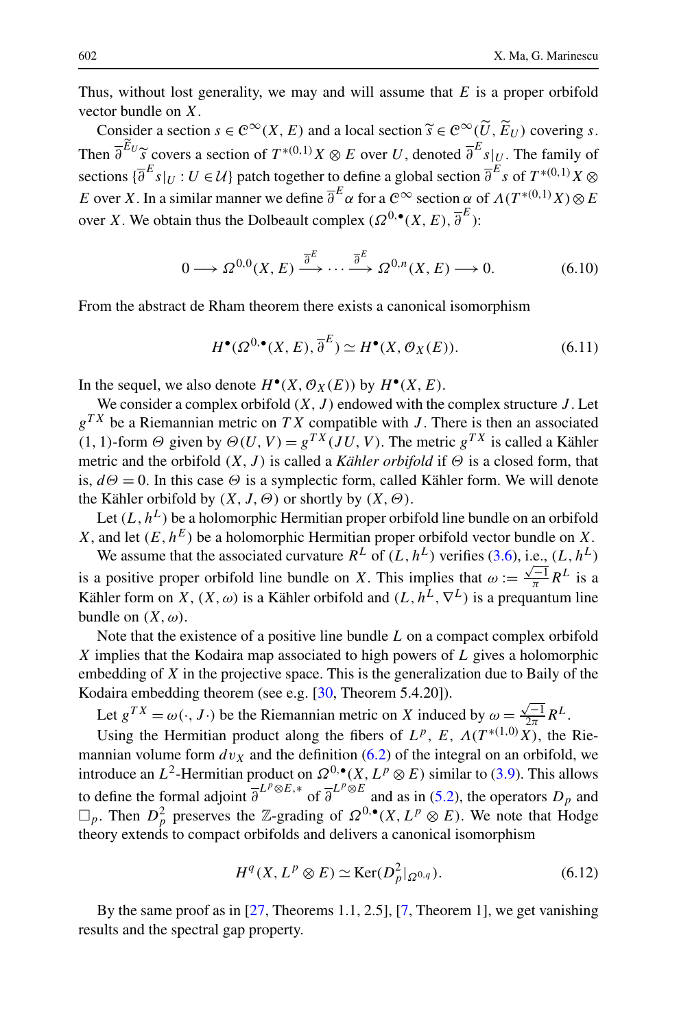Thus, without lost generality, we may and will assume that $E$ is a proper orbifold vector bundle on $X$.

Consider a section $s \in \mathcal{C}^\infty(X, E)$ and a local section $\widetilde{s} \in \mathcal{C}^\infty(\widetilde{U}, \widetilde{E}_U)$ covering $s$. Then $\overline{\partial}^{\widetilde{E}_U}\widetilde{s}$ covers a section of $T^{*(0,1)}X \otimes E$ over $U$, denoted $\overline{\partial}^E s|_U$. The family of sections $\{\overline{\partial}^E s|_U : U \in \mathcal{U}\}$ patch together to define a global section $\overline{\partial}^E s$ of $T^{*(0,1)}X \otimes E$ over $X$. In a similar manner we define $\overline{\partial}^E \alpha$ for a $\mathcal{C}^\infty$ section $\alpha$ of $\Lambda(T^{*(0,1)}X) \otimes E$ over $X$. We obtain thus the Dolbeault complex $(\Omega^{0,\bullet}(X, E), \overline{\partial}^E)$:

$$0 \longrightarrow \Omega^{0,0}(X, E) \xrightarrow{\overline{\partial}^E} \cdots \xrightarrow{\overline{\partial}^E} \Omega^{0,n}(X, E) \longrightarrow 0. \tag{6.10}$$

From the abstract de Rham theorem there exists a canonical isomorphism

$$H^\bullet(\Omega^{0,\bullet}(X, E), \overline{\partial}^E) \simeq H^\bullet(X, \mathcal{O}_X(E)). \tag{6.11}$$

In the sequel, we also denote $H^\bullet(X, \mathcal{O}_X(E))$ by $H^\bullet(X, E)$.

We consider a complex orbifold $(X, J)$ endowed with the complex structure $J$. Let $g^{TX}$ be a Riemannian metric on $TX$ compatible with $J$. There is then an associated $(1, 1)$-form $\Theta$ given by $\Theta(U, V) = g^{TX}(JU, V)$. The metric $g^{TX}$ is called a Kähler metric and the orbifold $(X, J)$ is called a *Kähler orbifold* if $\Theta$ is a closed form, that is, $d\Theta = 0$. In this case $\Theta$ is a symplectic form, called Kähler form. We will denote the Kähler orbifold by $(X, J, \Theta)$ or shortly by $(X, \Theta)$.

Let $(L, h^L)$ be a holomorphic Hermitian proper orbifold line bundle on an orbifold $X$, and let $(E, h^E)$ be a holomorphic Hermitian proper orbifold vector bundle on $X$.

We assume that the associated curvature $R^L$ of $(L, h^L)$ verifies (3.6), i.e., $(L, h^L)$ is a positive proper orbifold line bundle on $X$. This implies that $\omega := \frac{\sqrt{-1}}{\pi} R^L$ is a Kähler form on $X$, $(X, \omega)$ is a Kähler orbifold and $(L, h^L, \nabla^L)$ is a prequantum line bundle on $(X, \omega)$.

Note that the existence of a positive line bundle $L$ on a compact complex orbifold $X$ implies that the Kodaira map associated to high powers of $L$ gives a holomorphic embedding of $X$ in the projective space. This is the generalization due to Baily of the Kodaira embedding theorem (see e.g. [30, Theorem 5.4.20]).

Let $g^{TX} = \omega(\cdot, J\cdot)$ be the Riemannian metric on $X$ induced by $\omega = \frac{\sqrt{-1}}{2\pi} R^L$.

Using the Hermitian product along the fibers of $L^p$, $E$, $\Lambda(T^{*(1,0)}X)$, the Riemannian volume form $dv_X$ and the definition (6.2) of the integral on an orbifold, we introduce an $L^2$-Hermitian product on $\Omega^{0,\bullet}(X, L^p \otimes E)$ similar to (3.9). This allows to define the formal adjoint $\overline{\partial}^{L^p\otimes E,*}$ of $\overline{\partial}^{L^p\otimes E}$ and as in (5.2), the operators $D_p$ and $\square_p$. Then $D_p^2$ preserves the $\mathbb{Z}$-grading of $\Omega^{0,\bullet}(X, L^p \otimes E)$. We note that Hodge theory extends to compact orbifolds and delivers a canonical isomorphism

$$H^q(X, L^p \otimes E) \simeq \operatorname{Ker}(D_p^2|_{\Omega^{0,q}}). \tag{6.12}$$

By the same proof as in [27, Theorems 1.1, 2.5], [7, Theorem 1], we get vanishing results and the spectral gap property.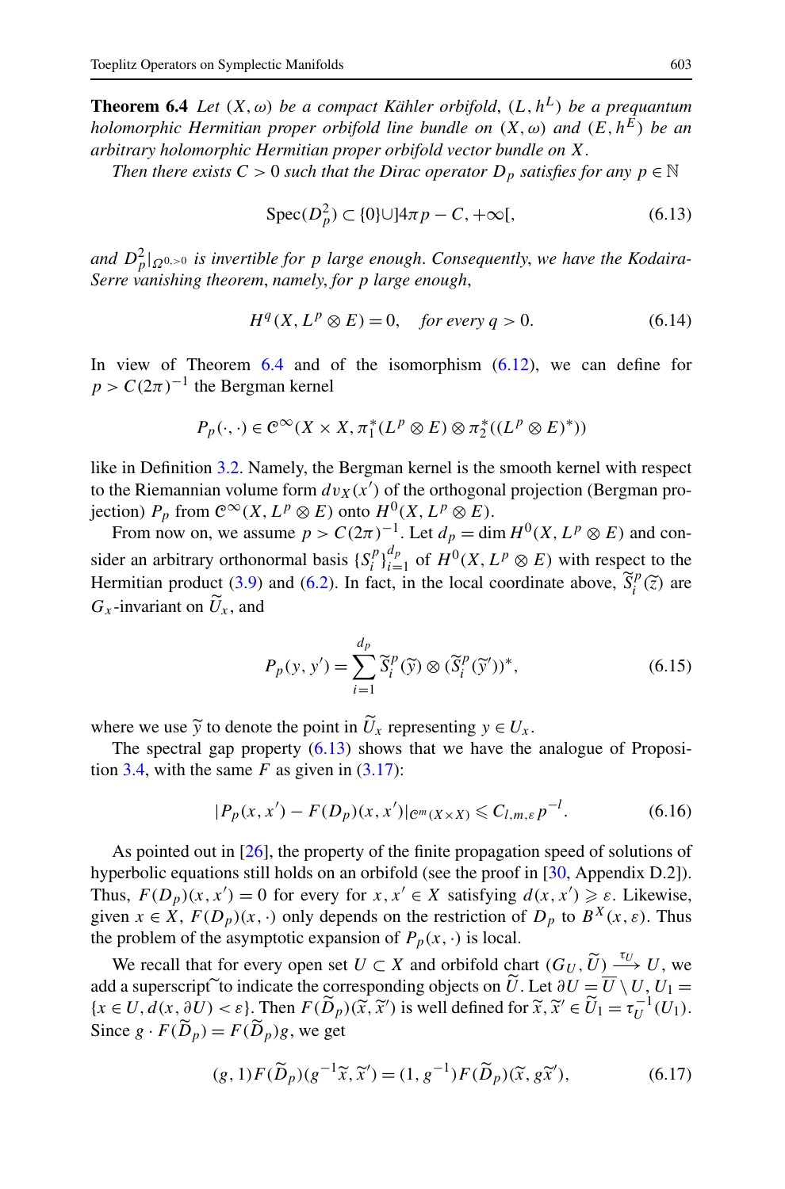**Theorem 6.4** *Let $(X,\omega)$ be a compact Kähler orbifold, $(L,h^L)$ be a prequantum holomorphic Hermitian proper orbifold line bundle on $(X,\omega)$ and $(E,h^E)$ be an arbitrary holomorphic Hermitian proper orbifold vector bundle on $X$.*

*Then there exists $C>0$ such that the Dirac operator $D_p$ satisfies for any $p\in\mathbb{N}$*

$$\operatorname{Spec}(D_p^2)\subset\{0\}\cup]4\pi p-C,+\infty[, \tag{6.13}$$

*and $D_p^2|_{\Omega^{0,>0}}$ is invertible for $p$ large enough. Consequently, we have the Kodaira-Serre vanishing theorem, namely, for $p$ large enough,*

$$H^q(X,L^p\otimes E)=0,\quad \text{for every } q>0. \tag{6.14}$$

In view of Theorem 6.4 and of the isomorphism (6.12), we can define for $p>C(2\pi)^{-1}$ the Bergman kernel

$$P_p(\cdot,\cdot)\in\mathscr{C}^\infty(X\times X,\pi_1^*(L^p\otimes E)\otimes\pi_2^*((L^p\otimes E)^*))$$

like in Definition 3.2. Namely, the Bergman kernel is the smooth kernel with respect to the Riemannian volume form $dv_X(x')$ of the orthogonal projection (Bergman projection) $P_p$ from $\mathscr{C}^\infty(X,L^p\otimes E)$ onto $H^0(X,L^p\otimes E)$.

From now on, we assume $p>C(2\pi)^{-1}$. Let $d_p=\dim H^0(X,L^p\otimes E)$ and consider an arbitrary orthonormal basis $\{S_i^p\}_{i=1}^{d_p}$ of $H^0(X,L^p\otimes E)$ with respect to the Hermitian product (3.9) and (6.2). In fact, in the local coordinate above, $\widetilde{S}_i^p(\widetilde{z})$ are $G_x$-invariant on $\widetilde{U}_x$, and

$$P_p(y,y')=\sum_{i=1}^{d_p}\widetilde{S}_i^p(\widetilde{y})\otimes(\widetilde{S}_i^p(\widetilde{y}'))^*, \tag{6.15}$$

where we use $\widetilde{y}$ to denote the point in $\widetilde{U}_x$ representing $y\in U_x$.

The spectral gap property (6.13) shows that we have the analogue of Proposition 3.4, with the same $F$ as given in (3.17):

$$|P_p(x,x')-F(D_p)(x,x')|_{\mathscr{C}^m(X\times X)}\leqslant C_{l,m,\varepsilon}\,p^{-l}. \tag{6.16}$$

As pointed out in [26], the property of the finite propagation speed of solutions of hyperbolic equations still holds on an orbifold (see the proof in [30, Appendix D.2]). Thus, $F(D_p)(x,x')=0$ for every for $x,x'\in X$ satisfying $d(x,x')\geqslant\varepsilon$. Likewise, given $x\in X$, $F(D_p)(x,\cdot)$ only depends on the restriction of $D_p$ to $B^X(x,\varepsilon)$. Thus the problem of the asymptotic expansion of $P_p(x,\cdot)$ is local.

We recall that for every open set $U\subset X$ and orbifold chart $(G_U,\widetilde{U})\xrightarrow{\tau_U}U$, we add a superscript $\widetilde{\ }$ to indicate the corresponding objects on $\widetilde{U}$. Let $\partial U=\overline{U}\setminus U$, $U_1=\{x\in U, d(x,\partial U)<\varepsilon\}$. Then $F(\widetilde{D}_p)(\widetilde{x},\widetilde{x}')$ is well defined for $\widetilde{x},\widetilde{x}'\in\widetilde{U}_1=\tau_U^{-1}(U_1)$. Since $g\cdot F(\widetilde{D}_p)=F(\widetilde{D}_p)g$, we get

$$(g,1)F(\widetilde{D}_p)(g^{-1}\widetilde{x},\widetilde{x}')=(1,g^{-1})F(\widetilde{D}_p)(\widetilde{x},g\widetilde{x}'), \tag{6.17}$$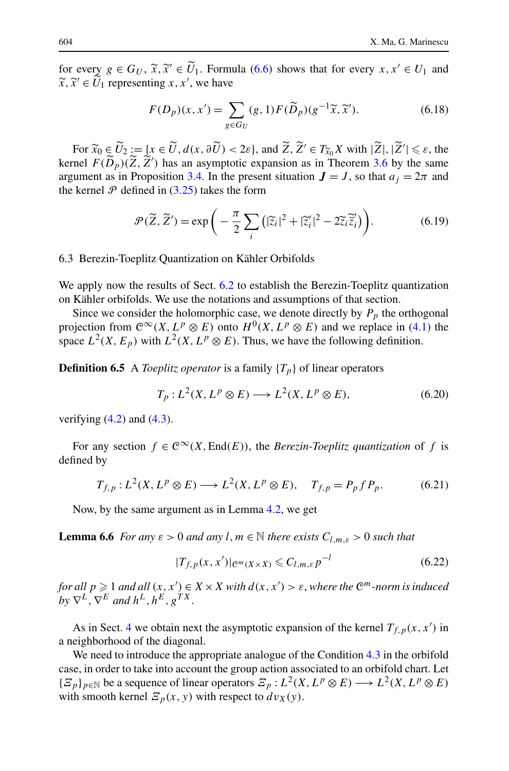for every $g \in G_U$, $\widetilde{x}, \widetilde{x}' \in \widetilde{U}_1$. Formula (6.6) shows that for every $x, x' \in U_1$ and $\widetilde{x}, \widetilde{x}' \in \widetilde{U}_1$ representing $x, x'$, we have

$$F(D_p)(x, x') = \sum_{g \in G_U} (g, 1) F(\widetilde{D}_p)(g^{-1}\widetilde{x}, \widetilde{x}'). \tag{6.18}$$

For $\widetilde{x}_0 \in \widetilde{U}_2 := \{x \in \widetilde{U}, d(x, \partial \widetilde{U}) < 2\varepsilon\}$, and $\widetilde{Z}, \widetilde{Z}' \in T_{\widetilde{x}_0} X$ with $|\widetilde{Z}|, |\widetilde{Z}'| \leqslant \varepsilon$, the kernel $F(\widetilde{D}_p)(\widetilde{Z}, \widetilde{Z}')$ has an asymptotic expansion as in Theorem 3.6 by the same argument as in Proposition 3.4. In the present situation $\boldsymbol{J} = J$, so that $a_j = 2\pi$ and the kernel $\mathscr{P}$ defined in (3.25) takes the form

$$\mathscr{P}(\widetilde{Z}, \widetilde{Z}') = \exp\bigg(-\frac{\pi}{2} \sum_i \big(|\widetilde{z}_i|^2 + |\widetilde{z}_i'|^2 - 2\widetilde{z}_i \overline{\widetilde{z}}_i'\big)\bigg). \tag{6.19}$$

### 6.3 Berezin-Toeplitz Quantization on Kähler Orbifolds

We apply now the results of Sect. 6.2 to establish the Berezin-Toeplitz quantization on Kähler orbifolds. We use the notations and assumptions of that section.

Since we consider the holomorphic case, we denote directly by $P_p$ the orthogonal projection from $\mathscr{C}^\infty(X, L^p \otimes E)$ onto $H^0(X, L^p \otimes E)$ and we replace in (4.1) the space $L^2(X, E_p)$ with $L^2(X, L^p \otimes E)$. Thus, we have the following definition.

**Definition 6.5** A *Toeplitz operator* is a family $\{T_p\}$ of linear operators

$$T_p : L^2(X, L^p \otimes E) \longrightarrow L^2(X, L^p \otimes E), \tag{6.20}$$

verifying (4.2) and (4.3).

For any section $f \in \mathscr{C}^\infty(X, \mathrm{End}(E))$, the *Berezin-Toeplitz quantization* of $f$ is defined by

$$T_{f,p} : L^2(X, L^p \otimes E) \longrightarrow L^2(X, L^p \otimes E), \quad T_{f,p} = P_p f P_p. \tag{6.21}$$

Now, by the same argument as in Lemma 4.2, we get

**Lemma 6.6** *For any $\varepsilon > 0$ and any $l, m \in \mathbb{N}$ there exists $C_{l,m,\varepsilon} > 0$ such that*

$$|T_{f,p}(x, x')|_{\mathscr{C}^m(X \times X)} \leqslant C_{l,m,\varepsilon}\, p^{-l} \tag{6.22}$$

*for all $p \geqslant 1$ and all $(x, x') \in X \times X$ with $d(x, x') > \varepsilon$, where the $\mathscr{C}^m$-norm is induced by $\nabla^L, \nabla^E$ and $h^L, h^E, g^{TX}$.*

As in Sect. 4 we obtain next the asymptotic expansion of the kernel $T_{f,p}(x, x')$ in a neighborhood of the diagonal.

We need to introduce the appropriate analogue of the Condition 4.3 in the orbifold case, in order to take into account the group action associated to an orbifold chart. Let $\{\varXi_p\}_{p \in \mathbb{N}}$ be a sequence of linear operators $\varXi_p : L^2(X, L^p \otimes E) \longrightarrow L^2(X, L^p \otimes E)$ with smooth kernel $\varXi_p(x, y)$ with respect to $dv_X(y)$.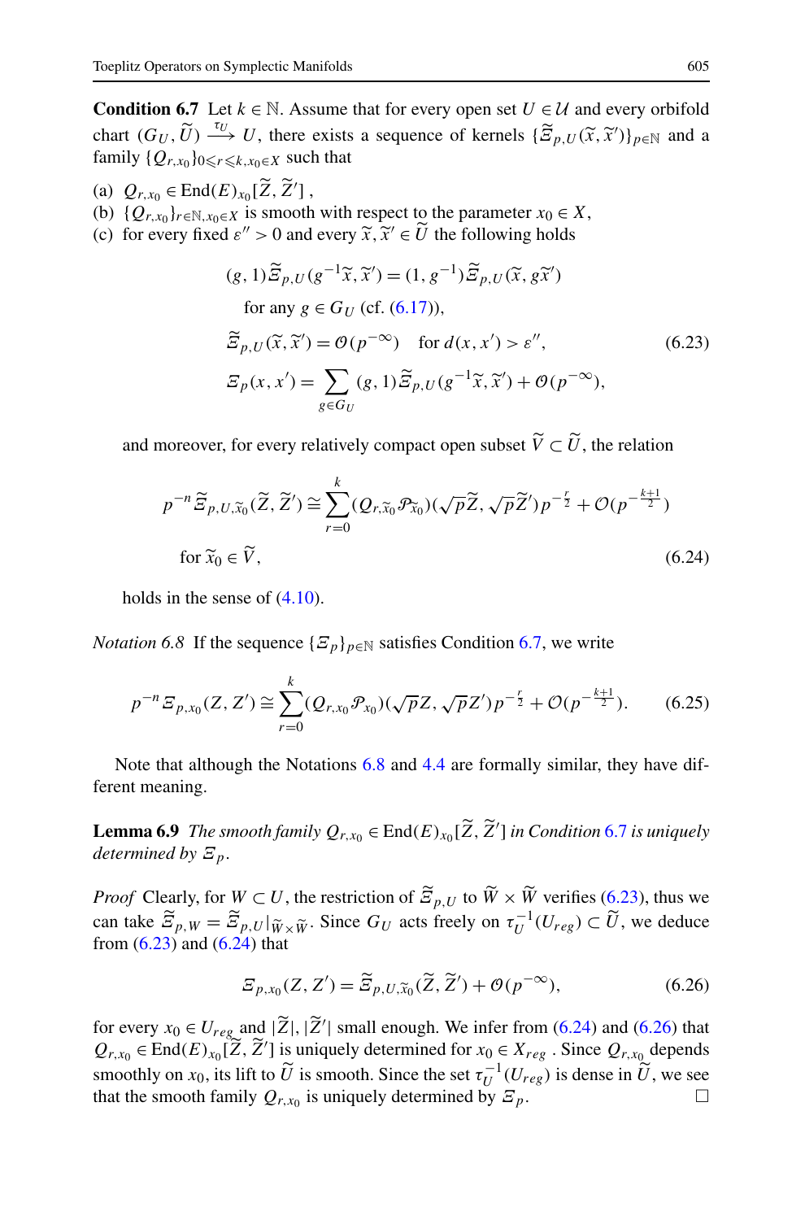**Condition 6.7** Let $k \in \mathbb{N}$. Assume that for every open set $U \in \mathcal{U}$ and every orbifold chart $(G_U, \widetilde{U}) \xrightarrow{\tau_U} U$, there exists a sequence of kernels $\{\widetilde{\Xi}_{p,U}(\widetilde{x}, \widetilde{x}')\}_{p\in\mathbb{N}}$ and a family $\{Q_{r,x_0}\}_{0\leqslant r\leqslant k, x_0\in X}$ such that

(a) $Q_{r,x_0} \in \operatorname{End}(E)_{x_0}[\widetilde{Z}, \widetilde{Z}']$ ,
(b) $\{Q_{r,x_0}\}_{r\in\mathbb{N}, x_0\in X}$ is smooth with respect to the parameter $x_0 \in X$,
(c) for every fixed $\varepsilon'' > 0$ and every $\widetilde{x}, \widetilde{x}' \in \widetilde{U}$ the following holds

$$
\begin{aligned}
&(g,1)\widetilde{\Xi}_{p,U}(g^{-1}\widetilde{x}, \widetilde{x}') = (1, g^{-1})\widetilde{\Xi}_{p,U}(\widetilde{x}, g\widetilde{x}') \\
&\quad \text{for any } g \in G_U \text{ (cf. (6.17))}, \\
&\widetilde{\Xi}_{p,U}(\widetilde{x}, \widetilde{x}') = \mathcal{O}(p^{-\infty}) \quad \text{for } d(x, x') > \varepsilon'', \\
&\Xi_p(x, x') = \sum_{g\in G_U} (g,1)\widetilde{\Xi}_{p,U}(g^{-1}\widetilde{x}, \widetilde{x}') + \mathcal{O}(p^{-\infty}),
\end{aligned}
\tag{6.23}
$$

and moreover, for every relatively compact open subset $\widetilde{V} \subset \widetilde{U}$, the relation

$$
p^{-n}\widetilde{\Xi}_{p,U,\widetilde{x}_0}(\widetilde{Z}, \widetilde{Z}') \cong \sum_{r=0}^{k} (Q_{r,\widetilde{x}_0}\mathscr{P}_{\widetilde{x}_0})(\sqrt{p}\widetilde{Z}, \sqrt{p}\widetilde{Z}')p^{-\frac{r}{2}} + \mathcal{O}(p^{-\frac{k+1}{2}})
$$
$$
\text{for } \widetilde{x}_0 \in \widetilde{V}, \tag{6.24}
$$

holds in the sense of (4.10).

*Notation 6.8* If the sequence $\{\Xi_p\}_{p\in\mathbb{N}}$ satisfies Condition 6.7, we write

$$
p^{-n}\Xi_{p,x_0}(Z, Z') \cong \sum_{r=0}^{k} (Q_{r,x_0}\mathscr{P}_{x_0})(\sqrt{p}Z, \sqrt{p}Z')p^{-\frac{r}{2}} + \mathcal{O}(p^{-\frac{k+1}{2}}). \tag{6.25}
$$

Note that although the Notations 6.8 and 4.4 are formally similar, they have different meaning.

**Lemma 6.9** *The smooth family $Q_{r,x_0} \in \operatorname{End}(E)_{x_0}[\widetilde{Z}, \widetilde{Z}']$ in Condition 6.7 is uniquely determined by $\Xi_p$.*

*Proof* Clearly, for $W \subset U$, the restriction of $\widetilde{\Xi}_{p,U}$ to $\widetilde{W} \times \widetilde{W}$ verifies (6.23), thus we can take $\widetilde{\Xi}_{p,W} = \widetilde{\Xi}_{p,U}|_{\widetilde{W}\times\widetilde{W}}$. Since $G_U$ acts freely on $\tau_U^{-1}(U_{reg}) \subset \widetilde{U}$, we deduce from (6.23) and (6.24) that

$$
\Xi_{p,x_0}(Z, Z') = \widetilde{\Xi}_{p,U,\widetilde{x}_0}(\widetilde{Z}, \widetilde{Z}') + \mathcal{O}(p^{-\infty}), \tag{6.26}
$$

for every $x_0 \in U_{reg}$ and $|\widetilde{Z}|, |\widetilde{Z}'|$ small enough. We infer from (6.24) and (6.26) that $Q_{r,x_0} \in \operatorname{End}(E)_{x_0}[\widetilde{Z}, \widetilde{Z}']$ is uniquely determined for $x_0 \in X_{reg}$ . Since $Q_{r,x_0}$ depends smoothly on $x_0$, its lift to $\widetilde{U}$ is smooth. Since the set $\tau_U^{-1}(U_{reg})$ is dense in $\widetilde{U}$, we see that the smooth family $Q_{r,x_0}$ is uniquely determined by $\Xi_p$. □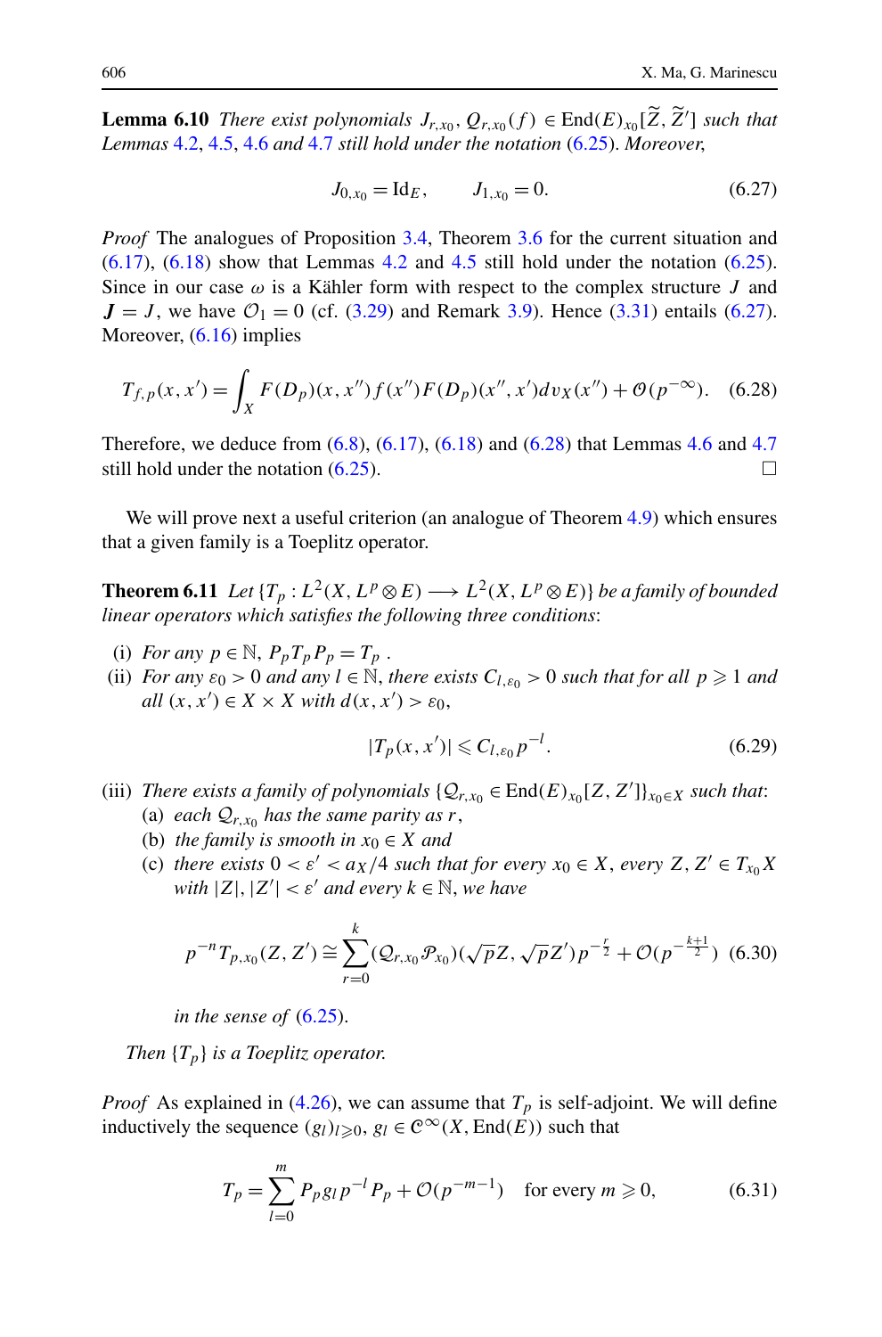**Lemma 6.10** *There exist polynomials $J_{r,x_0}, Q_{r,x_0}(f) \in \mathrm{End}(E)_{x_0}[\widetilde{Z}, \widetilde{Z}']$ such that Lemmas 4.2, 4.5, 4.6 and 4.7 still hold under the notation (6.25). Moreover,*

$$J_{0,x_0} = \mathrm{Id}_E, \qquad J_{1,x_0} = 0. \tag{6.27}$$

*Proof* The analogues of Proposition 3.4, Theorem 3.6 for the current situation and (6.17), (6.18) show that Lemmas 4.2 and 4.5 still hold under the notation (6.25). Since in our case $\omega$ is a Kähler form with respect to the complex structure $J$ and $\boldsymbol{J} = J$, we have $\mathcal{O}_1 = 0$ (cf. (3.29) and Remark 3.9). Hence (3.31) entails (6.27). Moreover, (6.16) implies

$$T_{f,p}(x,x') = \int_X F(D_p)(x,x'') f(x'') F(D_p)(x'',x') dv_X(x'') + \mathcal{O}(p^{-\infty}). \tag{6.28}$$

Therefore, we deduce from (6.8), (6.17), (6.18) and (6.28) that Lemmas 4.6 and 4.7 still hold under the notation (6.25). □

We will prove next a useful criterion (an analogue of Theorem 4.9) which ensures that a given family is a Toeplitz operator.

**Theorem 6.11** *Let $\{T_p : L^2(X, L^p \otimes E) \longrightarrow L^2(X, L^p \otimes E)\}$ be a family of bounded linear operators which satisfies the following three conditions:*

- (i) *For any $p \in \mathbb{N}$, $P_p T_p P_p = T_p$ .*
- (ii) *For any $\varepsilon_0 > 0$ and any $l \in \mathbb{N}$, there exists $C_{l,\varepsilon_0} > 0$ such that for all $p \geqslant 1$ and all $(x,x') \in X \times X$ with $d(x,x') > \varepsilon_0$,*

$$|T_p(x,x')| \leqslant C_{l,\varepsilon_0} p^{-l}. \tag{6.29}$$

- (iii) *There exists a family of polynomials $\{\mathcal{Q}_{r,x_0} \in \mathrm{End}(E)_{x_0}[Z,Z']\}_{x_0 \in X}$ such that:*
  - (a) *each $\mathcal{Q}_{r,x_0}$ has the same parity as $r$,*
  - (b) *the family is smooth in $x_0 \in X$ and*
  - (c) *there exists $0 < \varepsilon' < a_X/4$ such that for every $x_0 \in X$, every $Z, Z' \in T_{x_0}X$ with $|Z|, |Z'| < \varepsilon'$ and every $k \in \mathbb{N}$, we have*

$$p^{-n} T_{p,x_0}(Z,Z') \cong \sum_{r=0}^{k} (\mathcal{Q}_{r,x_0} \mathcal{P}_{x_0})(\sqrt{p}Z, \sqrt{p}Z') p^{-\frac{r}{2}} + \mathcal{O}(p^{-\frac{k+1}{2}}) \tag{6.30}$$

  *in the sense of (6.25).*

*Then $\{T_p\}$ is a Toeplitz operator.*

*Proof* As explained in (4.26), we can assume that $T_p$ is self-adjoint. We will define inductively the sequence $(g_l)_{l \geqslant 0}$, $g_l \in \mathcal{C}^\infty(X, \mathrm{End}(E))$ such that

$$T_p = \sum_{l=0}^{m} P_p g_l p^{-l} P_p + \mathcal{O}(p^{-m-1}) \quad \text{for every } m \geqslant 0, \tag{6.31}$$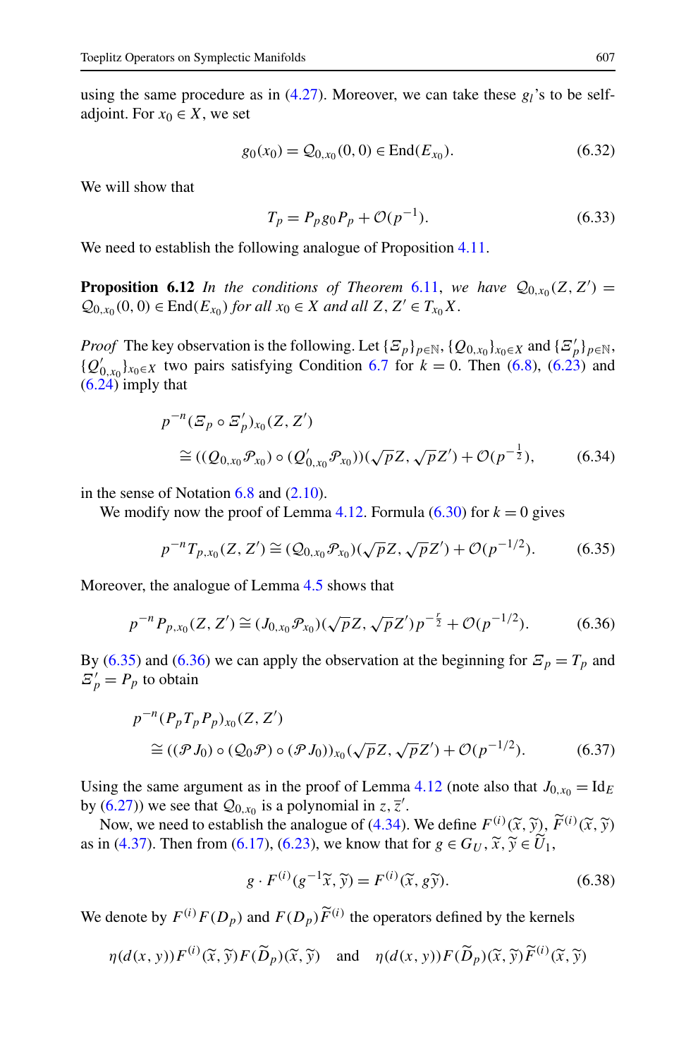using the same procedure as in (4.27). Moreover, we can take these $g_l$'s to be self-adjoint. For $x_0 \in X$, we set

$$g_0(x_0) = \mathcal{Q}_{0,x_0}(0,0) \in \operatorname{End}(E_{x_0}). \tag{6.32}$$

We will show that

$$T_p = P_p g_0 P_p + \mathcal{O}(p^{-1}). \tag{6.33}$$

We need to establish the following analogue of Proposition 4.11.

**Proposition 6.12** *In the conditions of Theorem 6.11, we have $\mathcal{Q}_{0,x_0}(Z,Z') = \mathcal{Q}_{0,x_0}(0,0) \in \operatorname{End}(E_{x_0})$ for all $x_0 \in X$ and all $Z, Z' \in T_{x_0}X$.*

*Proof* The key observation is the following. Let $\{\Xi_p\}_{p\in\mathbb{N}}$, $\{\mathcal{Q}_{0,x_0}\}_{x_0\in X}$ and $\{\Xi'_p\}_{p\in\mathbb{N}}$, $\{\mathcal{Q}'_{0,x_0}\}_{x_0\in X}$ two pairs satisfying Condition 6.7 for $k=0$. Then (6.8), (6.23) and (6.24) imply that

$$\begin{aligned} &p^{-n}(\Xi_p \circ \Xi'_p)_{x_0}(Z,Z') \\ &\quad \cong ((\mathcal{Q}_{0,x_0}\mathscr{P}_{x_0}) \circ (\mathcal{Q}'_{0,x_0}\mathscr{P}_{x_0}))(\sqrt{p}Z,\sqrt{p}Z') + \mathcal{O}(p^{-\frac{1}{2}}), \end{aligned} \tag{6.34}$$

in the sense of Notation 6.8 and (2.10).

We modify now the proof of Lemma 4.12. Formula (6.30) for $k=0$ gives

$$p^{-n}T_{p,x_0}(Z,Z') \cong (\mathcal{Q}_{0,x_0}\mathscr{P}_{x_0})(\sqrt{p}Z,\sqrt{p}Z') + \mathcal{O}(p^{-1/2}). \tag{6.35}$$

Moreover, the analogue of Lemma 4.5 shows that

$$p^{-n}P_{p,x_0}(Z,Z') \cong (J_{0,x_0}\mathscr{P}_{x_0})(\sqrt{p}Z,\sqrt{p}Z')p^{-\frac{r}{2}} + \mathcal{O}(p^{-1/2}). \tag{6.36}$$

By (6.35) and (6.36) we can apply the observation at the beginning for $\Xi_p = T_p$ and $\Xi'_p = P_p$ to obtain

$$\begin{aligned} &p^{-n}(P_pT_pP_p)_{x_0}(Z,Z') \\ &\quad \cong ((\mathscr{P}J_0) \circ (\mathcal{Q}_0\mathscr{P}) \circ (\mathscr{P}J_0))_{x_0}(\sqrt{p}Z,\sqrt{p}Z') + \mathcal{O}(p^{-1/2}). \end{aligned} \tag{6.37}$$

Using the same argument as in the proof of Lemma 4.12 (note also that $J_{0,x_0} = \operatorname{Id}_E$ by (6.27)) we see that $\mathcal{Q}_{0,x_0}$ is a polynomial in $z, \overline{z}'$.

Now, we need to establish the analogue of (4.34). We define $F^{(i)}(\widetilde{x},\widetilde{y})$, $\widetilde{F}^{(i)}(\widetilde{x},\widetilde{y})$ as in (4.37). Then from (6.17), (6.23), we know that for $g \in G_U$, $\widetilde{x},\widetilde{y} \in \widetilde{U}_1$,

$$g \cdot F^{(i)}(g^{-1}\widetilde{x},\widetilde{y}) = F^{(i)}(\widetilde{x}, g\widetilde{y}). \tag{6.38}$$

We denote by $F^{(i)}F(D_p)$ and $F(D_p)\widetilde{F}^{(i)}$ the operators defined by the kernels

$$\eta(d(x,y))F^{(i)}(\widetilde{x},\widetilde{y})F(\widetilde{D}_p)(\widetilde{x},\widetilde{y}) \quad \text{and} \quad \eta(d(x,y))F(\widetilde{D}_p)(\widetilde{x},\widetilde{y})\widetilde{F}^{(i)}(\widetilde{x},\widetilde{y})$$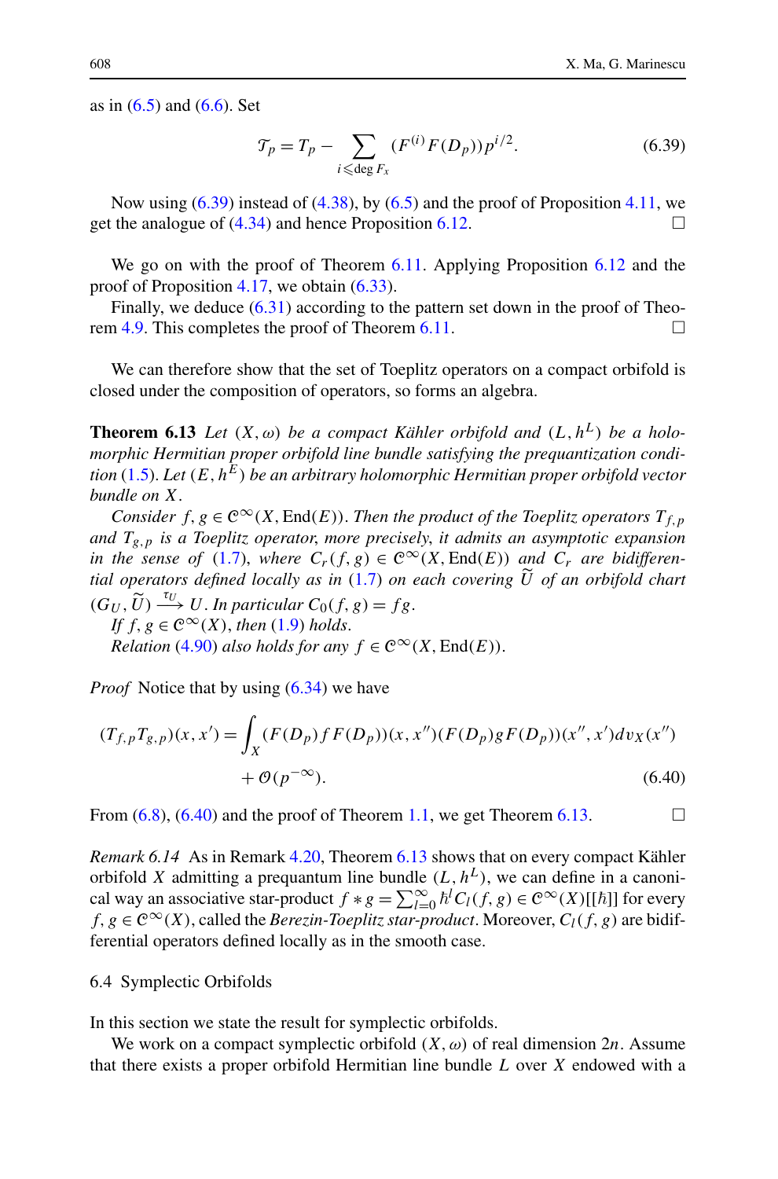as in (6.5) and (6.6). Set

$$\mathcal{T}_p = T_p - \sum_{i \leqslant \deg F_x} (F^{(i)} F(D_p)) p^{i/2}. \tag{6.39}$$

Now using (6.39) instead of (4.38), by (6.5) and the proof of Proposition 4.11, we get the analogue of (4.34) and hence Proposition 6.12. □

We go on with the proof of Theorem 6.11. Applying Proposition 6.12 and the proof of Proposition 4.17, we obtain (6.33).

Finally, we deduce (6.31) according to the pattern set down in the proof of Theorem 4.9. This completes the proof of Theorem 6.11. □

We can therefore show that the set of Toeplitz operators on a compact orbifold is closed under the composition of operators, so forms an algebra.

**Theorem 6.13** *Let $(X, \omega)$ be a compact Kähler orbifold and $(L, h^L)$ be a holomorphic Hermitian proper orbifold line bundle satisfying the prequantization condition (1.5). Let $(E, h^E)$ be an arbitrary holomorphic Hermitian proper orbifold vector bundle on $X$.*

*Consider $f, g \in \mathcal{C}^\infty(X, \mathrm{End}(E))$. Then the product of the Toeplitz operators $T_{f,p}$ and $T_{g,p}$ is a Toeplitz operator, more precisely, it admits an asymptotic expansion in the sense of (1.7), where $C_r(f, g) \in \mathcal{C}^\infty(X, \mathrm{End}(E))$ and $C_r$ are bidifferential operators defined locally as in (1.7) on each covering $\widetilde{U}$ of an orbifold chart $(G_U, \widetilde{U}) \xrightarrow{\tau_U} U$. In particular $C_0(f, g) = fg$.*

*If $f, g \in \mathcal{C}^\infty(X)$, then (1.9) holds.*

*Relation (4.90) also holds for any $f \in \mathcal{C}^\infty(X, \mathrm{End}(E))$.*

*Proof* Notice that by using (6.34) we have

$$(T_{f,p} T_{g,p})(x, x') = \int_X (F(D_p) f F(D_p))(x, x'')(F(D_p) g F(D_p))(x'', x') dv_X(x'') + \mathcal{O}(p^{-\infty}). \tag{6.40}$$

From (6.8), (6.40) and the proof of Theorem 1.1, we get Theorem 6.13. □

*Remark 6.14* As in Remark 4.20, Theorem 6.13 shows that on every compact Kähler orbifold $X$ admitting a prequantum line bundle $(L, h^L)$, we can define in a canonical way an associative star-product $f * g = \sum_{l=0}^{\infty} \hbar^l C_l(f, g) \in \mathcal{C}^\infty(X)[[\hbar]]$ for every $f, g \in \mathcal{C}^\infty(X)$, called the *Berezin-Toeplitz star-product*. Moreover, $C_l(f, g)$ are bidifferential operators defined locally as in the smooth case.

### 6.4 Symplectic Orbifolds

In this section we state the result for symplectic orbifolds.

We work on a compact symplectic orbifold $(X, \omega)$ of real dimension $2n$. Assume that there exists a proper orbifold Hermitian line bundle $L$ over $X$ endowed with a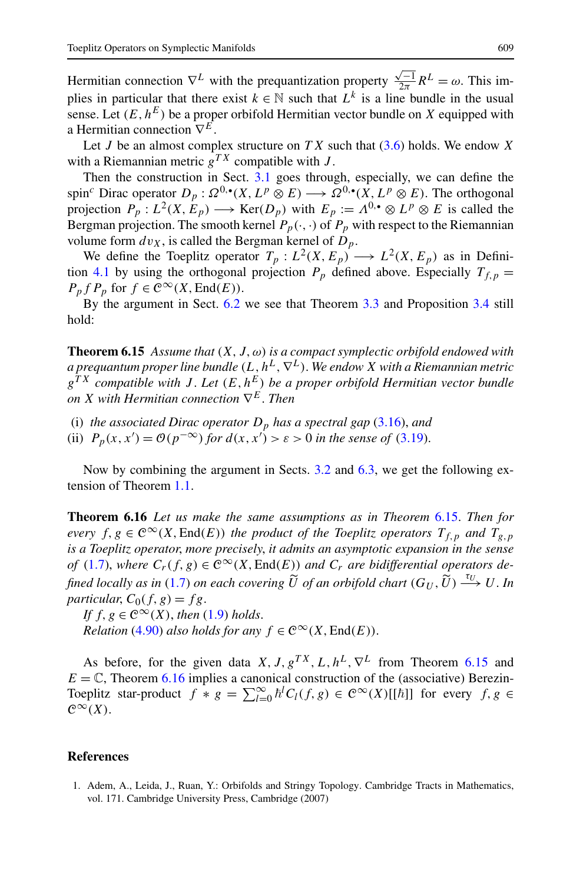Hermitian connection $\nabla^L$ with the prequantization property $\frac{\sqrt{-1}}{2\pi}R^L = \omega$. This implies in particular that there exist $k \in \mathbb{N}$ such that $L^k$ is a line bundle in the usual sense. Let $(E, h^E)$ be a proper orbifold Hermitian vector bundle on $X$ equipped with a Hermitian connection $\nabla^E$.

Let $J$ be an almost complex structure on $TX$ such that (3.6) holds. We endow $X$ with a Riemannian metric $g^{TX}$ compatible with $J$.

Then the construction in Sect. 3.1 goes through, especially, we can define the spin$^c$ Dirac operator $D_p : \Omega^{0,\bullet}(X, L^p \otimes E) \longrightarrow \Omega^{0,\bullet}(X, L^p \otimes E)$. The orthogonal projection $P_p : L^2(X, E_p) \longrightarrow \operatorname{Ker}(D_p)$ with $E_p := \Lambda^{0,\bullet} \otimes L^p \otimes E$ is called the Bergman projection. The smooth kernel $P_p(\cdot,\cdot)$ of $P_p$ with respect to the Riemannian volume form $dv_X$, is called the Bergman kernel of $D_p$.

We define the Toeplitz operator $T_p : L^2(X, E_p) \longrightarrow L^2(X, E_p)$ as in Definition 4.1 by using the orthogonal projection $P_p$ defined above. Especially $T_{f,p} = P_p f P_p$ for $f \in \mathcal{C}^\infty(X, \operatorname{End}(E))$.

By the argument in Sect. 6.2 we see that Theorem 3.3 and Proposition 3.4 still hold:

**Theorem 6.15** *Assume that $(X, J, \omega)$ is a compact symplectic orbifold endowed with a prequantum proper line bundle $(L, h^L, \nabla^L)$. We endow $X$ with a Riemannian metric $g^{TX}$ compatible with $J$. Let $(E, h^E)$ be a proper orbifold Hermitian vector bundle on $X$ with Hermitian connection $\nabla^E$. Then*

(i) *the associated Dirac operator $D_p$ has a spectral gap* (3.16), *and*
(ii) *$P_p(x, x') = \mathcal{O}(p^{-\infty})$ for $d(x, x') > \varepsilon > 0$ in the sense of* (3.19).

Now by combining the argument in Sects. 3.2 and 6.3, we get the following extension of Theorem 1.1.

**Theorem 6.16** *Let us make the same assumptions as in Theorem 6.15. Then for every $f, g \in \mathcal{C}^\infty(X, \operatorname{End}(E))$ the product of the Toeplitz operators $T_{f,p}$ and $T_{g,p}$ is a Toeplitz operator, more precisely, it admits an asymptotic expansion in the sense of* (1.7), *where $C_r(f, g) \in \mathcal{C}^\infty(X, \operatorname{End}(E))$ and $C_r$ are bidifferential operators defined locally as in* (1.7) *on each covering $\widetilde{U}$ of an orbifold chart $(G_U, \widetilde{U}) \xrightarrow{\tau_U} U$. In particular, $C_0(f, g) = fg$.*

*If $f, g \in \mathcal{C}^\infty(X)$, then* (1.9) *holds.*

*Relation* (4.90) *also holds for any $f \in \mathcal{C}^\infty(X, \operatorname{End}(E))$.*

As before, for the given data $X, J, g^{TX}, L, h^L, \nabla^L$ from Theorem 6.15 and $E = \mathbb{C}$, Theorem 6.16 implies a canonical construction of the (associative) Berezin-Toeplitz star-product $f * g = \sum_{l=0}^{\infty} \hbar^l C_l(f, g) \in \mathcal{C}^\infty(X)[[\hbar]]$ for every $f, g \in \mathcal{C}^\infty(X)$.

## References

1. Adem, A., Leida, J., Ruan, Y.: Orbifolds and Stringy Topology. Cambridge Tracts in Mathematics, vol. 171. Cambridge University Press, Cambridge (2007)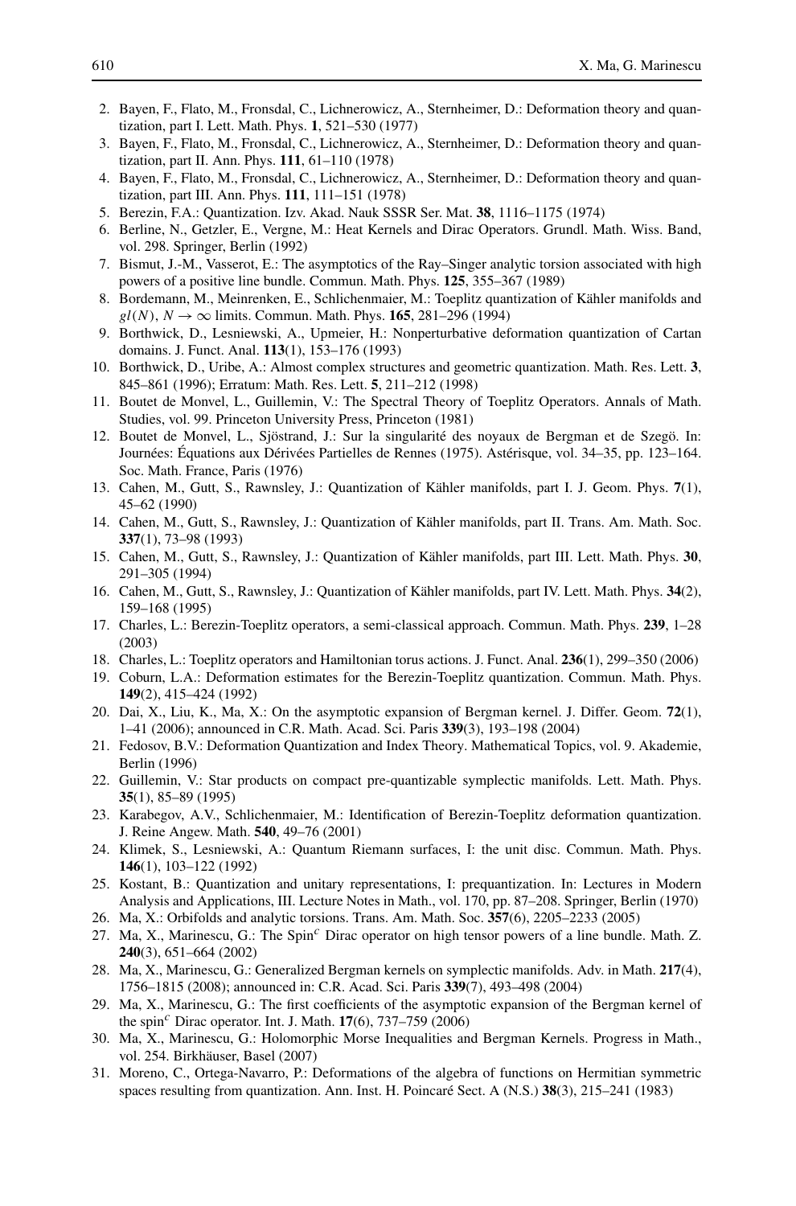2. Bayen, F., Flato, M., Fronsdal, C., Lichnerowicz, A., Sternheimer, D.: Deformation theory and quantization, part I. Lett. Math. Phys. **1**, 521–530 (1977)
3. Bayen, F., Flato, M., Fronsdal, C., Lichnerowicz, A., Sternheimer, D.: Deformation theory and quantization, part II. Ann. Phys. **111**, 61–110 (1978)
4. Bayen, F., Flato, M., Fronsdal, C., Lichnerowicz, A., Sternheimer, D.: Deformation theory and quantization, part III. Ann. Phys. **111**, 111–151 (1978)
5. Berezin, F.A.: Quantization. Izv. Akad. Nauk SSSR Ser. Mat. **38**, 1116–1175 (1974)
6. Berline, N., Getzler, E., Vergne, M.: Heat Kernels and Dirac Operators. Grundl. Math. Wiss. Band, vol. 298. Springer, Berlin (1992)
7. Bismut, J.-M., Vasserot, E.: The asymptotics of the Ray–Singer analytic torsion associated with high powers of a positive line bundle. Commun. Math. Phys. **125**, 355–367 (1989)
8. Bordemann, M., Meinrenken, E., Schlichenmaier, M.: Toeplitz quantization of Kähler manifolds and $gl(N)$, $N \to \infty$ limits. Commun. Math. Phys. **165**, 281–296 (1994)
9. Borthwick, D., Lesniewski, A., Upmeier, H.: Nonperturbative deformation quantization of Cartan domains. J. Funct. Anal. **113**(1), 153–176 (1993)
10. Borthwick, D., Uribe, A.: Almost complex structures and geometric quantization. Math. Res. Lett. **3**, 845–861 (1996); Erratum: Math. Res. Lett. **5**, 211–212 (1998)
11. Boutet de Monvel, L., Guillemin, V.: The Spectral Theory of Toeplitz Operators. Annals of Math. Studies, vol. 99. Princeton University Press, Princeton (1981)
12. Boutet de Monvel, L., Sjöstrand, J.: Sur la singularité des noyaux de Bergman et de Szegö. In: Journées: Équations aux Dérivées Partielles de Rennes (1975). Astérisque, vol. 34–35, pp. 123–164. Soc. Math. France, Paris (1976)
13. Cahen, M., Gutt, S., Rawnsley, J.: Quantization of Kähler manifolds, part I. J. Geom. Phys. **7**(1), 45–62 (1990)
14. Cahen, M., Gutt, S., Rawnsley, J.: Quantization of Kähler manifolds, part II. Trans. Am. Math. Soc. **337**(1), 73–98 (1993)
15. Cahen, M., Gutt, S., Rawnsley, J.: Quantization of Kähler manifolds, part III. Lett. Math. Phys. **30**, 291–305 (1994)
16. Cahen, M., Gutt, S., Rawnsley, J.: Quantization of Kähler manifolds, part IV. Lett. Math. Phys. **34**(2), 159–168 (1995)
17. Charles, L.: Berezin-Toeplitz operators, a semi-classical approach. Commun. Math. Phys. **239**, 1–28 (2003)
18. Charles, L.: Toeplitz operators and Hamiltonian torus actions. J. Funct. Anal. **236**(1), 299–350 (2006)
19. Coburn, L.A.: Deformation estimates for the Berezin-Toeplitz quantization. Commun. Math. Phys. **149**(2), 415–424 (1992)
20. Dai, X., Liu, K., Ma, X.: On the asymptotic expansion of Bergman kernel. J. Differ. Geom. **72**(1), 1–41 (2006); announced in C.R. Math. Acad. Sci. Paris **339**(3), 193–198 (2004)
21. Fedosov, B.V.: Deformation Quantization and Index Theory. Mathematical Topics, vol. 9. Akademie, Berlin (1996)
22. Guillemin, V.: Star products on compact pre-quantizable symplectic manifolds. Lett. Math. Phys. **35**(1), 85–89 (1995)
23. Karabegov, A.V., Schlichenmaier, M.: Identification of Berezin-Toeplitz deformation quantization. J. Reine Angew. Math. **540**, 49–76 (2001)
24. Klimek, S., Lesniewski, A.: Quantum Riemann surfaces, I: the unit disc. Commun. Math. Phys. **146**(1), 103–122 (1992)
25. Kostant, B.: Quantization and unitary representations, I: prequantization. In: Lectures in Modern Analysis and Applications, III. Lecture Notes in Math., vol. 170, pp. 87–208. Springer, Berlin (1970)
26. Ma, X.: Orbifolds and analytic torsions. Trans. Am. Math. Soc. **357**(6), 2205–2233 (2005)
27. Ma, X., Marinescu, G.: The Spin$^c$ Dirac operator on high tensor powers of a line bundle. Math. Z. **240**(3), 651–664 (2002)
28. Ma, X., Marinescu, G.: Generalized Bergman kernels on symplectic manifolds. Adv. in Math. **217**(4), 1756–1815 (2008); announced in: C.R. Acad. Sci. Paris **339**(7), 493–498 (2004)
29. Ma, X., Marinescu, G.: The first coefficients of the asymptotic expansion of the Bergman kernel of the spin$^c$ Dirac operator. Int. J. Math. **17**(6), 737–759 (2006)
30. Ma, X., Marinescu, G.: Holomorphic Morse Inequalities and Bergman Kernels. Progress in Math., vol. 254. Birkhäuser, Basel (2007)
31. Moreno, C., Ortega-Navarro, P.: Deformations of the algebra of functions on Hermitian symmetric spaces resulting from quantization. Ann. Inst. H. Poincaré Sect. A (N.S.) **38**(3), 215–241 (1983)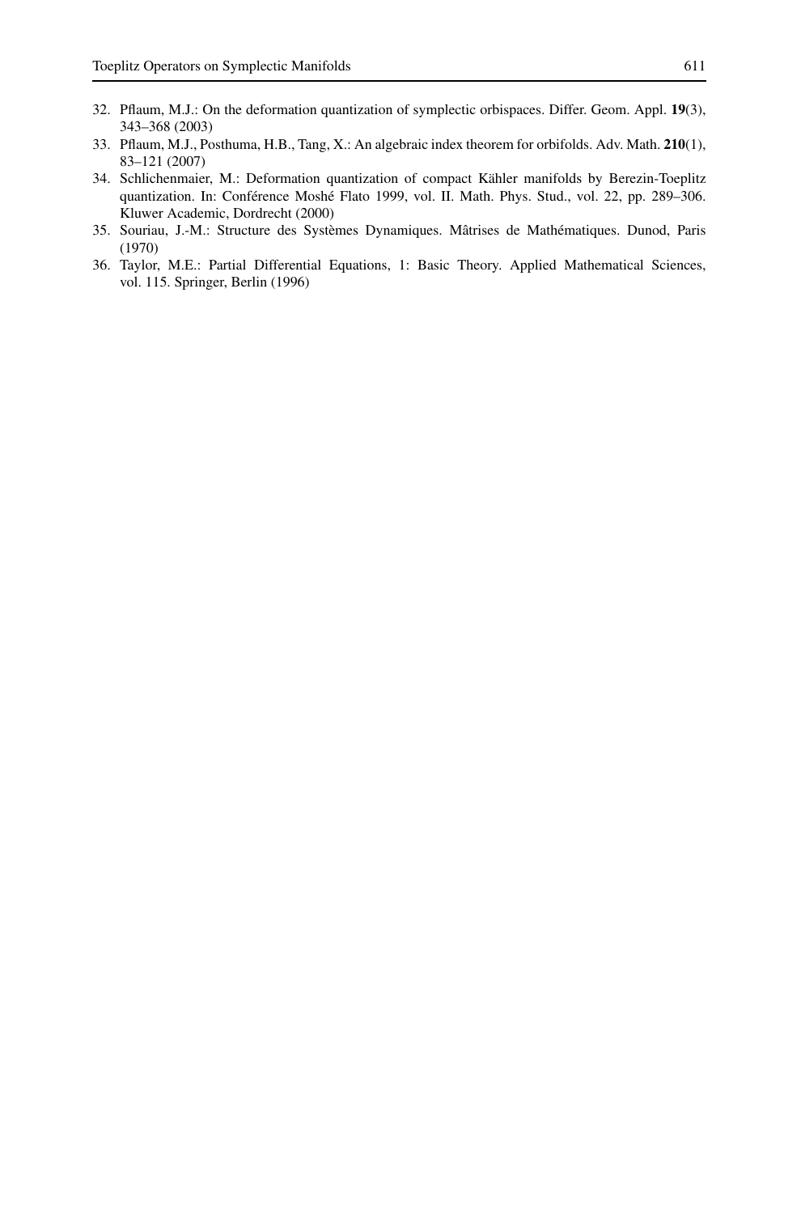32. Pflaum, M.J.: On the deformation quantization of symplectic orbispaces. Differ. Geom. Appl. **19**(3), 343–368 (2003)
33. Pflaum, M.J., Posthuma, H.B., Tang, X.: An algebraic index theorem for orbifolds. Adv. Math. **210**(1), 83–121 (2007)
34. Schlichenmaier, M.: Deformation quantization of compact Kähler manifolds by Berezin-Toeplitz quantization. In: Conférence Moshé Flato 1999, vol. II. Math. Phys. Stud., vol. 22, pp. 289–306. Kluwer Academic, Dordrecht (2000)
35. Souriau, J.-M.: Structure des Systèmes Dynamiques. Mâtrises de Mathématiques. Dunod, Paris (1970)
36. Taylor, M.E.: Partial Differential Equations, 1: Basic Theory. Applied Mathematical Sciences, vol. 115. Springer, Berlin (1996)